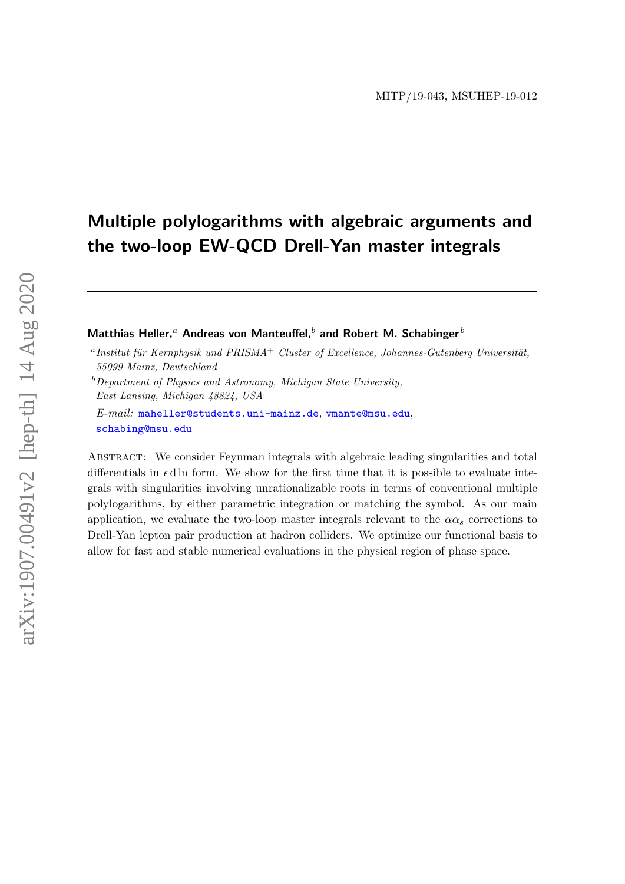MITP/19-043, MSUHEP-19-012

# Multiple polylogarithms with algebraic arguments and the two-loop EW-QCD Drell-Yan master integrals

**Matthias Heller,**[a] **Andreas von Manteuffel,**[b] **and Robert M. Schabinger**[b]

[a] *Institut für Kernphysik und PRISMA*$^+$ *Cluster of Excellence, Johannes-Gutenberg Universität, 55099 Mainz, Deutschland*

[b] *Department of Physics and Astronomy, Michigan State University, East Lansing, Michigan 48824, USA*

*E-mail:* maheller@students.uni-mainz.de, vmante@msu.edu, schabing@msu.edu

Abstract: We consider Feynman integrals with algebraic leading singularities and total differentials in $\epsilon\,\mathrm{d}\ln$ form. We show for the first time that it is possible to evaluate integrals with singularities involving unrationalizable roots in terms of conventional multiple polylogarithms, by either parametric integration or matching the symbol. As our main application, we evaluate the two-loop master integrals relevant to the $\alpha\alpha_s$ corrections to Drell-Yan lepton pair production at hadron colliders. We optimize our functional basis to allow for fast and stable numerical evaluations in the physical region of phase space.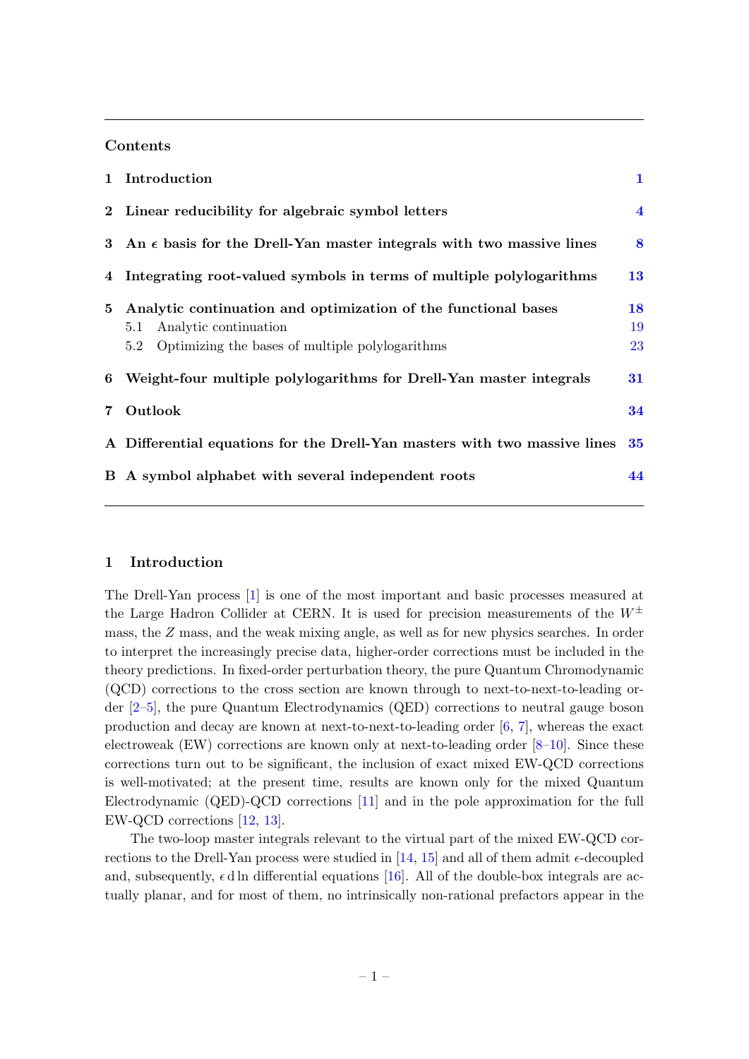## Contents

| | | |
|---|---|---|
| **1** | **Introduction** | **1** |
| **2** | **Linear reducibility for algebraic symbol letters** | **4** |
| **3** | **An $\epsilon$ basis for the Drell-Yan master integrals with two massive lines** | **8** |
| **4** | **Integrating root-valued symbols in terms of multiple polylogarithms** | **13** |
| **5** | **Analytic continuation and optimization of the functional bases** | **18** |
| | 5.1 Analytic continuation | 19 |
| | 5.2 Optimizing the bases of multiple polylogarithms | 23 |
| **6** | **Weight-four multiple polylogarithms for Drell-Yan master integrals** | **31** |
| **7** | **Outlook** | **34** |
| **A** | **Differential equations for the Drell-Yan masters with two massive lines** | **35** |
| **B** | **A symbol alphabet with several independent roots** | **44** |

# 1 Introduction

The Drell-Yan process [1] is one of the most important and basic processes measured at the Large Hadron Collider at CERN. It is used for precision measurements of the $W^\pm$ mass, the $Z$ mass, and the weak mixing angle, as well as for new physics searches. In order to interpret the increasingly precise data, higher-order corrections must be included in the theory predictions. In fixed-order perturbation theory, the pure Quantum Chromodynamic (QCD) corrections to the cross section are known through to next-to-next-to-leading order [2–5], the pure Quantum Electrodynamics (QED) corrections to neutral gauge boson production and decay are known at next-to-next-to-leading order [6, 7], whereas the exact electroweak (EW) corrections are known only at next-to-leading order [8–10]. Since these corrections turn out to be significant, the inclusion of exact mixed EW-QCD corrections is well-motivated; at the present time, results are known only for the mixed Quantum Electrodynamic (QED)-QCD corrections [11] and in the pole approximation for the full EW-QCD corrections [12, 13].

The two-loop master integrals relevant to the virtual part of the mixed EW-QCD corrections to the Drell-Yan process were studied in [14, 15] and all of them admit $\epsilon$-decoupled and, subsequently, $\epsilon\, \mathrm{d}\ln$ differential equations [16]. All of the double-box integrals are actually planar, and for most of them, no intrinsically non-rational prefactors appear in the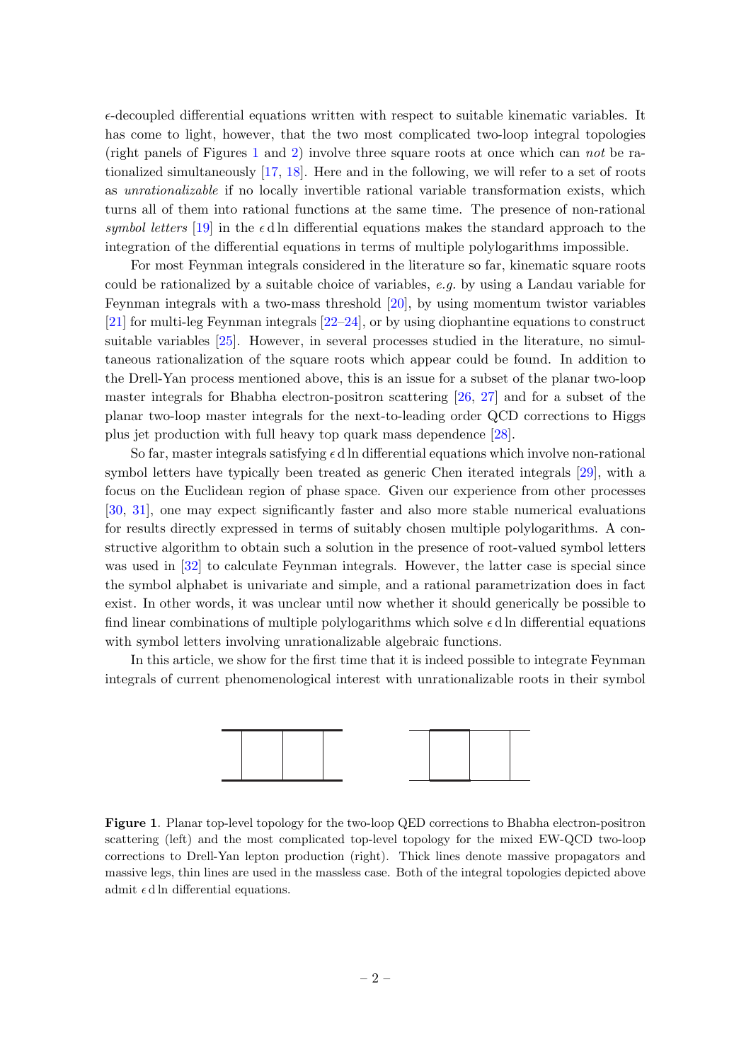$\epsilon$-decoupled differential equations written with respect to suitable kinematic variables. It has come to light, however, that the two most complicated two-loop integral topologies (right panels of Figures 1 and 2) involve three square roots at once which can *not* be rationalized simultaneously [17, 18]. Here and in the following, we will refer to a set of roots as *unrationalizable* if no locally invertible rational variable transformation exists, which turns all of them into rational functions at the same time. The presence of non-rational *symbol letters* [19] in the $\epsilon\, \mathrm{d}\ln$ differential equations makes the standard approach to the integration of the differential equations in terms of multiple polylogarithms impossible.

For most Feynman integrals considered in the literature so far, kinematic square roots could be rationalized by a suitable choice of variables, *e.g.* by using a Landau variable for Feynman integrals with a two-mass threshold [20], by using momentum twistor variables [21] for multi-leg Feynman integrals [22–24], or by using diophantine equations to construct suitable variables [25]. However, in several processes studied in the literature, no simultaneous rationalization of the square roots which appear could be found. In addition to the Drell-Yan process mentioned above, this is an issue for a subset of the planar two-loop master integrals for Bhabha electron-positron scattering [26, 27] and for a subset of the planar two-loop master integrals for the next-to-leading order QCD corrections to Higgs plus jet production with full heavy top quark mass dependence [28].

So far, master integrals satisfying $\epsilon\, \mathrm{d}\ln$ differential equations which involve non-rational symbol letters have typically been treated as generic Chen iterated integrals [29], with a focus on the Euclidean region of phase space. Given our experience from other processes [30, 31], one may expect significantly faster and also more stable numerical evaluations for results directly expressed in terms of suitably chosen multiple polylogarithms. A constructive algorithm to obtain such a solution in the presence of root-valued symbol letters was used in [32] to calculate Feynman integrals. However, the latter case is special since the symbol alphabet is univariate and simple, and a rational parametrization does in fact exist. In other words, it was unclear until now whether it should generically be possible to find linear combinations of multiple polylogarithms which solve $\epsilon\, \mathrm{d}\ln$ differential equations with symbol letters involving unrationalizable algebraic functions.

In this article, we show for the first time that it is indeed possible to integrate Feynman integrals of current phenomenological interest with unrationalizable roots in their symbol

**Figure 1**. Planar top-level topology for the two-loop QED corrections to Bhabha electron-positron scattering (left) and the most complicated top-level topology for the mixed EW-QCD two-loop corrections to Drell-Yan lepton production (right). Thick lines denote massive propagators and massive legs, thin lines are used in the massless case. Both of the integral topologies depicted above admit $\epsilon\, \mathrm{d}\ln$ differential equations.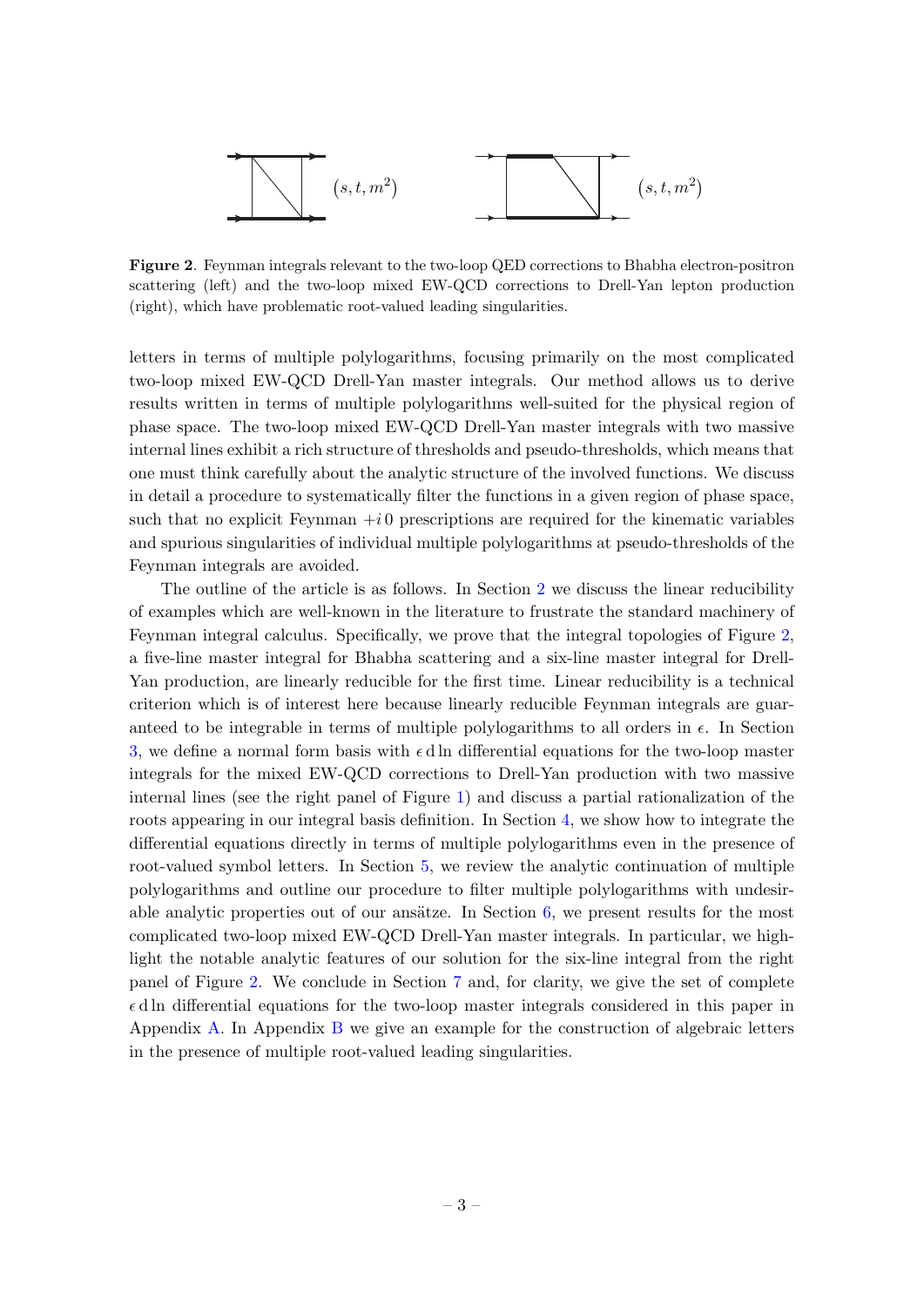**Figure 2**. Feynman integrals relevant to the two-loop QED corrections to Bhabha electron-positron scattering (left) and the two-loop mixed EW-QCD corrections to Drell-Yan lepton production (right), which have problematic root-valued leading singularities.

letters in terms of multiple polylogarithms, focusing primarily on the most complicated two-loop mixed EW-QCD Drell-Yan master integrals. Our method allows us to derive results written in terms of multiple polylogarithms well-suited for the physical region of phase space. The two-loop mixed EW-QCD Drell-Yan master integrals with two massive internal lines exhibit a rich structure of thresholds and pseudo-thresholds, which means that one must think carefully about the analytic structure of the involved functions. We discuss in detail a procedure to systematically filter the functions in a given region of phase space, such that no explicit Feynman $+i\,0$ prescriptions are required for the kinematic variables and spurious singularities of individual multiple polylogarithms at pseudo-thresholds of the Feynman integrals are avoided.

The outline of the article is as follows. In Section 2 we discuss the linear reducibility of examples which are well-known in the literature to frustrate the standard machinery of Feynman integral calculus. Specifically, we prove that the integral topologies of Figure 2, a five-line master integral for Bhabha scattering and a six-line master integral for Drell-Yan production, are linearly reducible for the first time. Linear reducibility is a technical criterion which is of interest here because linearly reducible Feynman integrals are guaranteed to be integrable in terms of multiple polylogarithms to all orders in $\epsilon$. In Section 3, we define a normal form basis with $\epsilon\,\mathrm{d}\ln$ differential equations for the two-loop master integrals for the mixed EW-QCD corrections to Drell-Yan production with two massive internal lines (see the right panel of Figure 1) and discuss a partial rationalization of the roots appearing in our integral basis definition. In Section 4, we show how to integrate the differential equations directly in terms of multiple polylogarithms even in the presence of root-valued symbol letters. In Section 5, we review the analytic continuation of multiple polylogarithms and outline our procedure to filter multiple polylogarithms with undesirable analytic properties out of our ansätze. In Section 6, we present results for the most complicated two-loop mixed EW-QCD Drell-Yan master integrals. In particular, we highlight the notable analytic features of our solution for the six-line integral from the right panel of Figure 2. We conclude in Section 7 and, for clarity, we give the set of complete $\epsilon\,\mathrm{d}\ln$ differential equations for the two-loop master integrals considered in this paper in Appendix A. In Appendix B we give an example for the construction of algebraic letters in the presence of multiple root-valued leading singularities.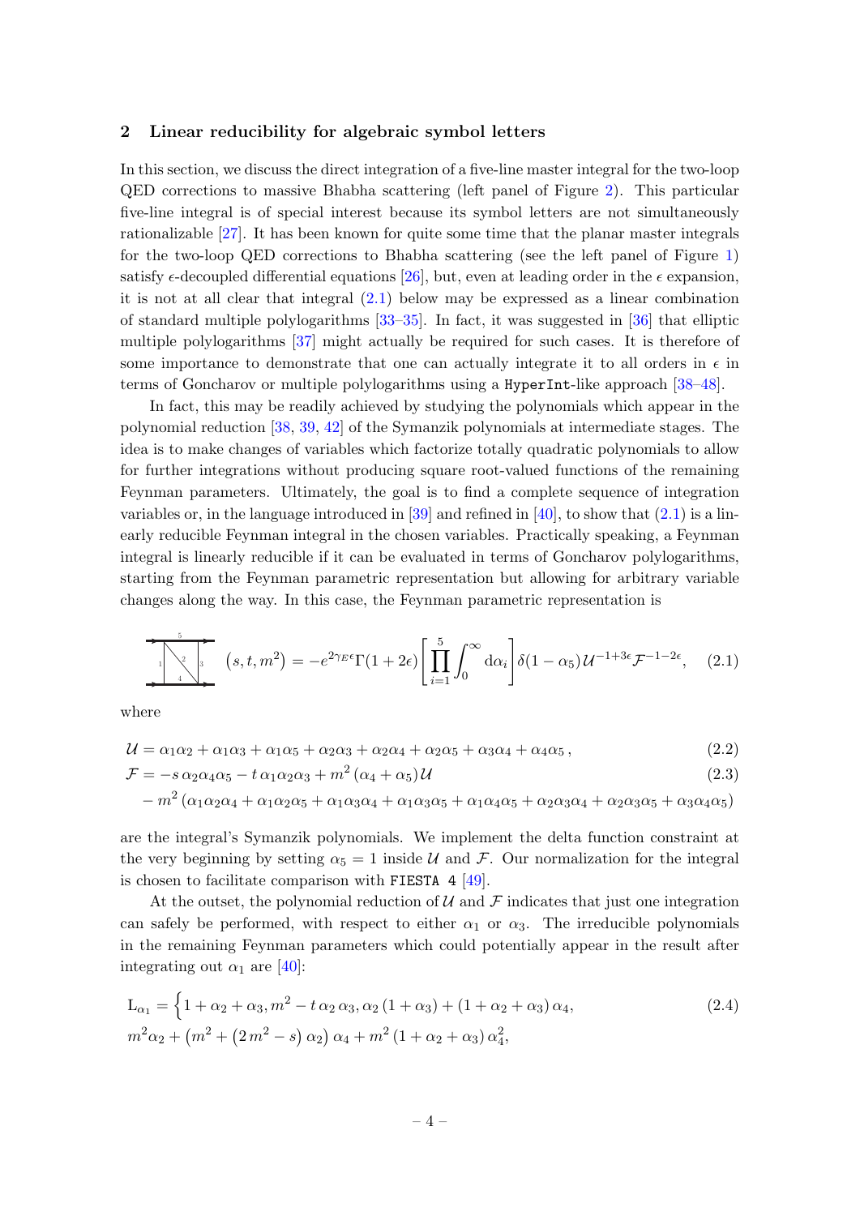## 2 Linear reducibility for algebraic symbol letters

In this section, we discuss the direct integration of a five-line master integral for the two-loop QED corrections to massive Bhabha scattering (left panel of Figure 2). This particular five-line integral is of special interest because its symbol letters are not simultaneously rationalizable [27]. It has been known for quite some time that the planar master integrals for the two-loop QED corrections to Bhabha scattering (see the left panel of Figure 1) satisfy $\epsilon$-decoupled differential equations [26], but, even at leading order in the $\epsilon$ expansion, it is not at all clear that integral (2.1) below may be expressed as a linear combination of standard multiple polylogarithms [33–35]. In fact, it was suggested in [36] that elliptic multiple polylogarithms [37] might actually be required for such cases. It is therefore of some importance to demonstrate that one can actually integrate it to all orders in $\epsilon$ in terms of Goncharov or multiple polylogarithms using a `HyperInt`-like approach [38–48].

In fact, this may be readily achieved by studying the polynomials which appear in the polynomial reduction [38, 39, 42] of the Symanzik polynomials at intermediate stages. The idea is to make changes of variables which factorize totally quadratic polynomials to allow for further integrations without producing square root-valued functions of the remaining Feynman parameters. Ultimately, the goal is to find a complete sequence of integration variables or, in the language introduced in [39] and refined in [40], to show that (2.1) is a linearly reducible Feynman integral in the chosen variables. Practically speaking, a Feynman integral is linearly reducible if it can be evaluated in terms of Goncharov polylogarithms, starting from the Feynman parametric representation but allowing for arbitrary variable changes along the way. In this case, the Feynman parametric representation is

$$
[\text{diagram}]\left(s,t,m^2\right) = -e^{2\gamma_E\epsilon}\Gamma(1+2\epsilon)\left[\prod_{i=1}^{5}\int_0^\infty \mathrm{d}\alpha_i\right]\delta(1-\alpha_5)\,\mathcal{U}^{-1+3\epsilon}\mathcal{F}^{-1-2\epsilon}, \tag{2.1}
$$

where

$$
\mathcal{U} = \alpha_1\alpha_2 + \alpha_1\alpha_3 + \alpha_1\alpha_5 + \alpha_2\alpha_3 + \alpha_2\alpha_4 + \alpha_2\alpha_5 + \alpha_3\alpha_4 + \alpha_4\alpha_5\,, \tag{2.2}
$$

$$
\begin{aligned}
\mathcal{F} = &-s\,\alpha_2\alpha_4\alpha_5 - t\,\alpha_1\alpha_2\alpha_3 + m^2\,(\alpha_4+\alpha_5)\mathcal{U} \\
&- m^2\,(\alpha_1\alpha_2\alpha_4 + \alpha_1\alpha_2\alpha_5 + \alpha_1\alpha_3\alpha_4 + \alpha_1\alpha_3\alpha_5 + \alpha_1\alpha_4\alpha_5 + \alpha_2\alpha_3\alpha_4 + \alpha_2\alpha_3\alpha_5 + \alpha_3\alpha_4\alpha_5)
\end{aligned} \tag{2.3}
$$

are the integral's Symanzik polynomials. We implement the delta function constraint at the very beginning by setting $\alpha_5 = 1$ inside $\mathcal{U}$ and $\mathcal{F}$. Our normalization for the integral is chosen to facilitate comparison with `FIESTA 4` [49].

At the outset, the polynomial reduction of $\mathcal{U}$ and $\mathcal{F}$ indicates that just one integration can safely be performed, with respect to either $\alpha_1$ or $\alpha_3$. The irreducible polynomials in the remaining Feynman parameters which could potentially appear in the result after integrating out $\alpha_1$ are [40]:

$$
\begin{aligned}
\mathrm{L}_{\alpha_1} = \Big\{&1+\alpha_2+\alpha_3,\, m^2 - t\,\alpha_2\,\alpha_3,\, \alpha_2\,(1+\alpha_3) + (1+\alpha_2+\alpha_3)\,\alpha_4, \\
&m^2\alpha_2 + \left(m^2 + \left(2\,m^2 - s\right)\alpha_2\right)\alpha_4 + m^2\,(1+\alpha_2+\alpha_3)\,\alpha_4^2,
\end{aligned} \tag{2.4}
$$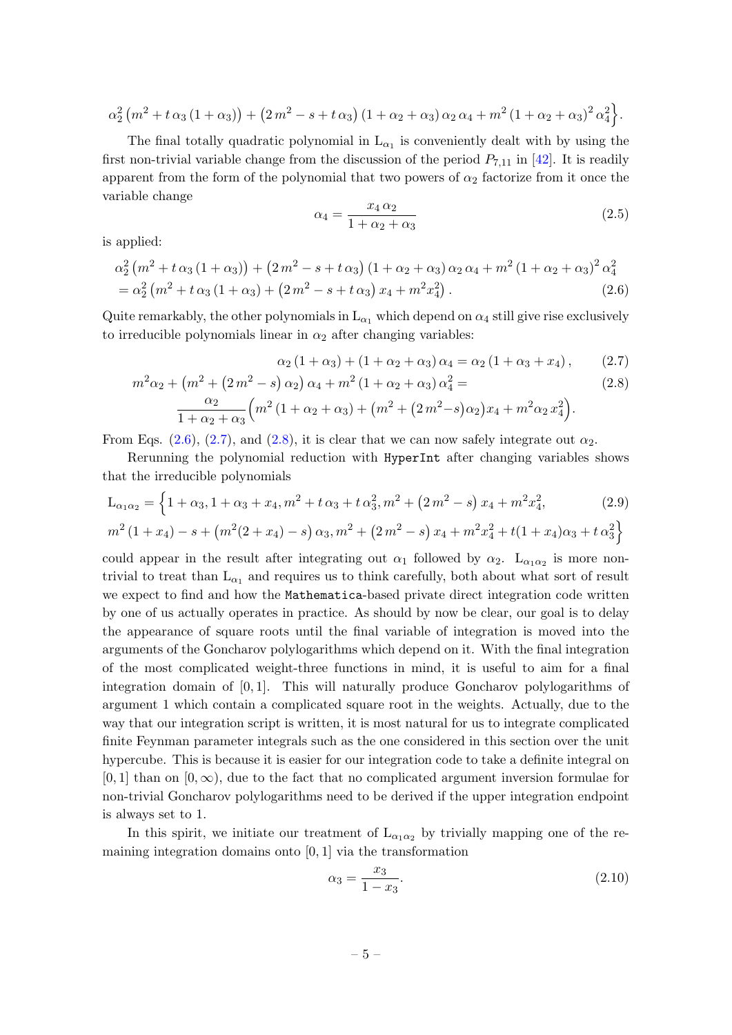$$\alpha_2^2\left(m^2+t\,\alpha_3\left(1+\alpha_3\right)\right)+\left(2\,m^2-s+t\,\alpha_3\right)\left(1+\alpha_2+\alpha_3\right)\alpha_2\,\alpha_4+m^2\left(1+\alpha_2+\alpha_3\right)^2\alpha_4^2\Big\}.$$

The final totally quadratic polynomial in $\mathrm{L}_{\alpha_1}$ is conveniently dealt with by using the first non-trivial variable change from the discussion of the period $P_{7,11}$ in [42]. It is readily apparent from the form of the polynomial that two powers of $\alpha_2$ factorize from it once the variable change

$$\alpha_4=\frac{x_4\,\alpha_2}{1+\alpha_2+\alpha_3} \tag{2.5}$$

is applied:

$$\begin{aligned}&\alpha_2^2\left(m^2+t\,\alpha_3\left(1+\alpha_3\right)\right)+\left(2\,m^2-s+t\,\alpha_3\right)\left(1+\alpha_2+\alpha_3\right)\alpha_2\,\alpha_4+m^2\left(1+\alpha_2+\alpha_3\right)^2\alpha_4^2\\&=\alpha_2^2\left(m^2+t\,\alpha_3\left(1+\alpha_3\right)+\left(2\,m^2-s+t\,\alpha_3\right)x_4+m^2x_4^2\right).\end{aligned} \tag{2.6}$$

Quite remarkably, the other polynomials in $\mathrm{L}_{\alpha_1}$ which depend on $\alpha_4$ still give rise exclusively to irreducible polynomials linear in $\alpha_2$ after changing variables:

$$\alpha_2\left(1+\alpha_3\right)+\left(1+\alpha_2+\alpha_3\right)\alpha_4=\alpha_2\left(1+\alpha_3+x_4\right), \tag{2.7}$$

$$\begin{aligned}&m^2\alpha_2+\left(m^2+\left(2\,m^2-s\right)\alpha_2\right)\alpha_4+m^2\left(1+\alpha_2+\alpha_3\right)\alpha_4^2=\\&\qquad\frac{\alpha_2}{1+\alpha_2+\alpha_3}\Big(m^2\left(1+\alpha_2+\alpha_3\right)+\left(m^2+\left(2\,m^2-s\right)\alpha_2\right)x_4+m^2\alpha_2\,x_4^2\Big).\end{aligned} \tag{2.8}$$

From Eqs. (2.6), (2.7), and (2.8), it is clear that we can now safely integrate out $\alpha_2$.

Rerunning the polynomial reduction with `HyperInt` after changing variables shows that the irreducible polynomials

$$\begin{aligned}\mathrm{L}_{\alpha_1\alpha_2}=\Big\{&1+\alpha_3,1+\alpha_3+x_4,m^2+t\,\alpha_3+t\,\alpha_3^2,m^2+\left(2\,m^2-s\right)x_4+m^2x_4^2,\\&m^2\left(1+x_4\right)-s+\left(m^2(2+x_4)-s\right)\alpha_3,m^2+\left(2\,m^2-s\right)x_4+m^2x_4^2+t(1+x_4)\alpha_3+t\,\alpha_3^2\Big\}\end{aligned} \tag{2.9}$$

could appear in the result after integrating out $\alpha_1$ followed by $\alpha_2$. $\mathrm{L}_{\alpha_1\alpha_2}$ is more non-trivial to treat than $\mathrm{L}_{\alpha_1}$ and requires us to think carefully, both about what sort of result we expect to find and how the `Mathematica`-based private direct integration code written by one of us actually operates in practice. As should by now be clear, our goal is to delay the appearance of square roots until the final variable of integration is moved into the arguments of the Goncharov polylogarithms which depend on it. With the final integration of the most complicated weight-three functions in mind, it is useful to aim for a final integration domain of $[0,1]$. This will naturally produce Goncharov polylogarithms of argument 1 which contain a complicated square root in the weights. Actually, due to the way that our integration script is written, it is most natural for us to integrate complicated finite Feynman parameter integrals such as the one considered in this section over the unit hypercube. This is because it is easier for our integration code to take a definite integral on $[0,1]$ than on $[0,\infty)$, due to the fact that no complicated argument inversion formulae for non-trivial Goncharov polylogarithms need to be derived if the upper integration endpoint is always set to 1.

In this spirit, we initiate our treatment of $\mathrm{L}_{\alpha_1\alpha_2}$ by trivially mapping one of the remaining integration domains onto $[0,1]$ via the transformation

$$\alpha_3=\frac{x_3}{1-x_3}. \tag{2.10}$$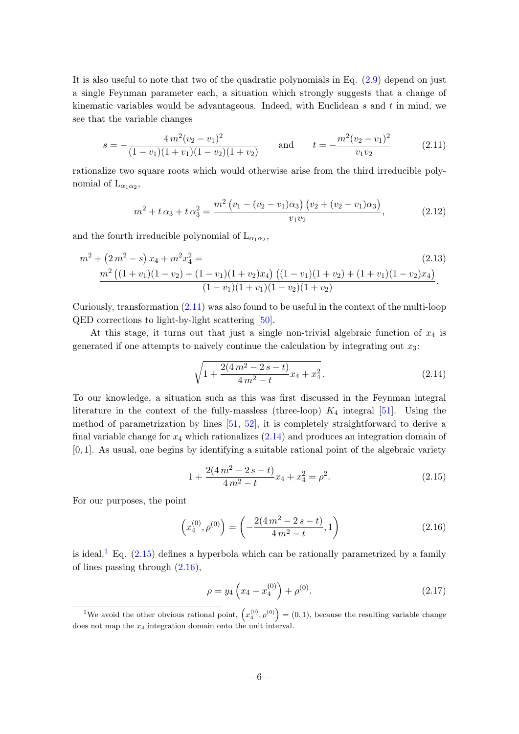It is also useful to note that two of the quadratic polynomials in Eq. (2.9) depend on just a single Feynman parameter each, a situation which strongly suggests that a change of kinematic variables would be advantageous. Indeed, with Euclidean $s$ and $t$ in mind, we see that the variable changes

$$s = -\frac{4\,m^2(v_2-v_1)^2}{(1-v_1)(1+v_1)(1-v_2)(1+v_2)} \qquad \text{and} \qquad t = -\frac{m^2(v_2-v_1)^2}{v_1 v_2} \tag{2.11}$$

rationalize two square roots which would otherwise arise from the third irreducible polynomial of $\mathrm{L}_{\alpha_1\alpha_2}$,

$$m^2 + t\,\alpha_3 + t\,\alpha_3^2 = \frac{m^2\left(v_1-(v_2-v_1)\alpha_3\right)\left(v_2+(v_2-v_1)\alpha_3\right)}{v_1 v_2}, \tag{2.12}$$

and the fourth irreducible polynomial of $\mathrm{L}_{\alpha_1\alpha_2}$,

$$\begin{aligned} m^2 + \left(2\,m^2 - s\right)x_4 + m^2 x_4^2 = \qquad\qquad\qquad\qquad\qquad\qquad\qquad\qquad\qquad\qquad & \\ \frac{m^2\left((1+v_1)(1-v_2)+(1-v_1)(1+v_2)x_4\right)\left((1-v_1)(1+v_2)+(1+v_1)(1-v_2)x_4\right)}{(1-v_1)(1+v_1)(1-v_2)(1+v_2)}&. \end{aligned} \tag{2.13}$$

Curiously, transformation (2.11) was also found to be useful in the context of the multi-loop QED corrections to light-by-light scattering [50].

At this stage, it turns out that just a single non-trivial algebraic function of $x_4$ is generated if one attempts to naively continue the calculation by integrating out $x_3$:

$$\sqrt{1+\frac{2(4\,m^2-2\,s-t)}{4\,m^2-t}x_4 + x_4^2}\,. \tag{2.14}$$

To our knowledge, a situation such as this was first discussed in the Feynman integral literature in the context of the fully-massless (three-loop) $K_4$ integral [51]. Using the method of parametrization by lines [51, 52], it is completely straightforward to derive a final variable change for $x_4$ which rationalizes (2.14) and produces an integration domain of $[0,1]$. As usual, one begins by identifying a suitable rational point of the algebraic variety

$$1+\frac{2(4\,m^2-2\,s-t)}{4\,m^2-t}x_4 + x_4^2 = \rho^2. \tag{2.15}$$

For our purposes, the point

$$\left(x_4^{(0)},\rho^{(0)}\right) = \left(-\frac{2(4\,m^2-2\,s-t)}{4\,m^2-t},1\right) \tag{2.16}$$

is ideal.[1] Eq. (2.15) defines a hyperbola which can be rationally parametrized by a family of lines passing through (2.16),

$$\rho = y_4\left(x_4 - x_4^{(0)}\right) + \rho^{(0)}. \tag{2.17}$$

[1] We avoid the other obvious rational point, $\left(x_4^{(0)},\rho^{(0)}\right) = (0,1)$, because the resulting variable change does not map the $x_4$ integration domain onto the unit interval.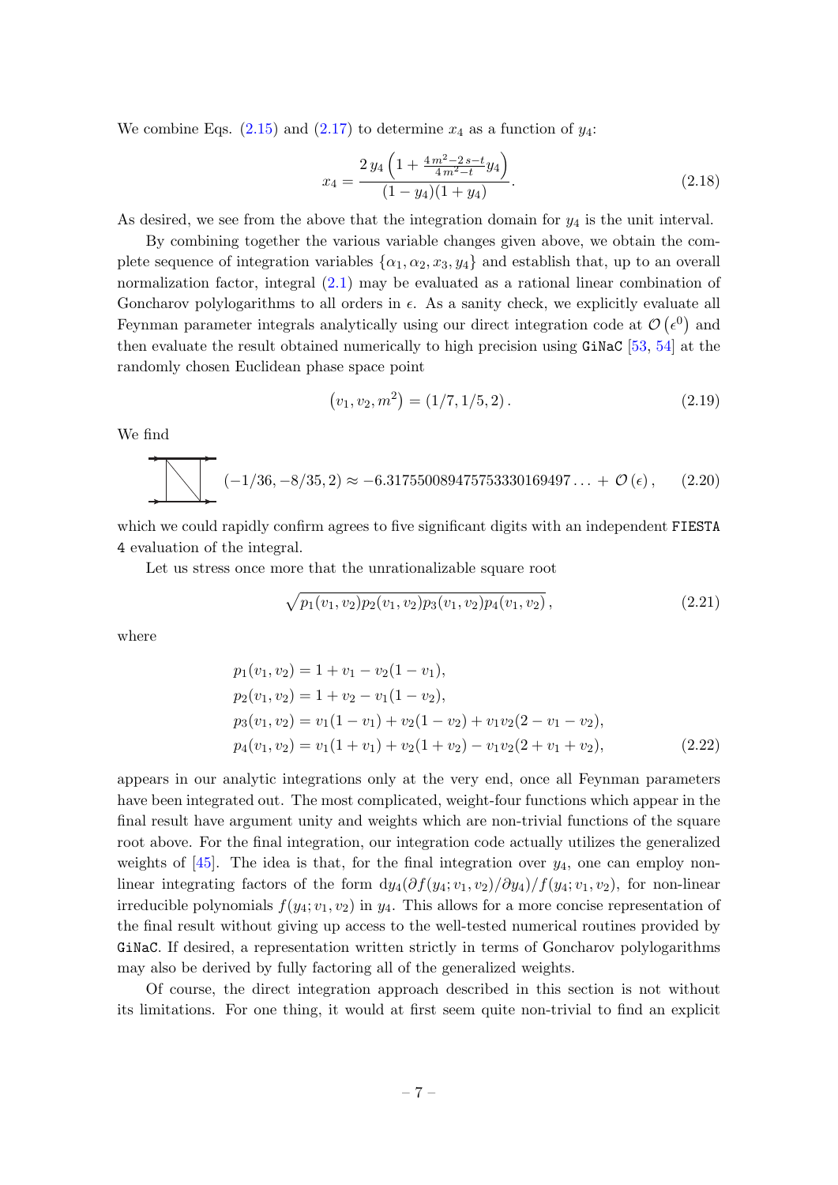We combine Eqs. (2.15) and (2.17) to determine $x_4$ as a function of $y_4$:

$$x_4 = \frac{2\, y_4 \left(1 + \frac{4\, m^2 - 2\, s - t}{4\, m^2 - t} y_4\right)}{(1 - y_4)(1 + y_4)}. \tag{2.18}$$

As desired, we see from the above that the integration domain for $y_4$ is the unit interval.

By combining together the various variable changes given above, we obtain the complete sequence of integration variables $\{\alpha_1, \alpha_2, x_3, y_4\}$ and establish that, up to an overall normalization factor, integral (2.1) may be evaluated as a rational linear combination of Goncharov polylogarithms to all orders in $\epsilon$. As a sanity check, we explicitly evaluate all Feynman parameter integrals analytically using our direct integration code at $\mathcal{O}\left(\epsilon^0\right)$ and then evaluate the result obtained numerically to high precision using GiNaC [53, 54] at the randomly chosen Euclidean phase space point

$$\left(v_1, v_2, m^2\right) = (1/7, 1/5, 2)\,. \tag{2.19}$$

We find

$$[\text{diagram}]\,(-1/36, -8/35, 2) \approx -6.317550089475753330169497\ldots + \mathcal{O}\left(\epsilon\right), \tag{2.20}$$

which we could rapidly confirm agrees to five significant digits with an independent FIESTA 4 evaluation of the integral.

Let us stress once more that the unrationalizable square root

$$\sqrt{p_1(v_1, v_2) p_2(v_1, v_2) p_3(v_1, v_2) p_4(v_1, v_2)}\,, \tag{2.21}$$

where

$$\begin{aligned}
p_1(v_1, v_2) &= 1 + v_1 - v_2(1 - v_1),\\
p_2(v_1, v_2) &= 1 + v_2 - v_1(1 - v_2),\\
p_3(v_1, v_2) &= v_1(1 - v_1) + v_2(1 - v_2) + v_1 v_2(2 - v_1 - v_2),\\
p_4(v_1, v_2) &= v_1(1 + v_1) + v_2(1 + v_2) - v_1 v_2(2 + v_1 + v_2),
\end{aligned} \tag{2.22}$$

appears in our analytic integrations only at the very end, once all Feynman parameters have been integrated out. The most complicated, weight-four functions which appear in the final result have argument unity and weights which are non-trivial functions of the square root above. For the final integration, our integration code actually utilizes the generalized weights of [45]. The idea is that, for the final integration over $y_4$, one can employ non-linear integrating factors of the form $\mathrm{d}y_4(\partial f(y_4; v_1, v_2)/\partial y_4)/f(y_4; v_1, v_2)$, for non-linear irreducible polynomials $f(y_4; v_1, v_2)$ in $y_4$. This allows for a more concise representation of the final result without giving up access to the well-tested numerical routines provided by GiNaC. If desired, a representation written strictly in terms of Goncharov polylogarithms may also be derived by fully factoring all of the generalized weights.

Of course, the direct integration approach described in this section is not without its limitations. For one thing, it would at first seem quite non-trivial to find an explicit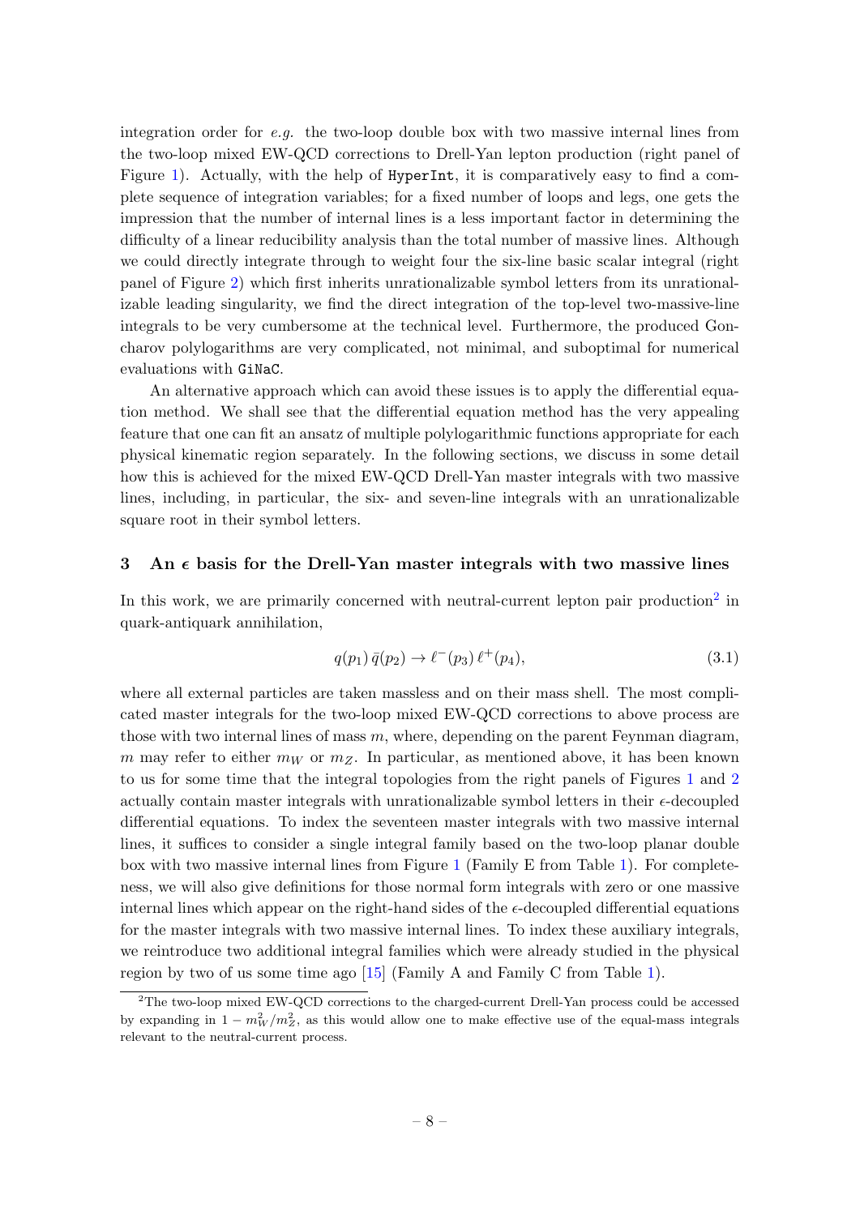integration order for *e.g.* the two-loop double box with two massive internal lines from the two-loop mixed EW-QCD corrections to Drell-Yan lepton production (right panel of Figure 1). Actually, with the help of `HyperInt`, it is comparatively easy to find a complete sequence of integration variables; for a fixed number of loops and legs, one gets the impression that the number of internal lines is a less important factor in determining the difficulty of a linear reducibility analysis than the total number of massive lines. Although we could directly integrate through to weight four the six-line basic scalar integral (right panel of Figure 2) which first inherits unrationalizable symbol letters from its unrationalizable leading singularity, we find the direct integration of the top-level two-massive-line integrals to be very cumbersome at the technical level. Furthermore, the produced Goncharov polylogarithms are very complicated, not minimal, and suboptimal for numerical evaluations with `GiNaC`.

An alternative approach which can avoid these issues is to apply the differential equation method. We shall see that the differential equation method has the very appealing feature that one can fit an ansatz of multiple polylogarithmic functions appropriate for each physical kinematic region separately. In the following sections, we discuss in some detail how this is achieved for the mixed EW-QCD Drell-Yan master integrals with two massive lines, including, in particular, the six- and seven-line integrals with an unrationalizable square root in their symbol letters.

## 3 An $\epsilon$ basis for the Drell-Yan master integrals with two massive lines

In this work, we are primarily concerned with neutral-current lepton pair production[2] in quark-antiquark annihilation,

$$q(p_1)\,\bar{q}(p_2) \to \ell^-(p_3)\,\ell^+(p_4), \tag{3.1}$$

where all external particles are taken massless and on their mass shell. The most complicated master integrals for the two-loop mixed EW-QCD corrections to above process are those with two internal lines of mass $m$, where, depending on the parent Feynman diagram, $m$ may refer to either $m_W$ or $m_Z$. In particular, as mentioned above, it has been known to us for some time that the integral topologies from the right panels of Figures 1 and 2 actually contain master integrals with unrationalizable symbol letters in their $\epsilon$-decoupled differential equations. To index the seventeen master integrals with two massive internal lines, it suffices to consider a single integral family based on the two-loop planar double box with two massive internal lines from Figure 1 (Family E from Table 1). For completeness, we will also give definitions for those normal form integrals with zero or one massive internal lines which appear on the right-hand sides of the $\epsilon$-decoupled differential equations for the master integrals with two massive internal lines. To index these auxiliary integrals, we reintroduce two additional integral families which were already studied in the physical region by two of us some time ago [15] (Family A and Family C from Table 1).

[2] The two-loop mixed EW-QCD corrections to the charged-current Drell-Yan process could be accessed by expanding in $1 - m_W^2/m_Z^2$, as this would allow one to make effective use of the equal-mass integrals relevant to the neutral-current process.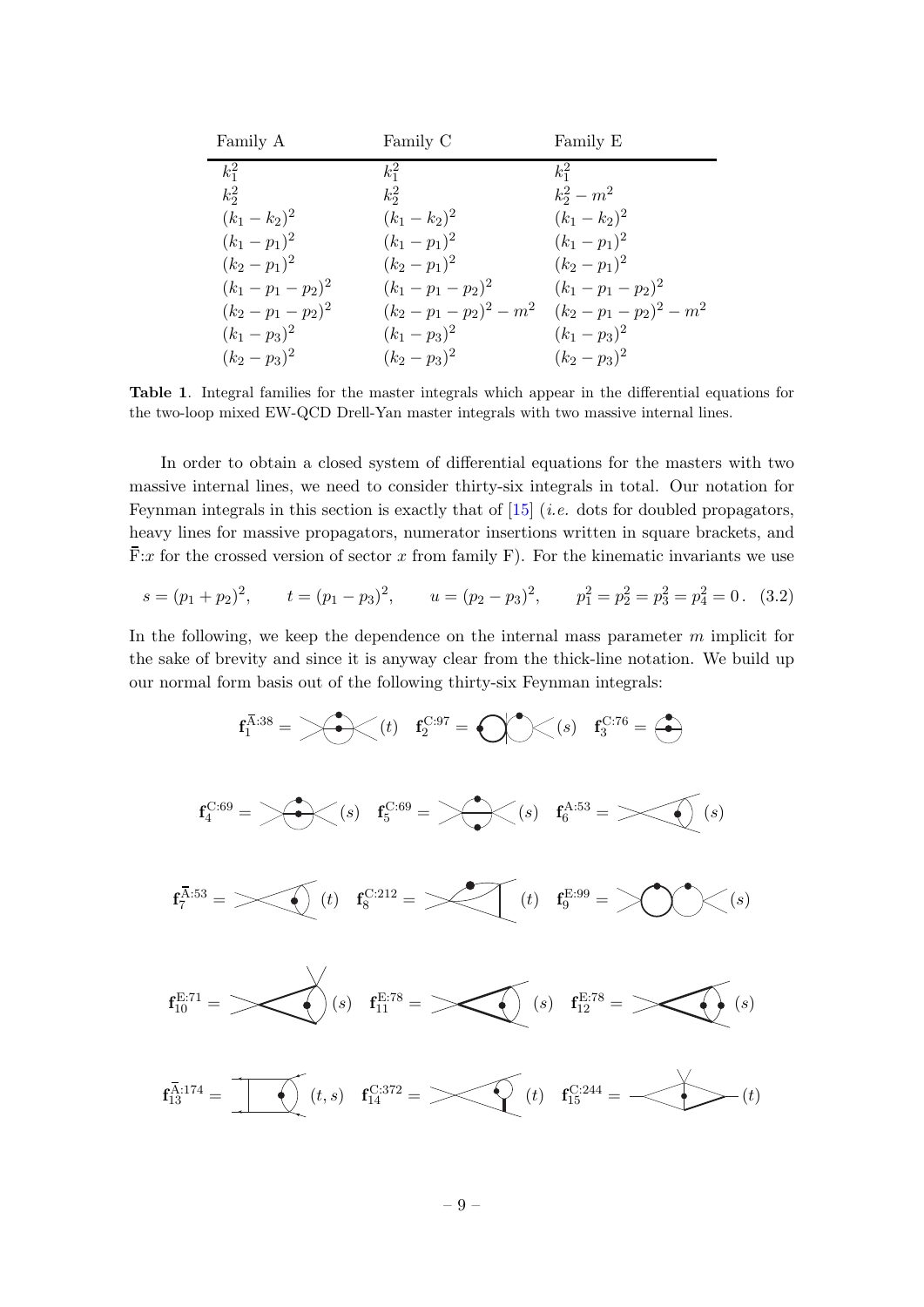| Family A | Family C | Family E |
|---|---|---|
| $k_1^2$ | $k_1^2$ | $k_1^2$ |
| $k_2^2$ | $k_2^2$ | $k_2^2 - m^2$ |
| $(k_1-k_2)^2$ | $(k_1-k_2)^2$ | $(k_1-k_2)^2$ |
| $(k_1-p_1)^2$ | $(k_1-p_1)^2$ | $(k_1-p_1)^2$ |
| $(k_2-p_1)^2$ | $(k_2-p_1)^2$ | $(k_2-p_1)^2$ |
| $(k_1-p_1-p_2)^2$ | $(k_1-p_1-p_2)^2$ | $(k_1-p_1-p_2)^2$ |
| $(k_2-p_1-p_2)^2$ | $(k_2-p_1-p_2)^2 - m^2$ | $(k_2-p_1-p_2)^2 - m^2$ |
| $(k_1-p_3)^2$ | $(k_1-p_3)^2$ | $(k_1-p_3)^2$ |
| $(k_2-p_3)^2$ | $(k_2-p_3)^2$ | $(k_2-p_3)^2$ |

**Table 1**. Integral families for the master integrals which appear in the differential equations for the two-loop mixed EW-QCD Drell-Yan master integrals with two massive internal lines.

In order to obtain a closed system of differential equations for the masters with two massive internal lines, we need to consider thirty-six integrals in total. Our notation for Feynman integrals in this section is exactly that of [15] (*i.e.* dots for doubled propagators, heavy lines for massive propagators, numerator insertions written in square brackets, and $\overline{\mathrm{F}}$:$x$ for the crossed version of sector $x$ from family F). For the kinematic invariants we use

$$s = (p_1+p_2)^2, \qquad t = (p_1-p_3)^2, \qquad u = (p_2-p_3)^2, \qquad p_1^2 = p_2^2 = p_3^2 = p_4^2 = 0\,. \quad (3.2)$$

In the following, we keep the dependence on the internal mass parameter $m$ implicit for the sake of brevity and since it is anyway clear from the thick-line notation. We build up our normal form basis out of the following thirty-six Feynman integrals:

$\mathbf{f}_1^{\overline{\mathrm{A}}:38} = (t) \quad \mathbf{f}_2^{\mathrm{C}:97} = (s) \quad \mathbf{f}_3^{\mathrm{C}:76} =$

$\mathbf{f}_4^{\mathrm{C}:69} = (s) \quad \mathbf{f}_5^{\mathrm{C}:69} = (s) \quad \mathbf{f}_6^{\mathrm{A}:53} = (s)$

$\mathbf{f}_7^{\overline{\mathrm{A}}:53} = (t) \quad \mathbf{f}_8^{\mathrm{C}:212} = (t) \quad \mathbf{f}_9^{\mathrm{E}:99} = (s)$

$\mathbf{f}_{10}^{\mathrm{E}:71} = (s) \quad \mathbf{f}_{11}^{\mathrm{E}:78} = (s) \quad \mathbf{f}_{12}^{\mathrm{E}:78} = (s)$

$\mathbf{f}_{13}^{\overline{\mathrm{A}}:174} = (t, s) \quad \mathbf{f}_{14}^{\mathrm{C}:372} = (t) \quad \mathbf{f}_{15}^{\mathrm{C}:244} = (t)$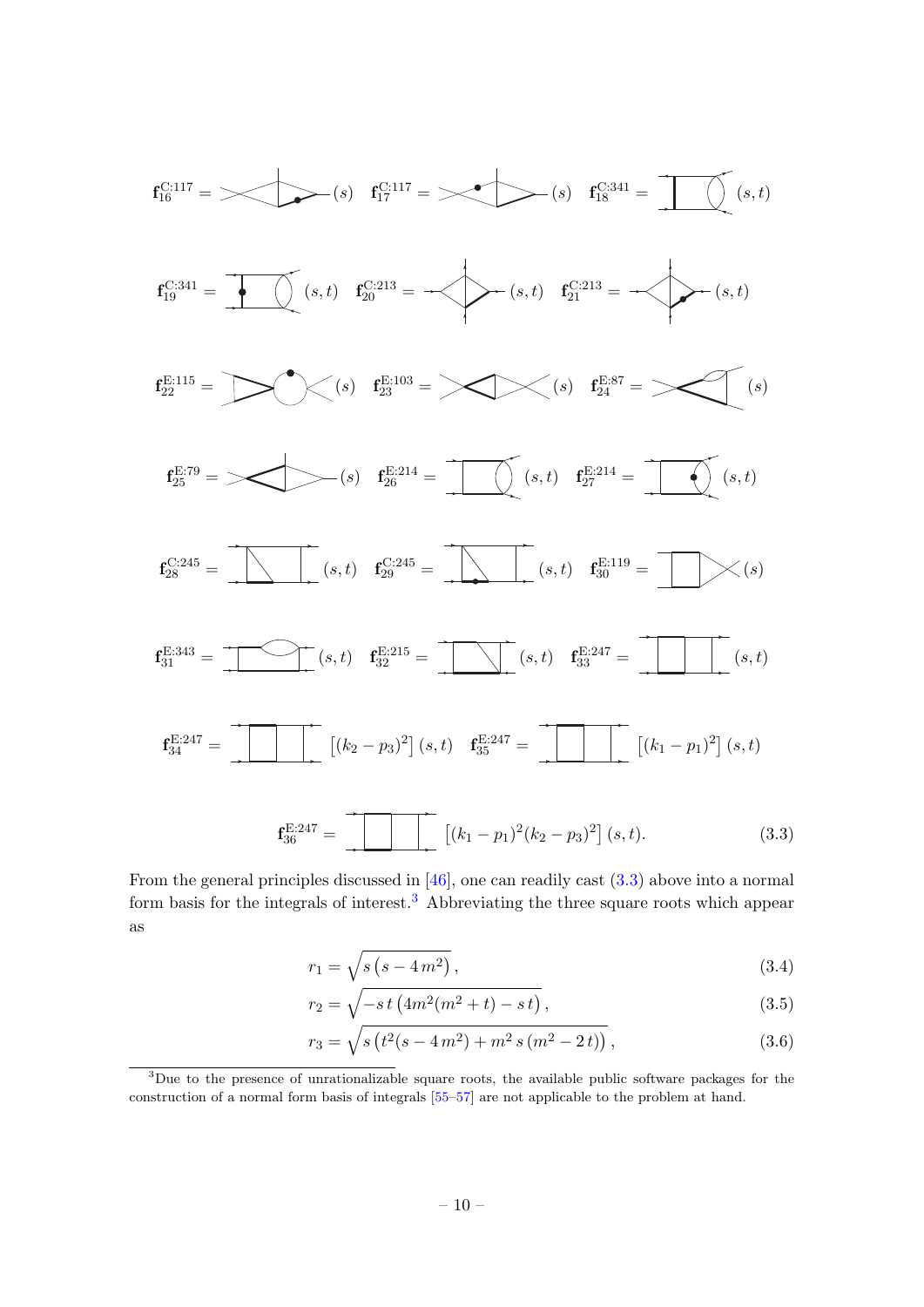$$\mathbf{f}_{16}^{\mathrm{C}:117} = \quad (s) \quad \mathbf{f}_{17}^{\mathrm{C}:117} = \quad (s) \quad \mathbf{f}_{18}^{\mathrm{C}:341} = \quad (s,t)$$

$$\mathbf{f}_{19}^{\mathrm{C}:341} = \quad (s,t) \quad \mathbf{f}_{20}^{\mathrm{C}:213} = \quad (s,t) \quad \mathbf{f}_{21}^{\mathrm{C}:213} = \quad (s,t)$$

$$\mathbf{f}_{22}^{\mathrm{E}:115} = \quad (s) \quad \mathbf{f}_{23}^{\mathrm{E}:103} = \quad (s) \quad \mathbf{f}_{24}^{\mathrm{E}:87} = \quad (s)$$

$$\mathbf{f}_{25}^{\mathrm{E}:79} = \quad (s) \quad \mathbf{f}_{26}^{\mathrm{E}:214} = \quad (s,t) \quad \mathbf{f}_{27}^{\mathrm{E}:214} = \quad (s,t)$$

$$\mathbf{f}_{28}^{\mathrm{C}:245} = \quad (s,t) \quad \mathbf{f}_{29}^{\mathrm{C}:245} = \quad (s,t) \quad \mathbf{f}_{30}^{\mathrm{E}:119} = \quad (s)$$

$$\mathbf{f}_{31}^{\mathrm{E}:343} = \quad (s,t) \quad \mathbf{f}_{32}^{\mathrm{E}:215} = \quad (s,t) \quad \mathbf{f}_{33}^{\mathrm{E}:247} = \quad (s,t)$$

$$\mathbf{f}_{34}^{\mathrm{E}:247} = \quad \left[(k_2-p_3)^2\right](s,t) \quad \mathbf{f}_{35}^{\mathrm{E}:247} = \quad \left[(k_1-p_1)^2\right](s,t)$$

$$\mathbf{f}_{36}^{\mathrm{E}:247} = \quad \left[(k_1-p_1)^2(k_2-p_3)^2\right](s,t). \tag{3.3}$$

From the general principles discussed in [46], one can readily cast (3.3) above into a normal form basis for the integrals of interest.[3] Abbreviating the three square roots which appear as

$$r_1 = \sqrt{s\left(s-4\,m^2\right)}, \tag{3.4}$$

$$r_2 = \sqrt{-s\,t\left(4m^2(m^2+t)-s\,t\right)}, \tag{3.5}$$

$$r_3 = \sqrt{s\left(t^2(s-4\,m^2)+m^2\,s\,(m^2-2\,t)\right)}, \tag{3.6}$$

[3] Due to the presence of unrationalizable square roots, the available public software packages for the construction of a normal form basis of integrals [55–57] are not applicable to the problem at hand.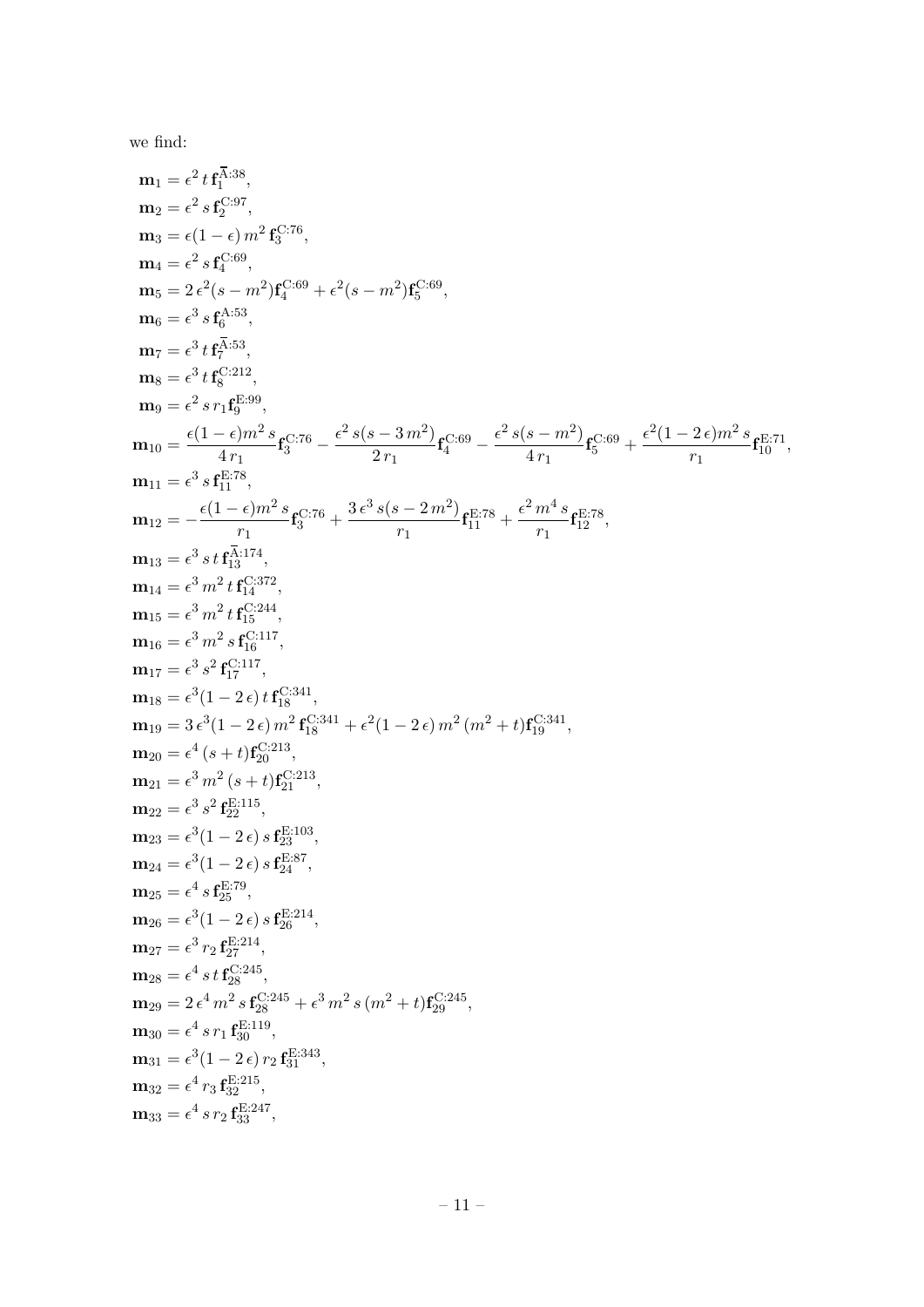we find:

$$
\begin{aligned}
\mathbf{m}_1 &= \epsilon^2\, t\, \mathbf{f}_1^{\overline{\text{A}}:38}, \\
\mathbf{m}_2 &= \epsilon^2\, s\, \mathbf{f}_2^{\text{C}:97}, \\
\mathbf{m}_3 &= \epsilon(1-\epsilon)\, m^2\, \mathbf{f}_3^{\text{C}:76}, \\
\mathbf{m}_4 &= \epsilon^2\, s\, \mathbf{f}_4^{\text{C}:69}, \\
\mathbf{m}_5 &= 2\,\epsilon^2(s-m^2)\mathbf{f}_4^{\text{C}:69} + \epsilon^2(s-m^2)\mathbf{f}_5^{\text{C}:69}, \\
\mathbf{m}_6 &= \epsilon^3\, s\, \mathbf{f}_6^{\text{A}:53}, \\
\mathbf{m}_7 &= \epsilon^3\, t\, \mathbf{f}_7^{\overline{\text{A}}:53}, \\
\mathbf{m}_8 &= \epsilon^3\, t\, \mathbf{f}_8^{\text{C}:212}, \\
\mathbf{m}_9 &= \epsilon^2\, s\, r_1 \mathbf{f}_9^{\text{E}:99}, \\
\mathbf{m}_{10} &= \frac{\epsilon(1-\epsilon)m^2\, s}{4\, r_1}\mathbf{f}_3^{\text{C}:76} - \frac{\epsilon^2\, s(s-3\, m^2)}{2\, r_1}\mathbf{f}_4^{\text{C}:69} - \frac{\epsilon^2\, s(s-m^2)}{4\, r_1}\mathbf{f}_5^{\text{C}:69} + \frac{\epsilon^2(1-2\,\epsilon)m^2\, s}{r_1}\mathbf{f}_{10}^{\text{E}:71}, \\
\mathbf{m}_{11} &= \epsilon^3\, s\, \mathbf{f}_{11}^{\text{E}:78}, \\
\mathbf{m}_{12} &= -\frac{\epsilon(1-\epsilon)m^2\, s}{r_1}\mathbf{f}_3^{\text{C}:76} + \frac{3\,\epsilon^3\, s(s-2\, m^2)}{r_1}\mathbf{f}_{11}^{\text{E}:78} + \frac{\epsilon^2\, m^4\, s}{r_1}\mathbf{f}_{12}^{\text{E}:78}, \\
\mathbf{m}_{13} &= \epsilon^3\, s\, t\, \mathbf{f}_{13}^{\overline{\text{A}}:174}, \\
\mathbf{m}_{14} &= \epsilon^3\, m^2\, t\, \mathbf{f}_{14}^{\text{C}:372}, \\
\mathbf{m}_{15} &= \epsilon^3\, m^2\, t\, \mathbf{f}_{15}^{\text{C}:244}, \\
\mathbf{m}_{16} &= \epsilon^3\, m^2\, s\, \mathbf{f}_{16}^{\text{C}:117}, \\
\mathbf{m}_{17} &= \epsilon^3\, s^2\, \mathbf{f}_{17}^{\text{C}:117}, \\
\mathbf{m}_{18} &= \epsilon^3(1-2\,\epsilon)\, t\, \mathbf{f}_{18}^{\text{C}:341}, \\
\mathbf{m}_{19} &= 3\,\epsilon^3(1-2\,\epsilon)\, m^2\, \mathbf{f}_{18}^{\text{C}:341} + \epsilon^2(1-2\,\epsilon)\, m^2\,(m^2+t)\mathbf{f}_{19}^{\text{C}:341}, \\
\mathbf{m}_{20} &= \epsilon^4\,(s+t)\mathbf{f}_{20}^{\text{C}:213}, \\
\mathbf{m}_{21} &= \epsilon^3\, m^2\,(s+t)\mathbf{f}_{21}^{\text{C}:213}, \\
\mathbf{m}_{22} &= \epsilon^3\, s^2\, \mathbf{f}_{22}^{\text{E}:115}, \\
\mathbf{m}_{23} &= \epsilon^3(1-2\,\epsilon)\, s\, \mathbf{f}_{23}^{\text{E}:103}, \\
\mathbf{m}_{24} &= \epsilon^3(1-2\,\epsilon)\, s\, \mathbf{f}_{24}^{\text{E}:87}, \\
\mathbf{m}_{25} &= \epsilon^4\, s\, \mathbf{f}_{25}^{\text{E}:79}, \\
\mathbf{m}_{26} &= \epsilon^3(1-2\,\epsilon)\, s\, \mathbf{f}_{26}^{\text{E}:214}, \\
\mathbf{m}_{27} &= \epsilon^3\, r_2\, \mathbf{f}_{27}^{\text{E}:214}, \\
\mathbf{m}_{28} &= \epsilon^4\, s\, t\, \mathbf{f}_{28}^{\text{C}:245}, \\
\mathbf{m}_{29} &= 2\,\epsilon^4\, m^2\, s\, \mathbf{f}_{28}^{\text{C}:245} + \epsilon^3\, m^2\, s\,(m^2+t)\mathbf{f}_{29}^{\text{C}:245}, \\
\mathbf{m}_{30} &= \epsilon^4\, s\, r_1\, \mathbf{f}_{30}^{\text{E}:119}, \\
\mathbf{m}_{31} &= \epsilon^3(1-2\,\epsilon)\, r_2\, \mathbf{f}_{31}^{\text{E}:343}, \\
\mathbf{m}_{32} &= \epsilon^4\, r_3\, \mathbf{f}_{32}^{\text{E}:215}, \\
\mathbf{m}_{33} &= \epsilon^4\, s\, r_2\, \mathbf{f}_{33}^{\text{E}:247},
\end{aligned}
$$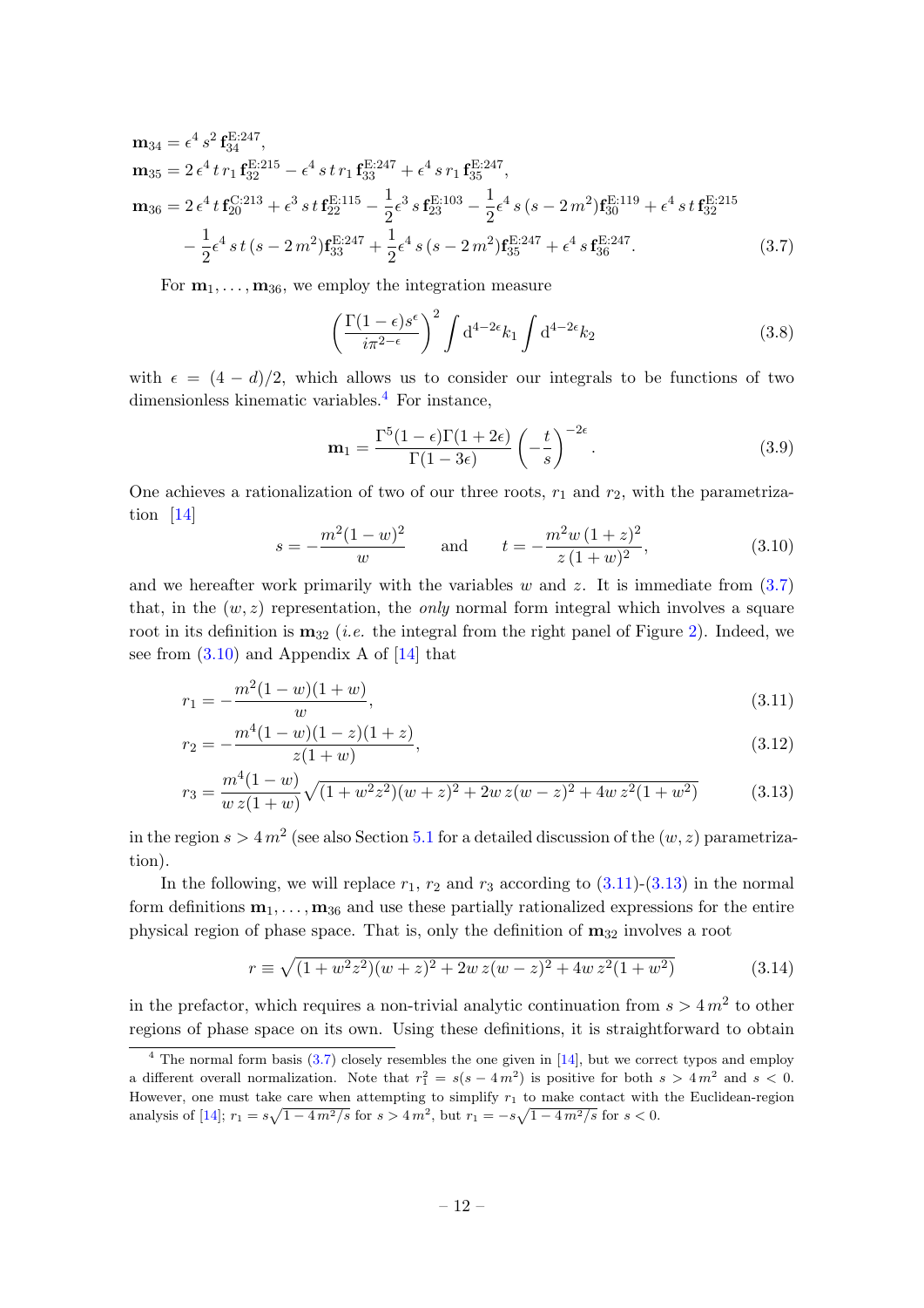$$
\begin{aligned}
\mathbf{m}_{34} &= \epsilon^4\, s^2\, \mathbf{f}_{34}^{\mathrm{E}:247}, \\
\mathbf{m}_{35} &= 2\,\epsilon^4\, t\, r_1\, \mathbf{f}_{32}^{\mathrm{E}:215} - \epsilon^4\, s\, t\, r_1\, \mathbf{f}_{33}^{\mathrm{E}:247} + \epsilon^4\, s\, r_1\, \mathbf{f}_{35}^{\mathrm{E}:247}, \\
\mathbf{m}_{36} &= 2\,\epsilon^4\, t\, \mathbf{f}_{20}^{\mathrm{C}:213} + \epsilon^3\, s\, t\, \mathbf{f}_{22}^{\mathrm{E}:115} - \frac{1}{2}\epsilon^3\, s\, \mathbf{f}_{23}^{\mathrm{E}:103} - \frac{1}{2}\epsilon^4\, s\,(s-2\,m^2)\mathbf{f}_{30}^{\mathrm{E}:119} + \epsilon^4\, s\, t\, \mathbf{f}_{32}^{\mathrm{E}:215} \\
&\quad - \frac{1}{2}\epsilon^4\, s\, t\,(s-2\,m^2)\mathbf{f}_{33}^{\mathrm{E}:247} + \frac{1}{2}\epsilon^4\, s\,(s-2\,m^2)\mathbf{f}_{35}^{\mathrm{E}:247} + \epsilon^4\, s\, \mathbf{f}_{36}^{\mathrm{E}:247}.
\end{aligned} \tag{3.7}
$$

For $\mathbf{m}_1, \ldots, \mathbf{m}_{36}$, we employ the integration measure

$$
\left(\frac{\Gamma(1-\epsilon)s^{\epsilon}}{i\pi^{2-\epsilon}}\right)^2 \int \mathrm{d}^{4-2\epsilon}k_1 \int \mathrm{d}^{4-2\epsilon}k_2 \tag{3.8}
$$

with $\epsilon = (4-d)/2$, which allows us to consider our integrals to be functions of two dimensionless kinematic variables.[4] For instance,

$$
\mathbf{m}_1 = \frac{\Gamma^5(1-\epsilon)\Gamma(1+2\epsilon)}{\Gamma(1-3\epsilon)}\left(-\frac{t}{s}\right)^{-2\epsilon}. \tag{3.9}
$$

One achieves a rationalization of two of our three roots, $r_1$ and $r_2$, with the parametrization [14]

$$
s = -\frac{m^2(1-w)^2}{w} \qquad \text{and} \qquad t = -\frac{m^2 w\,(1+z)^2}{z\,(1+w)^2}, \tag{3.10}
$$

and we hereafter work primarily with the variables $w$ and $z$. It is immediate from (3.7) that, in the $(w,z)$ representation, the *only* normal form integral which involves a square root in its definition is $\mathbf{m}_{32}$ (*i.e.* the integral from the right panel of Figure 2). Indeed, we see from (3.10) and Appendix A of [14] that

$$
r_1 = -\frac{m^2(1-w)(1+w)}{w}, \tag{3.11}
$$

$$
r_2 = -\frac{m^4(1-w)(1-z)(1+z)}{z(1+w)}, \tag{3.12}
$$

$$
r_3 = \frac{m^4(1-w)}{w\,z(1+w)}\sqrt{(1+w^2z^2)(w+z)^2 + 2w\,z(w-z)^2 + 4w\,z^2(1+w^2)} \tag{3.13}
$$

in the region $s > 4\,m^2$ (see also Section 5.1 for a detailed discussion of the $(w,z)$ parametrization).

In the following, we will replace $r_1$, $r_2$ and $r_3$ according to (3.11)-(3.13) in the normal form definitions $\mathbf{m}_1, \ldots, \mathbf{m}_{36}$ and use these partially rationalized expressions for the entire physical region of phase space. That is, only the definition of $\mathbf{m}_{32}$ involves a root

$$
r \equiv \sqrt{(1+w^2z^2)(w+z)^2 + 2w\,z(w-z)^2 + 4w\,z^2(1+w^2)} \tag{3.14}
$$

in the prefactor, which requires a non-trivial analytic continuation from $s > 4\,m^2$ to other regions of phase space on its own. Using these definitions, it is straightforward to obtain

---

[4] The normal form basis (3.7) closely resembles the one given in [14], but we correct typos and employ a different overall normalization. Note that $r_1^2 = s(s-4\,m^2)$ is positive for both $s > 4\,m^2$ and $s < 0$. However, one must take care when attempting to simplify $r_1$ to make contact with the Euclidean-region analysis of [14]; $r_1 = s\sqrt{1-4\,m^2/s}$ for $s > 4\,m^2$, but $r_1 = -s\sqrt{1-4\,m^2/s}$ for $s < 0$.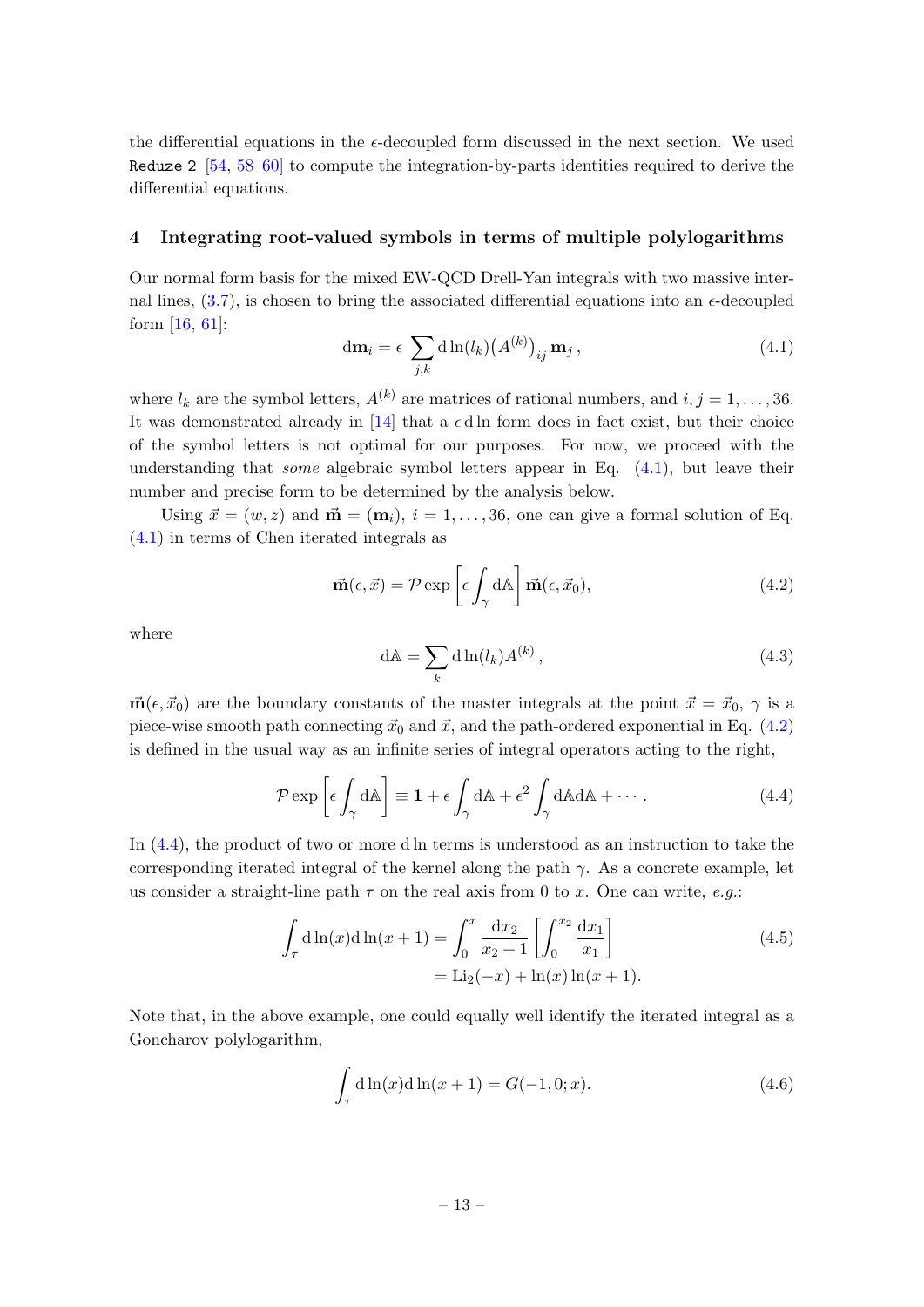the differential equations in the $\epsilon$-decoupled form discussed in the next section. We used `Reduze 2` [54, 58–60] to compute the integration-by-parts identities required to derive the differential equations.

## 4 Integrating root-valued symbols in terms of multiple polylogarithms

Our normal form basis for the mixed EW-QCD Drell-Yan integrals with two massive internal lines, (3.7), is chosen to bring the associated differential equations into an $\epsilon$-decoupled form [16, 61]:

$$\mathrm{d}\mathbf{m}_i = \epsilon \sum_{j,k} \mathrm{d}\ln(l_k)\big(A^{(k)}\big)_{ij}\,\mathbf{m}_j\,, \tag{4.1}$$

where $l_k$ are the symbol letters, $A^{(k)}$ are matrices of rational numbers, and $i, j = 1, \ldots, 36$. It was demonstrated already in [14] that a $\epsilon\,\mathrm{d}\ln$ form does in fact exist, but their choice of the symbol letters is not optimal for our purposes. For now, we proceed with the understanding that *some* algebraic symbol letters appear in Eq. (4.1), but leave their number and precise form to be determined by the analysis below.

Using $\vec{x} = (w, z)$ and $\vec{\mathbf{m}} = (\mathbf{m}_i)$, $i = 1, \ldots, 36$, one can give a formal solution of Eq. (4.1) in terms of Chen iterated integrals as

$$\vec{\mathbf{m}}(\epsilon, \vec{x}) = \mathcal{P}\exp\left[\epsilon \int_\gamma \mathrm{d}\mathbb{A}\right]\vec{\mathbf{m}}(\epsilon, \vec{x}_0), \tag{4.2}$$

where

$$\mathrm{d}\mathbb{A} = \sum_k \mathrm{d}\ln(l_k)A^{(k)}\,, \tag{4.3}$$

$\vec{\mathbf{m}}(\epsilon, \vec{x}_0)$ are the boundary constants of the master integrals at the point $\vec{x} = \vec{x}_0$, $\gamma$ is a piece-wise smooth path connecting $\vec{x}_0$ and $\vec{x}$, and the path-ordered exponential in Eq. (4.2) is defined in the usual way as an infinite series of integral operators acting to the right,

$$\mathcal{P}\exp\left[\epsilon \int_\gamma \mathrm{d}\mathbb{A}\right] \equiv \mathbf{1} + \epsilon \int_\gamma \mathrm{d}\mathbb{A} + \epsilon^2 \int_\gamma \mathrm{d}\mathbb{A}\mathrm{d}\mathbb{A} + \cdots\,. \tag{4.4}$$

In (4.4), the product of two or more $\mathrm{d}\ln$ terms is understood as an instruction to take the corresponding iterated integral of the kernel along the path $\gamma$. As a concrete example, let us consider a straight-line path $\tau$ on the real axis from 0 to $x$. One can write, *e.g.*:

$$\begin{aligned}\int_\tau \mathrm{d}\ln(x)\mathrm{d}\ln(x+1) &= \int_0^x \frac{\mathrm{d}x_2}{x_2+1}\left[\int_0^{x_2}\frac{\mathrm{d}x_1}{x_1}\right] \\ &= \mathrm{Li}_2(-x) + \ln(x)\ln(x+1).\end{aligned} \tag{4.5}$$

Note that, in the above example, one could equally well identify the iterated integral as a Goncharov polylogarithm,

$$\int_\tau \mathrm{d}\ln(x)\mathrm{d}\ln(x+1) = G(-1, 0; x). \tag{4.6}$$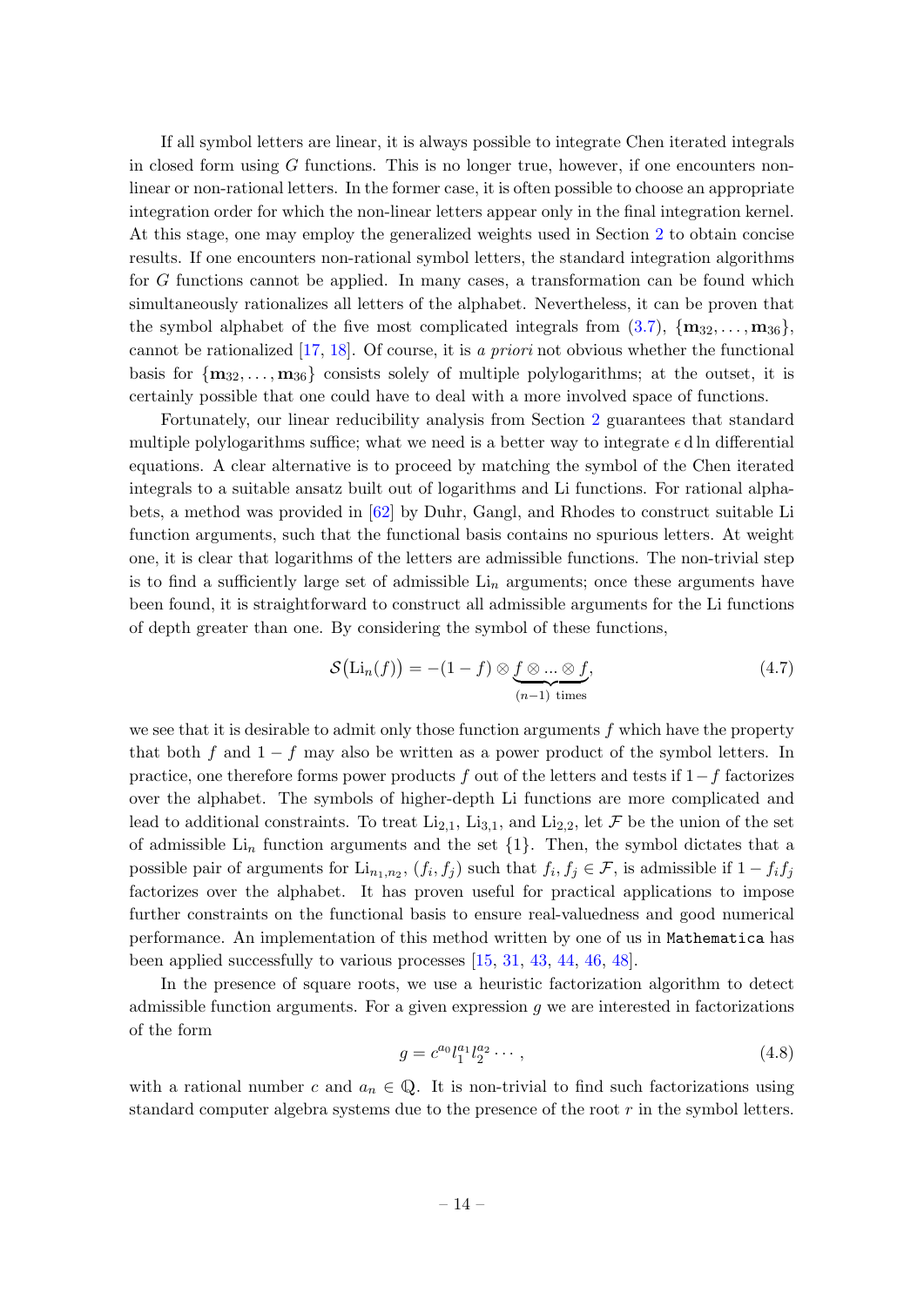If all symbol letters are linear, it is always possible to integrate Chen iterated integrals in closed form using $G$ functions. This is no longer true, however, if one encounters non-linear or non-rational letters. In the former case, it is often possible to choose an appropriate integration order for which the non-linear letters appear only in the final integration kernel. At this stage, one may employ the generalized weights used in Section 2 to obtain concise results. If one encounters non-rational symbol letters, the standard integration algorithms for $G$ functions cannot be applied. In many cases, a transformation can be found which simultaneously rationalizes all letters of the alphabet. Nevertheless, it can be proven that the symbol alphabet of the five most complicated integrals from (3.7), $\{\mathbf{m}_{32}, \ldots, \mathbf{m}_{36}\}$, cannot be rationalized [17, 18]. Of course, it is *a priori* not obvious whether the functional basis for $\{\mathbf{m}_{32}, \ldots, \mathbf{m}_{36}\}$ consists solely of multiple polylogarithms; at the outset, it is certainly possible that one could have to deal with a more involved space of functions.

Fortunately, our linear reducibility analysis from Section 2 guarantees that standard multiple polylogarithms suffice; what we need is a better way to integrate $\epsilon \, \mathrm{d} \ln$ differential equations. A clear alternative is to proceed by matching the symbol of the Chen iterated integrals to a suitable ansatz built out of logarithms and Li functions. For rational alphabets, a method was provided in [62] by Duhr, Gangl, and Rhodes to construct suitable Li function arguments, such that the functional basis contains no spurious letters. At weight one, it is clear that logarithms of the letters are admissible functions. The non-trivial step is to find a sufficiently large set of admissible $\mathrm{Li}_n$ arguments; once these arguments have been found, it is straightforward to construct all admissible arguments for the Li functions of depth greater than one. By considering the symbol of these functions,

$$
\mathcal{S}\big(\mathrm{Li}_n(f)\big) = -(1-f) \otimes \underbrace{f \otimes \ldots \otimes f}_{(n-1)\ \text{times}}, \tag{4.7}
$$

we see that it is desirable to admit only those function arguments $f$ which have the property that both $f$ and $1-f$ may also be written as a power product of the symbol letters. In practice, one therefore forms power products $f$ out of the letters and tests if $1-f$ factorizes over the alphabet. The symbols of higher-depth Li functions are more complicated and lead to additional constraints. To treat $\mathrm{Li}_{2,1}$, $\mathrm{Li}_{3,1}$, and $\mathrm{Li}_{2,2}$, let $\mathcal{F}$ be the union of the set of admissible $\mathrm{Li}_n$ function arguments and the set $\{1\}$. Then, the symbol dictates that a possible pair of arguments for $\mathrm{Li}_{n_1,n_2}$, $(f_i, f_j)$ such that $f_i, f_j \in \mathcal{F}$, is admissible if $1 - f_i f_j$ factorizes over the alphabet. It has proven useful for practical applications to impose further constraints on the functional basis to ensure real-valuedness and good numerical performance. An implementation of this method written by one of us in `Mathematica` has been applied successfully to various processes [15, 31, 43, 44, 46, 48].

In the presence of square roots, we use a heuristic factorization algorithm to detect admissible function arguments. For a given expression $g$ we are interested in factorizations of the form

$$
g = c^{a_0} l_1^{a_1} l_2^{a_2} \cdots, \tag{4.8}
$$

with a rational number $c$ and $a_n \in \mathbb{Q}$. It is non-trivial to find such factorizations using standard computer algebra systems due to the presence of the root $r$ in the symbol letters.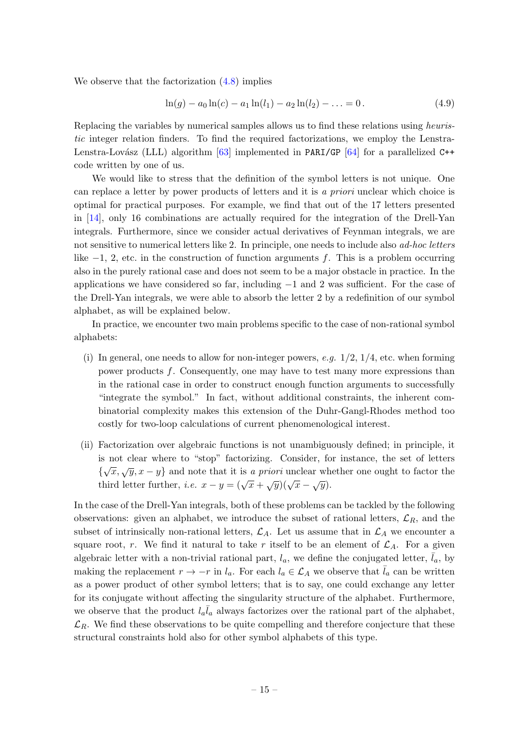We observe that the factorization (4.8) implies

$$\ln(g) - a_0 \ln(c) - a_1 \ln(l_1) - a_2 \ln(l_2) - \ldots = 0 \,. \tag{4.9}$$

Replacing the variables by numerical samples allows us to find these relations using *heuristic* integer relation finders. To find the required factorizations, we employ the Lenstra-Lenstra-Lovász (LLL) algorithm [63] implemented in `PARI/GP` [64] for a parallelized `C++` code written by one of us.

We would like to stress that the definition of the symbol letters is not unique. One can replace a letter by power products of letters and it is *a priori* unclear which choice is optimal for practical purposes. For example, we find that out of the 17 letters presented in [14], only 16 combinations are actually required for the integration of the Drell-Yan integrals. Furthermore, since we consider actual derivatives of Feynman integrals, we are not sensitive to numerical letters like 2. In principle, one needs to include also *ad-hoc letters* like $-1$, 2, etc. in the construction of function arguments $f$. This is a problem occurring also in the purely rational case and does not seem to be a major obstacle in practice. In the applications we have considered so far, including $-1$ and 2 was sufficient. For the case of the Drell-Yan integrals, we were able to absorb the letter 2 by a redefinition of our symbol alphabet, as will be explained below.

In practice, we encounter two main problems specific to the case of non-rational symbol alphabets:

(i) In general, one needs to allow for non-integer powers, *e.g.* 1/2, 1/4, etc. when forming power products $f$. Consequently, one may have to test many more expressions than in the rational case in order to construct enough function arguments to successfully "integrate the symbol." In fact, without additional constraints, the inherent combinatorial complexity makes this extension of the Duhr-Gangl-Rhodes method too costly for two-loop calculations of current phenomenological interest.

(ii) Factorization over algebraic functions is not unambiguously defined; in principle, it is not clear where to "stop" factorizing. Consider, for instance, the set of letters $\{\sqrt{x}, \sqrt{y}, x - y\}$ and note that it is *a priori* unclear whether one ought to factor the third letter further, *i.e.* $x - y = (\sqrt{x} + \sqrt{y})(\sqrt{x} - \sqrt{y})$.

In the case of the Drell-Yan integrals, both of these problems can be tackled by the following observations: given an alphabet, we introduce the subset of rational letters, $\mathcal{L}_R$, and the subset of intrinsically non-rational letters, $\mathcal{L}_A$. Let us assume that in $\mathcal{L}_A$ we encounter a square root, $r$. We find it natural to take $r$ itself to be an element of $\mathcal{L}_A$. For a given algebraic letter with a non-trivial rational part, $l_a$, we define the conjugated letter, $\bar{l}_a$, by making the replacement $r \to -r$ in $l_a$. For each $l_a \in \mathcal{L}_A$ we observe that $\bar{l}_a$ can be written as a power product of other symbol letters; that is to say, one could exchange any letter for its conjugate without affecting the singularity structure of the alphabet. Furthermore, we observe that the product $l_a \bar{l}_a$ always factorizes over the rational part of the alphabet, $\mathcal{L}_R$. We find these observations to be quite compelling and therefore conjecture that these structural constraints hold also for other symbol alphabets of this type.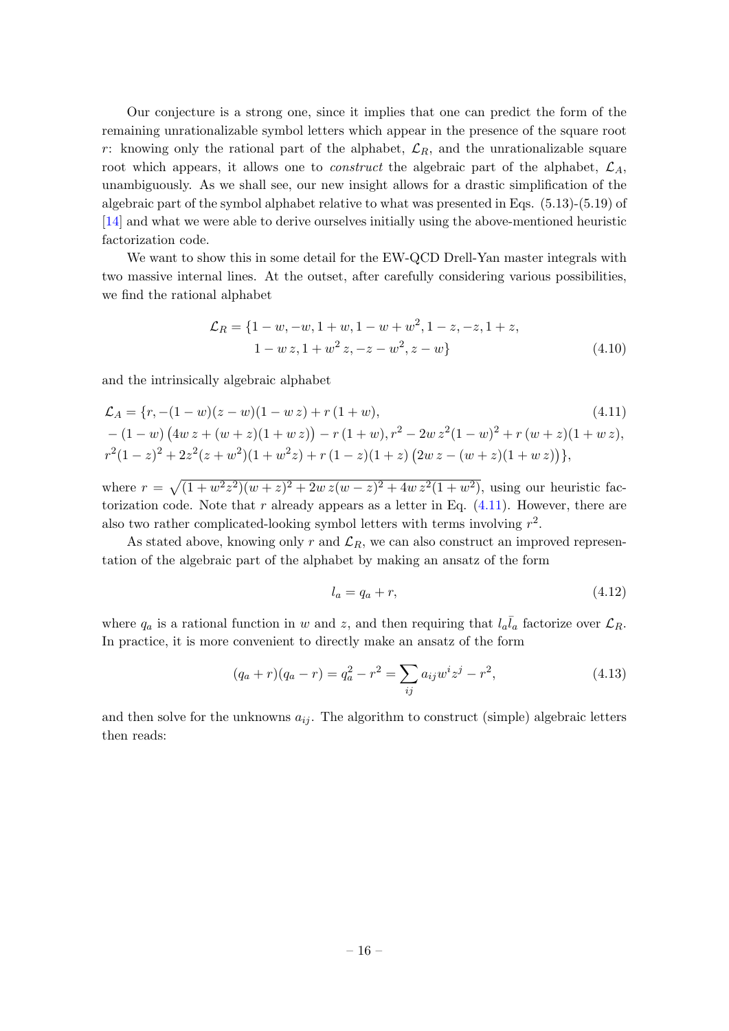Our conjecture is a strong one, since it implies that one can predict the form of the remaining unrationalizable symbol letters which appear in the presence of the square root $r$: knowing only the rational part of the alphabet, $\mathcal{L}_R$, and the unrationalizable square root which appears, it allows one to *construct* the algebraic part of the alphabet, $\mathcal{L}_A$, unambiguously. As we shall see, our new insight allows for a drastic simplification of the algebraic part of the symbol alphabet relative to what was presented in Eqs. (5.13)-(5.19) of [14] and what we were able to derive ourselves initially using the above-mentioned heuristic factorization code.

We want to show this in some detail for the EW-QCD Drell-Yan master integrals with two massive internal lines. At the outset, after carefully considering various possibilities, we find the rational alphabet

$$
\begin{aligned}
\mathcal{L}_R = \{&1-w, -w, 1+w, 1-w+w^2, 1-z, -z, 1+z, \\
&1-w\,z, 1+w^2\,z, -z-w^2, z-w\}
\end{aligned}
\tag{4.10}
$$

and the intrinsically algebraic alphabet

$$
\begin{aligned}
\mathcal{L}_A = \{&r, -(1-w)(z-w)(1-w\,z) + r\,(1+w), \\
&-(1-w)\left(4w\,z + (w+z)(1+w\,z)\right) - r\,(1+w), r^2 - 2w\,z^2(1-w)^2 + r\,(w+z)(1+w\,z), \\
&r^2(1-z)^2 + 2z^2(z+w^2)(1+w^2 z) + r\,(1-z)(1+z)\left(2w\,z - (w+z)(1+w\,z)\right)\},
\end{aligned}
\tag{4.11}
$$

where $r = \sqrt{(1+w^2z^2)(w+z)^2 + 2w\,z(w-z)^2 + 4w\,z^2(1+w^2)}$, using our heuristic factorization code. Note that $r$ already appears as a letter in Eq. (4.11). However, there are also two rather complicated-looking symbol letters with terms involving $r^2$.

As stated above, knowing only $r$ and $\mathcal{L}_R$, we can also construct an improved representation of the algebraic part of the alphabet by making an ansatz of the form

$$
l_a = q_a + r,
\tag{4.12}
$$

where $q_a$ is a rational function in $w$ and $z$, and then requiring that $l_a \bar{l}_a$ factorize over $\mathcal{L}_R$. In practice, it is more convenient to directly make an ansatz of the form

$$
(q_a + r)(q_a - r) = q_a^2 - r^2 = \sum_{ij} a_{ij} w^i z^j - r^2,
\tag{4.13}
$$

and then solve for the unknowns $a_{ij}$. The algorithm to construct (simple) algebraic letters then reads: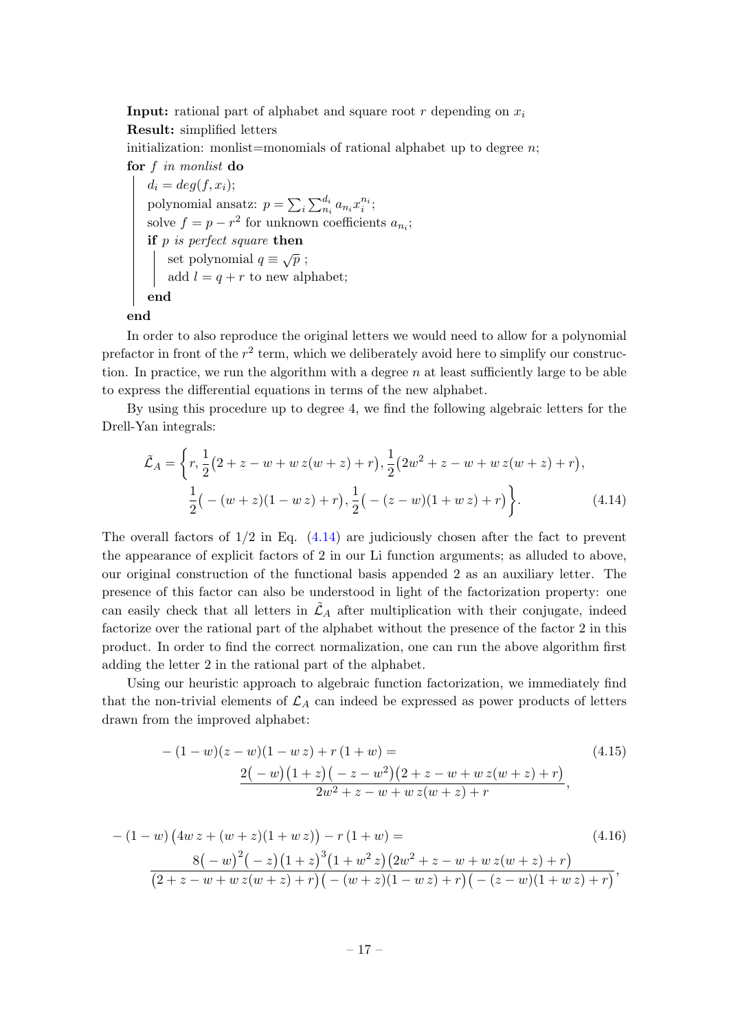**Input:** rational part of alphabet and square root $r$ depending on $x_i$

**Result:** simplified letters

initialization: monlist=monomials of rational alphabet up to degree $n$;

**for** $f$ *in monlist* **do**

  $d_i = deg(f, x_i)$;

  polynomial ansatz: $p = \sum_i \sum_{n_i}^{d_i} a_{n_i} x_i^{n_i}$;

  solve $f = p - r^2$ for unknown coefficients $a_{n_i}$;

  **if** $p$ *is perfect square* **then**

    set polynomial $q \equiv \sqrt{p}$ ;

    add $l = q + r$ to new alphabet;

  **end**

**end**

In order to also reproduce the original letters we would need to allow for a polynomial prefactor in front of the $r^2$ term, which we deliberately avoid here to simplify our construction. In practice, we run the algorithm with a degree $n$ at least sufficiently large to be able to express the differential equations in terms of the new alphabet.

By using this procedure up to degree 4, we find the following algebraic letters for the Drell-Yan integrals:

$$
\begin{aligned}
\tilde{\mathcal{L}}_A = \bigg\{ & r, \frac{1}{2}\big(2 + z - w + w\,z(w+z) + r\big), \frac{1}{2}\big(2w^2 + z - w + w\,z(w+z) + r\big), \\
& \frac{1}{2}\big(-(w+z)(1-w\,z) + r\big), \frac{1}{2}\big(-(z-w)(1+w\,z) + r\big) \bigg\}.
\end{aligned} \tag{4.14}
$$

The overall factors of $1/2$ in Eq. (4.14) are judiciously chosen after the fact to prevent the appearance of explicit factors of 2 in our Li function arguments; as alluded to above, our original construction of the functional basis appended 2 as an auxiliary letter. The presence of this factor can also be understood in light of the factorization property: one can easily check that all letters in $\tilde{\mathcal{L}}_A$ after multiplication with their conjugate, indeed factorize over the rational part of the alphabet without the presence of the factor 2 in this product. In order to find the correct normalization, one can run the above algorithm first adding the letter 2 in the rational part of the alphabet.

Using our heuristic approach to algebraic function factorization, we immediately find that the non-trivial elements of $\mathcal{L}_A$ can indeed be expressed as power products of letters drawn from the improved alphabet:

$$
\begin{aligned}
& -(1-w)(z-w)(1-w\,z) + r\,(1+w) = \\
& \qquad \frac{2\big(-w\big)\big(1+z\big)\big(-z-w^2\big)\big(2+z-w+w\,z(w+z)+r\big)}{2w^2+z-w+w\,z(w+z)+r},
\end{aligned} \tag{4.15}
$$

$$
\begin{aligned}
& -(1-w)\big(4w\,z + (w+z)(1+w\,z)\big) - r\,(1+w) = \\
& \frac{8\big(-w\big)^2\big(-z\big)\big(1+z\big)^3\big(1+w^2\,z\big)\big(2w^2+z-w+w\,z(w+z)+r\big)}{\big(2+z-w+w\,z(w+z)+r\big)\big(-(w+z)(1-w\,z)+r\big)\big(-(z-w)(1+w\,z)+r\big)},
\end{aligned} \tag{4.16}
$$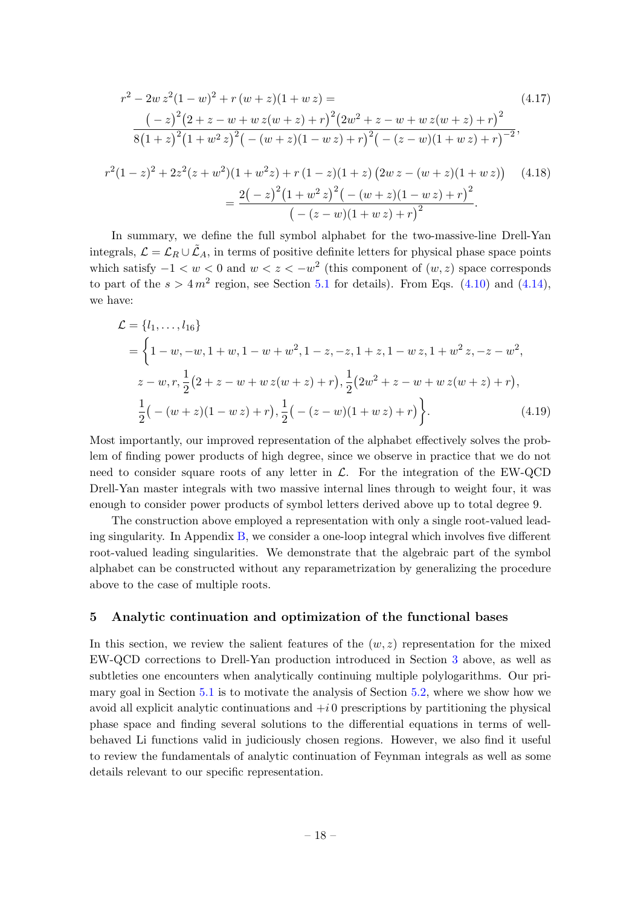$$
\begin{aligned}
&r^2 - 2w\,z^2(1-w)^2 + r\,(w+z)(1+w\,z) = \\
&\qquad \frac{\big(-z\big)^2\big(2+z-w+w\,z(w+z)+r\big)^2\big(2w^2+z-w+w\,z(w+z)+r\big)^2}{8\big(1+z\big)^2\big(1+w^2\,z\big)^2\big(-(w+z)(1-w\,z)+r\big)^2\big(-(z-w)(1+w\,z)+r\big)^{-2}},
\end{aligned}
\tag{4.17}
$$

$$
\begin{aligned}
r^2(1-z)^2 + 2z^2(z+w^2)(1+w^2z) + r\,(1-z)(1+z)\,\big(2w\,z-(w+z)(1+w\,z)\big) \\
= \frac{2\big(-z\big)^2\big(1+w^2\,z\big)^2\big(-(w+z)(1-w\,z)+r\big)^2}{\big(-(z-w)(1+w\,z)+r\big)^2}.
\end{aligned}
\tag{4.18}
$$

In summary, we define the full symbol alphabet for the two-massive-line Drell-Yan integrals, $\mathcal{L} = \mathcal{L}_R \cup \tilde{\mathcal{L}}_A$, in terms of positive definite letters for physical phase space points which satisfy $-1 < w < 0$ and $w < z < -w^2$ (this component of $(w,z)$ space corresponds to part of the $s > 4\,m^2$ region, see Section 5.1 for details). From Eqs. (4.10) and (4.14), we have:

$$
\begin{aligned}
\mathcal{L} &= \{l_1, \ldots, l_{16}\} \\
&= \bigg\{1-w, -w, 1+w, 1-w+w^2, 1-z, -z, 1+z, 1-w\,z, 1+w^2\,z, -z-w^2, \\
&\quad z-w, r, \frac{1}{2}\big(2+z-w+w\,z(w+z)+r\big), \frac{1}{2}\big(2w^2+z-w+w\,z(w+z)+r\big), \\
&\quad \frac{1}{2}\big(-(w+z)(1-w\,z)+r\big), \frac{1}{2}\big(-(z-w)(1+w\,z)+r\big)\bigg\}.
\end{aligned}
\tag{4.19}
$$

Most importantly, our improved representation of the alphabet effectively solves the problem of finding power products of high degree, since we observe in practice that we do not need to consider square roots of any letter in $\mathcal{L}$. For the integration of the EW-QCD Drell-Yan master integrals with two massive internal lines through to weight four, it was enough to consider power products of symbol letters derived above up to total degree 9.

The construction above employed a representation with only a single root-valued leading singularity. In Appendix B, we consider a one-loop integral which involves five different root-valued leading singularities. We demonstrate that the algebraic part of the symbol alphabet can be constructed without any reparametrization by generalizing the procedure above to the case of multiple roots.

## 5 Analytic continuation and optimization of the functional bases

In this section, we review the salient features of the $(w,z)$ representation for the mixed EW-QCD corrections to Drell-Yan production introduced in Section 3 above, as well as subtleties one encounters when analytically continuing multiple polylogarithms. Our primary goal in Section 5.1 is to motivate the analysis of Section 5.2, where we show how we avoid all explicit analytic continuations and $+i\,0$ prescriptions by partitioning the physical phase space and finding several solutions to the differential equations in terms of well-behaved Li functions valid in judiciously chosen regions. However, we also find it useful to review the fundamentals of analytic continuation of Feynman integrals as well as some details relevant to our specific representation.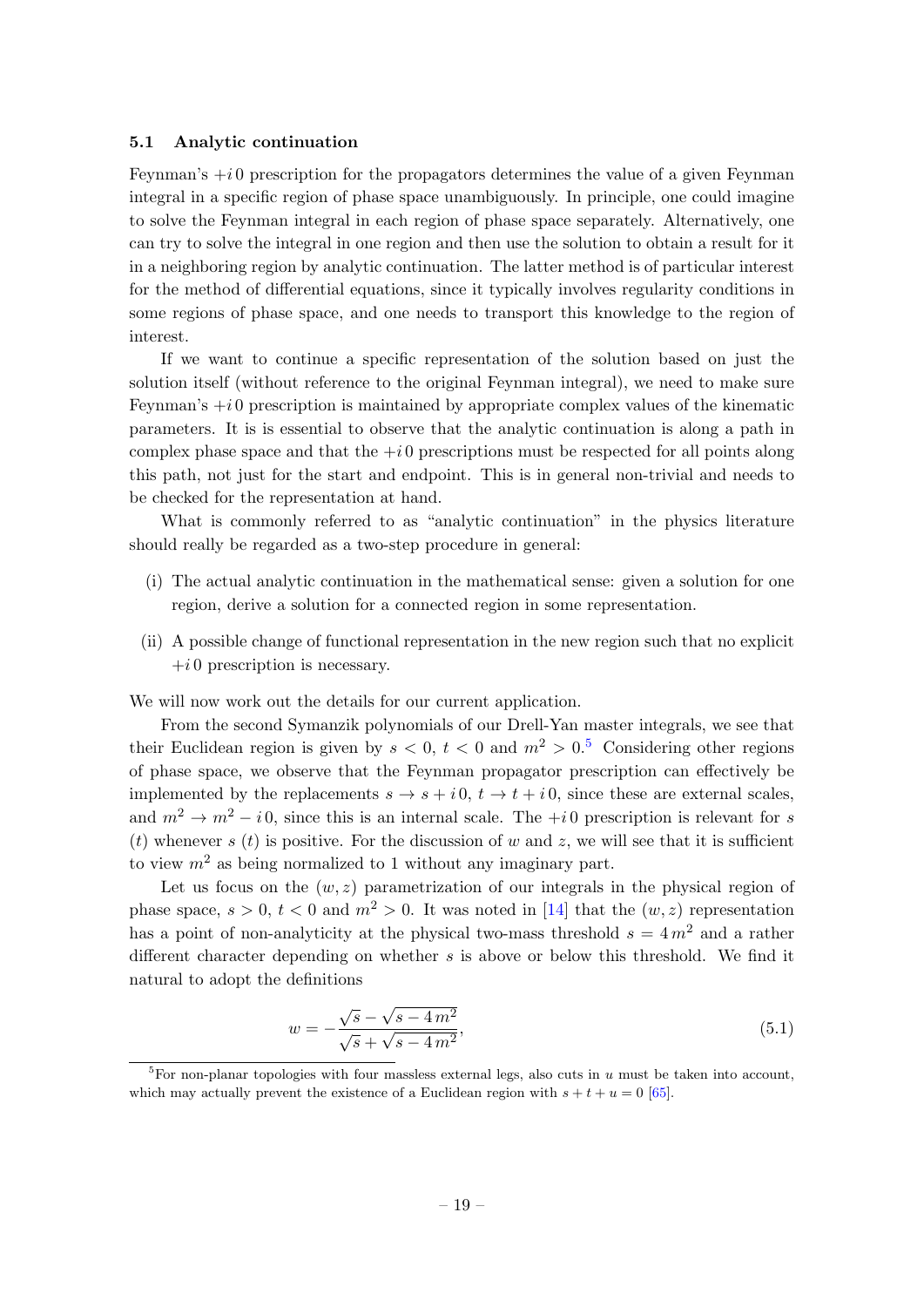### 5.1 Analytic continuation

Feynman's $+i\,0$ prescription for the propagators determines the value of a given Feynman integral in a specific region of phase space unambiguously. In principle, one could imagine to solve the Feynman integral in each region of phase space separately. Alternatively, one can try to solve the integral in one region and then use the solution to obtain a result for it in a neighboring region by analytic continuation. The latter method is of particular interest for the method of differential equations, since it typically involves regularity conditions in some regions of phase space, and one needs to transport this knowledge to the region of interest.

If we want to continue a specific representation of the solution based on just the solution itself (without reference to the original Feynman integral), we need to make sure Feynman's $+i\,0$ prescription is maintained by appropriate complex values of the kinematic parameters. It is is essential to observe that the analytic continuation is along a path in complex phase space and that the $+i\,0$ prescriptions must be respected for all points along this path, not just for the start and endpoint. This is in general non-trivial and needs to be checked for the representation at hand.

What is commonly referred to as "analytic continuation" in the physics literature should really be regarded as a two-step procedure in general:

- (i) The actual analytic continuation in the mathematical sense: given a solution for one region, derive a solution for a connected region in some representation.
- (ii) A possible change of functional representation in the new region such that no explicit $+i\,0$ prescription is necessary.

We will now work out the details for our current application.

From the second Symanzik polynomials of our Drell-Yan master integrals, we see that their Euclidean region is given by $s < 0$, $t < 0$ and $m^2 > 0$.[5] Considering other regions of phase space, we observe that the Feynman propagator prescription can effectively be implemented by the replacements $s \to s + i\,0$, $t \to t + i\,0$, since these are external scales, and $m^2 \to m^2 - i\,0$, since this is an internal scale. The $+i\,0$ prescription is relevant for $s$ ($t$) whenever $s$ ($t$) is positive. For the discussion of $w$ and $z$, we will see that it is sufficient to view $m^2$ as being normalized to 1 without any imaginary part.

Let us focus on the $(w, z)$ parametrization of our integrals in the physical region of phase space, $s > 0$, $t < 0$ and $m^2 > 0$. It was noted in [14] that the $(w, z)$ representation has a point of non-analyticity at the physical two-mass threshold $s = 4\,m^2$ and a rather different character depending on whether $s$ is above or below this threshold. We find it natural to adopt the definitions

$$w = -\frac{\sqrt{s} - \sqrt{s - 4\,m^2}}{\sqrt{s} + \sqrt{s - 4\,m^2}}, \tag{5.1}$$

[5] For non-planar topologies with four massless external legs, also cuts in $u$ must be taken into account, which may actually prevent the existence of a Euclidean region with $s + t + u = 0$ [65].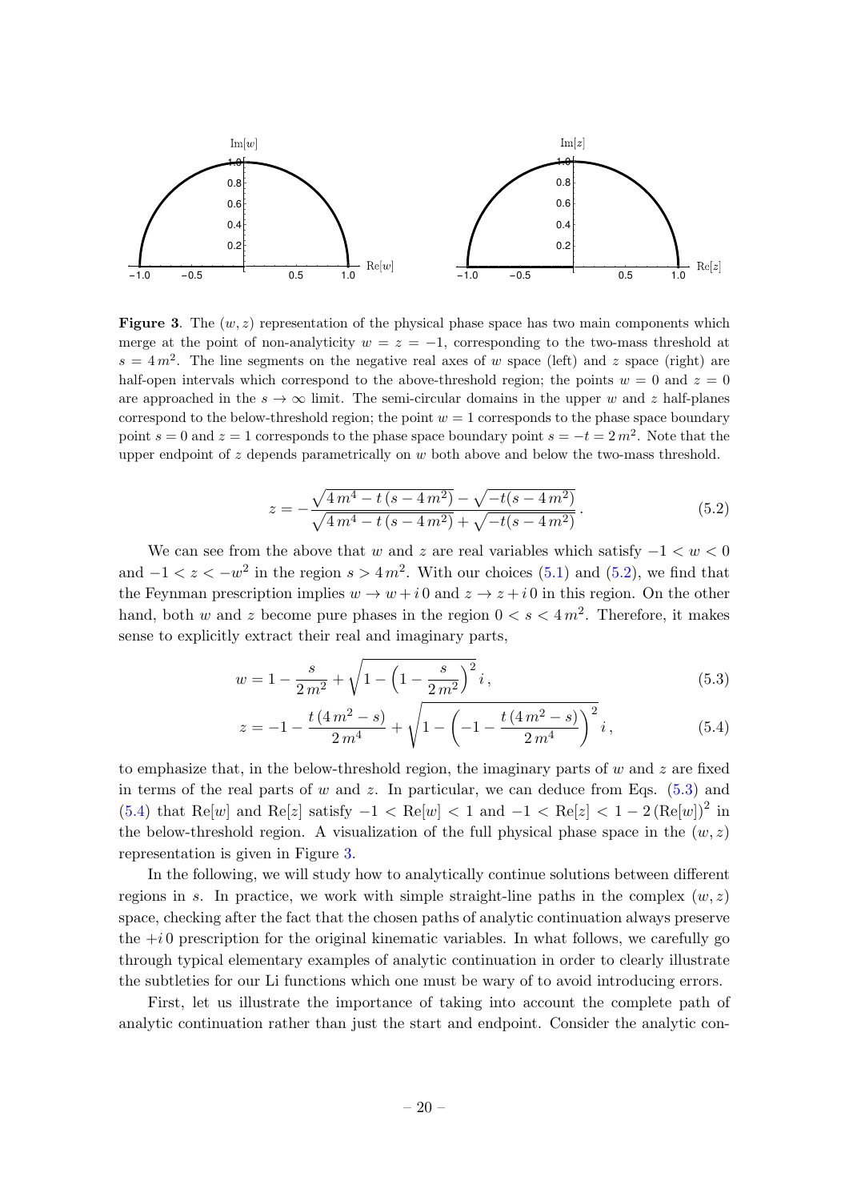**Figure 3**. The $(w, z)$ representation of the physical phase space has two main components which merge at the point of non-analyticity $w = z = -1$, corresponding to the two-mass threshold at $s = 4\,m^2$. The line segments on the negative real axes of $w$ space (left) and $z$ space (right) are half-open intervals which correspond to the above-threshold region; the points $w = 0$ and $z = 0$ are approached in the $s \to \infty$ limit. The semi-circular domains in the upper $w$ and $z$ half-planes correspond to the below-threshold region; the point $w = 1$ corresponds to the phase space boundary point $s = 0$ and $z = 1$ corresponds to the phase space boundary point $s = -t = 2\,m^2$. Note that the upper endpoint of $z$ depends parametrically on $w$ both above and below the two-mass threshold.

$$
z = -\frac{\sqrt{4\,m^4 - t\,(s - 4\,m^2)} - \sqrt{-t(s - 4\,m^2)}}{\sqrt{4\,m^4 - t\,(s - 4\,m^2)} + \sqrt{-t(s - 4\,m^2)}}\,. \tag{5.2}
$$

We can see from the above that $w$ and $z$ are real variables which satisfy $-1 < w < 0$ and $-1 < z < -w^2$ in the region $s > 4\,m^2$. With our choices (5.1) and (5.2), we find that the Feynman prescription implies $w \to w + i\,0$ and $z \to z + i\,0$ in this region. On the other hand, both $w$ and $z$ become pure phases in the region $0 < s < 4\,m^2$. Therefore, it makes sense to explicitly extract their real and imaginary parts,

$$
w = 1 - \frac{s}{2\,m^2} + \sqrt{1 - \left(1 - \frac{s}{2\,m^2}\right)^2}\,i\,, \tag{5.3}
$$

$$
z = -1 - \frac{t\,(4\,m^2 - s)}{2\,m^4} + \sqrt{1 - \left(-1 - \frac{t\,(4\,m^2 - s)}{2\,m^4}\right)^2}\,i\,, \tag{5.4}
$$

to emphasize that, in the below-threshold region, the imaginary parts of $w$ and $z$ are fixed in terms of the real parts of $w$ and $z$. In particular, we can deduce from Eqs. (5.3) and (5.4) that $\mathrm{Re}[w]$ and $\mathrm{Re}[z]$ satisfy $-1 < \mathrm{Re}[w] < 1$ and $-1 < \mathrm{Re}[z] < 1 - 2\,(\mathrm{Re}[w])^2$ in the below-threshold region. A visualization of the full physical phase space in the $(w, z)$ representation is given in Figure 3.

In the following, we will study how to analytically continue solutions between different regions in $s$. In practice, we work with simple straight-line paths in the complex $(w, z)$ space, checking after the fact that the chosen paths of analytic continuation always preserve the $+i\,0$ prescription for the original kinematic variables. In what follows, we carefully go through typical elementary examples of analytic continuation in order to clearly illustrate the subtleties for our Li functions which one must be wary of to avoid introducing errors.

First, let us illustrate the importance of taking into account the complete path of analytic continuation rather than just the start and endpoint. Consider the analytic con-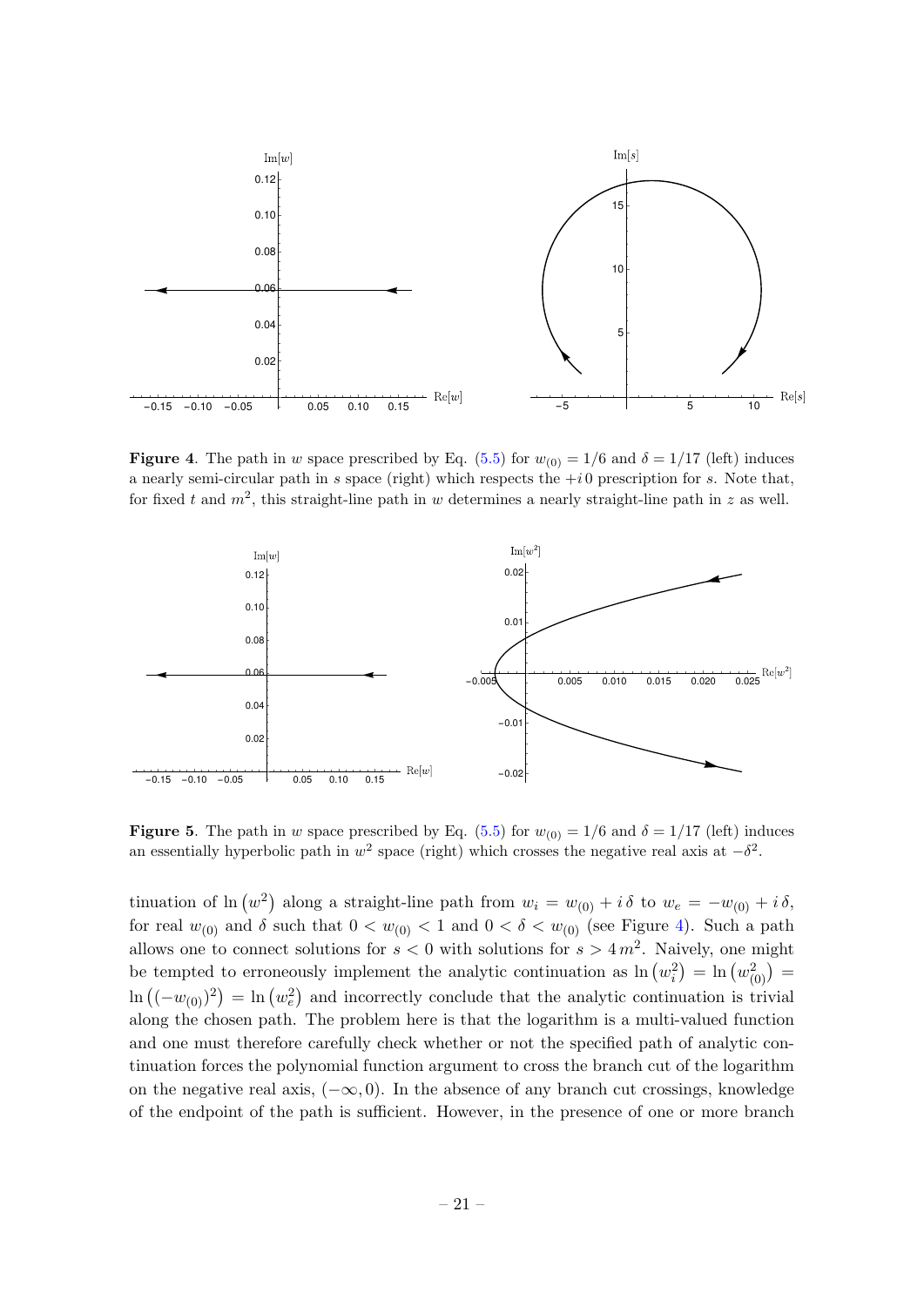**Figure 4**. The path in $w$ space prescribed by Eq. (5.5) for $w_{(0)} = 1/6$ and $\delta = 1/17$ (left) induces a nearly semi-circular path in $s$ space (right) which respects the $+i\,0$ prescription for $s$. Note that, for fixed $t$ and $m^2$, this straight-line path in $w$ determines a nearly straight-line path in $z$ as well.

**Figure 5**. The path in $w$ space prescribed by Eq. (5.5) for $w_{(0)} = 1/6$ and $\delta = 1/17$ (left) induces an essentially hyperbolic path in $w^2$ space (right) which crosses the negative real axis at $-\delta^2$.

tinuation of $\ln\left(w^2\right)$ along a straight-line path from $w_i = w_{(0)} + i\,\delta$ to $w_e = -w_{(0)} + i\,\delta$, for real $w_{(0)}$ and $\delta$ such that $0 < w_{(0)} < 1$ and $0 < \delta < w_{(0)}$ (see Figure 4). Such a path allows one to connect solutions for $s < 0$ with solutions for $s > 4\,m^2$. Naively, one might be tempted to erroneously implement the analytic continuation as $\ln\left(w_i^2\right) = \ln\left(w_{(0)}^2\right) = \ln\left((-w_{(0)})^2\right) = \ln\left(w_e^2\right)$ and incorrectly conclude that the analytic continuation is trivial along the chosen path. The problem here is that the logarithm is a multi-valued function and one must therefore carefully check whether or not the specified path of analytic continuation forces the polynomial function argument to cross the branch cut of the logarithm on the negative real axis, $(-\infty, 0)$. In the absence of any branch cut crossings, knowledge of the endpoint of the path is sufficient. However, in the presence of one or more branch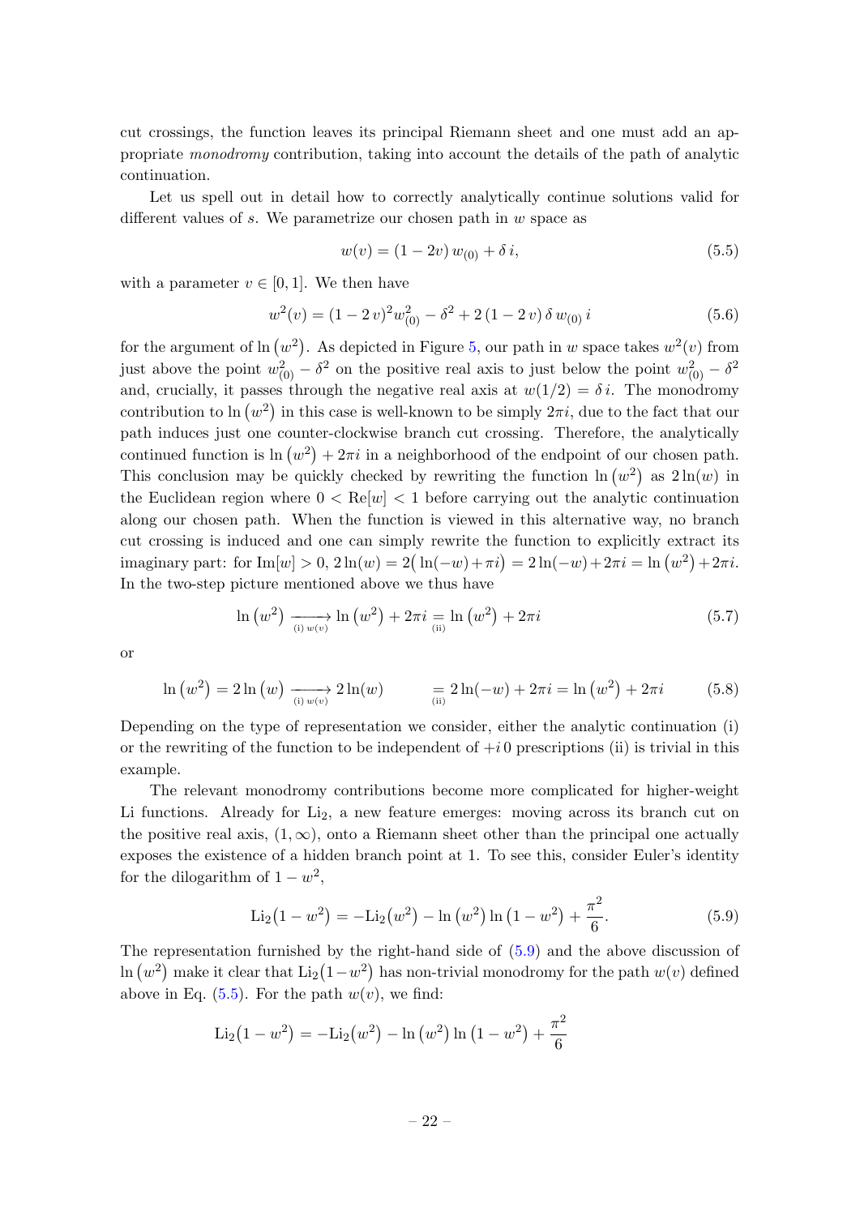cut crossings, the function leaves its principal Riemann sheet and one must add an appropriate *monodromy* contribution, taking into account the details of the path of analytic continuation.

Let us spell out in detail how to correctly analytically continue solutions valid for different values of $s$. We parametrize our chosen path in $w$ space as

$$w(v) = (1 - 2v)\, w_{(0)} + \delta\, i, \tag{5.5}$$

with a parameter $v \in [0, 1]$. We then have

$$w^2(v) = (1 - 2\,v)^2 w_{(0)}^2 - \delta^2 + 2\,(1 - 2\,v)\,\delta\, w_{(0)}\, i \tag{5.6}$$

for the argument of $\ln\left(w^2\right)$. As depicted in Figure 5, our path in $w$ space takes $w^2(v)$ from just above the point $w_{(0)}^2 - \delta^2$ on the positive real axis to just below the point $w_{(0)}^2 - \delta^2$ and, crucially, it passes through the negative real axis at $w(1/2) = \delta\, i$. The monodromy contribution to $\ln\left(w^2\right)$ in this case is well-known to be simply $2\pi i$, due to the fact that our path induces just one counter-clockwise branch cut crossing. Therefore, the analytically continued function is $\ln\left(w^2\right) + 2\pi i$ in a neighborhood of the endpoint of our chosen path. This conclusion may be quickly checked by rewriting the function $\ln\left(w^2\right)$ as $2\ln(w)$ in the Euclidean region where $0 < \mathrm{Re}[w] < 1$ before carrying out the analytic continuation along our chosen path. When the function is viewed in this alternative way, no branch cut crossing is induced and one can simply rewrite the function to explicitly extract its imaginary part: for $\mathrm{Im}[w] > 0$, $2\ln(w) = 2\big(\ln(-w) + \pi i\big) = 2\ln(-w) + 2\pi i = \ln\left(w^2\right) + 2\pi i$. In the two-step picture mentioned above we thus have

$$\ln\left(w^2\right) \xrightarrow[\text{(i)}\, w(v)]{} \ln\left(w^2\right) + 2\pi i \underset{\text{(ii)}}{=} \ln\left(w^2\right) + 2\pi i \tag{5.7}$$

or

$$\ln\left(w^2\right) = 2\ln\left(w\right) \xrightarrow[\text{(i)}\, w(v)]{} 2\ln(w) \qquad \underset{\text{(ii)}}{=} 2\ln(-w) + 2\pi i = \ln\left(w^2\right) + 2\pi i \tag{5.8}$$

Depending on the type of representation we consider, either the analytic continuation (i) or the rewriting of the function to be independent of $+i\,0$ prescriptions (ii) is trivial in this example.

The relevant monodromy contributions become more complicated for higher-weight Li functions. Already for $\mathrm{Li}_2$, a new feature emerges: moving across its branch cut on the positive real axis, $(1, \infty)$, onto a Riemann sheet other than the principal one actually exposes the existence of a hidden branch point at 1. To see this, consider Euler's identity for the dilogarithm of $1 - w^2$,

$$\mathrm{Li}_2\big(1 - w^2\big) = -\mathrm{Li}_2\big(w^2\big) - \ln\left(w^2\right)\ln\left(1 - w^2\right) + \frac{\pi^2}{6}. \tag{5.9}$$

The representation furnished by the right-hand side of (5.9) and the above discussion of $\ln\left(w^2\right)$ make it clear that $\mathrm{Li}_2\big(1 - w^2\big)$ has non-trivial monodromy for the path $w(v)$ defined above in Eq. (5.5). For the path $w(v)$, we find:

$$\mathrm{Li}_2\big(1 - w^2\big) = -\mathrm{Li}_2\big(w^2\big) - \ln\left(w^2\right)\ln\left(1 - w^2\right) + \frac{\pi^2}{6}$$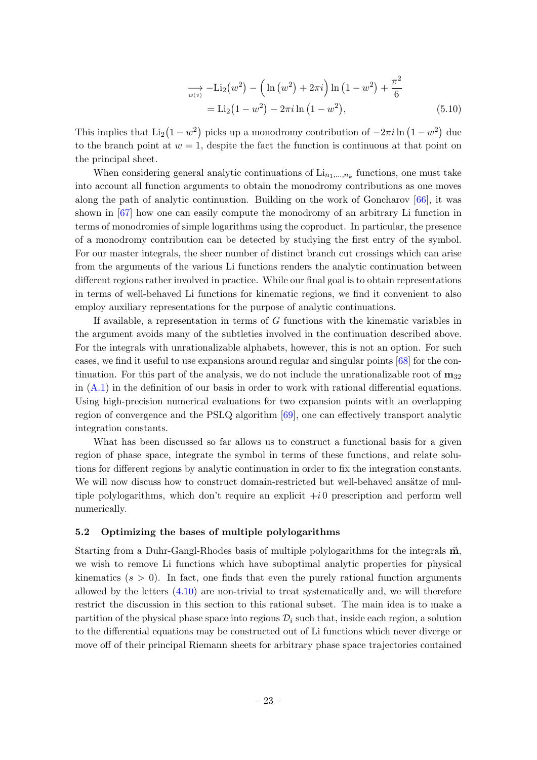$$
\begin{aligned}
&\underset{w(v)}{\longrightarrow} -\mathrm{Li}_2\big(w^2\big) - \Big(\ln\big(w^2\big) + 2\pi i\Big)\ln\big(1-w^2\big) + \frac{\pi^2}{6} \\
&\quad = \mathrm{Li}_2\big(1-w^2\big) - 2\pi i \ln\big(1-w^2\big),
\end{aligned} \tag{5.10}
$$

This implies that $\mathrm{Li}_2\big(1-w^2\big)$ picks up a monodromy contribution of $-2\pi i\ln\big(1-w^2\big)$ due to the branch point at $w=1$, despite the fact the function is continuous at that point on the principal sheet.

When considering general analytic continuations of $\mathrm{Li}_{n_1,\ldots,n_k}$ functions, one must take into account all function arguments to obtain the monodromy contributions as one moves along the path of analytic continuation. Building on the work of Goncharov [66], it was shown in [67] how one can easily compute the monodromy of an arbitrary Li function in terms of monodromies of simple logarithms using the coproduct. In particular, the presence of a monodromy contribution can be detected by studying the first entry of the symbol. For our master integrals, the sheer number of distinct branch cut crossings which can arise from the arguments of the various Li functions renders the analytic continuation between different regions rather involved in practice. While our final goal is to obtain representations in terms of well-behaved Li functions for kinematic regions, we find it convenient to also employ auxiliary representations for the purpose of analytic continuations.

If available, a representation in terms of $G$ functions with the kinematic variables in the argument avoids many of the subtleties involved in the continuation described above. For the integrals with unrationalizable alphabets, however, this is not an option. For such cases, we find it useful to use expansions around regular and singular points [68] for the continuation. For this part of the analysis, we do not include the unrationalizable root of $\mathbf{m}_{32}$ in (A.1) in the definition of our basis in order to work with rational differential equations. Using high-precision numerical evaluations for two expansion points with an overlapping region of convergence and the PSLQ algorithm [69], one can effectively transport analytic integration constants.

What has been discussed so far allows us to construct a functional basis for a given region of phase space, integrate the symbol in terms of these functions, and relate solutions for different regions by analytic continuation in order to fix the integration constants. We will now discuss how to construct domain-restricted but well-behaved ansätze of multiple polylogarithms, which don't require an explicit $+i\,0$ prescription and perform well numerically.

### 5.2 Optimizing the bases of multiple polylogarithms

Starting from a Duhr-Gangl-Rhodes basis of multiple polylogarithms for the integrals $\vec{\mathbf{m}}$, we wish to remove Li functions which have suboptimal analytic properties for physical kinematics ($s>0$). In fact, one finds that even the purely rational function arguments allowed by the letters (4.10) are non-trivial to treat systematically and, we will therefore restrict the discussion in this section to this rational subset. The main idea is to make a partition of the physical phase space into regions $\mathcal{D}_i$ such that, inside each region, a solution to the differential equations may be constructed out of Li functions which never diverge or move off of their principal Riemann sheets for arbitrary phase space trajectories contained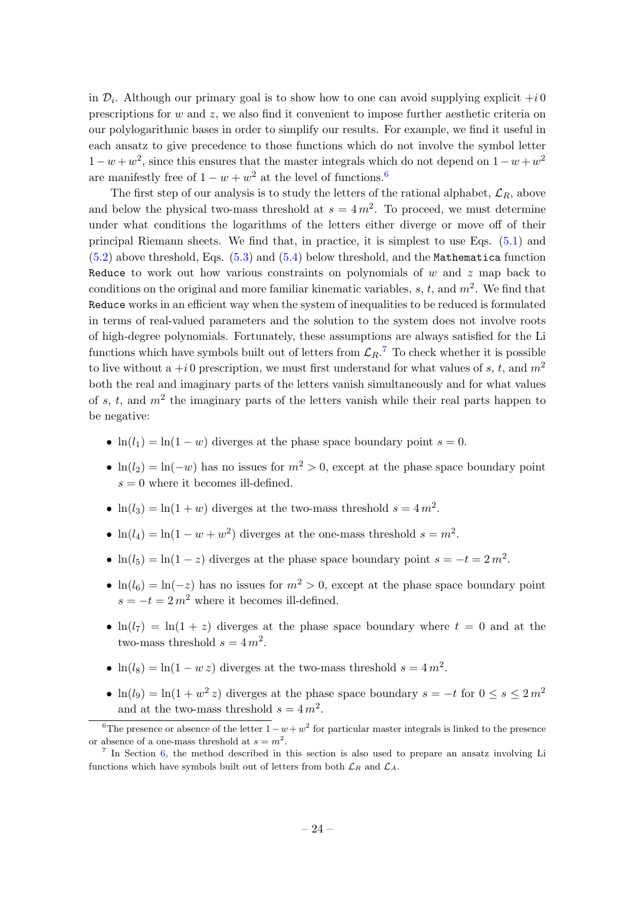in $\mathcal{D}_i$. Although our primary goal is to show how to one can avoid supplying explicit $+i\,0$ prescriptions for $w$ and $z$, we also find it convenient to impose further aesthetic criteria on our polylogarithmic bases in order to simplify our results. For example, we find it useful in each ansatz to give precedence to those functions which do not involve the symbol letter $1-w+w^2$, since this ensures that the master integrals which do not depend on $1-w+w^2$ are manifestly free of $1-w+w^2$ at the level of functions.[6]

The first step of our analysis is to study the letters of the rational alphabet, $\mathcal{L}_R$, above and below the physical two-mass threshold at $s = 4\,m^2$. To proceed, we must determine under what conditions the logarithms of the letters either diverge or move off of their principal Riemann sheets. We find that, in practice, it is simplest to use Eqs. (5.1) and (5.2) above threshold, Eqs. (5.3) and (5.4) below threshold, and the `Mathematica` function `Reduce` to work out how various constraints on polynomials of $w$ and $z$ map back to conditions on the original and more familiar kinematic variables, $s$, $t$, and $m^2$. We find that `Reduce` works in an efficient way when the system of inequalities to be reduced is formulated in terms of real-valued parameters and the solution to the system does not involve roots of high-degree polynomials. Fortunately, these assumptions are always satisfied for the Li functions which have symbols built out of letters from $\mathcal{L}_R$.[7] To check whether it is possible to live without a $+i\,0$ prescription, we must first understand for what values of $s$, $t$, and $m^2$ both the real and imaginary parts of the letters vanish simultaneously and for what values of $s$, $t$, and $m^2$ the imaginary parts of the letters vanish while their real parts happen to be negative:

- $\ln(l_1) = \ln(1-w)$ diverges at the phase space boundary point $s = 0$.
- $\ln(l_2) = \ln(-w)$ has no issues for $m^2 > 0$, except at the phase space boundary point $s = 0$ where it becomes ill-defined.
- $\ln(l_3) = \ln(1+w)$ diverges at the two-mass threshold $s = 4\,m^2$.
- $\ln(l_4) = \ln(1-w+w^2)$ diverges at the one-mass threshold $s = m^2$.
- $\ln(l_5) = \ln(1-z)$ diverges at the phase space boundary point $s = -t = 2\,m^2$.
- $\ln(l_6) = \ln(-z)$ has no issues for $m^2 > 0$, except at the phase space boundary point $s = -t = 2\,m^2$ where it becomes ill-defined.
- $\ln(l_7) = \ln(1+z)$ diverges at the phase space boundary where $t = 0$ and at the two-mass threshold $s = 4\,m^2$.
- $\ln(l_8) = \ln(1-w\,z)$ diverges at the two-mass threshold $s = 4\,m^2$.
- $\ln(l_9) = \ln(1+w^2\,z)$ diverges at the phase space boundary $s = -t$ for $0 \le s \le 2\,m^2$ and at the two-mass threshold $s = 4\,m^2$.

---

[6] The presence or absence of the letter $1-w+w^2$ for particular master integrals is linked to the presence or absence of a one-mass threshold at $s = m^2$.

[7] In Section 6, the method described in this section is also used to prepare an ansatz involving Li functions which have symbols built out of letters from both $\mathcal{L}_R$ and $\mathcal{L}_A$.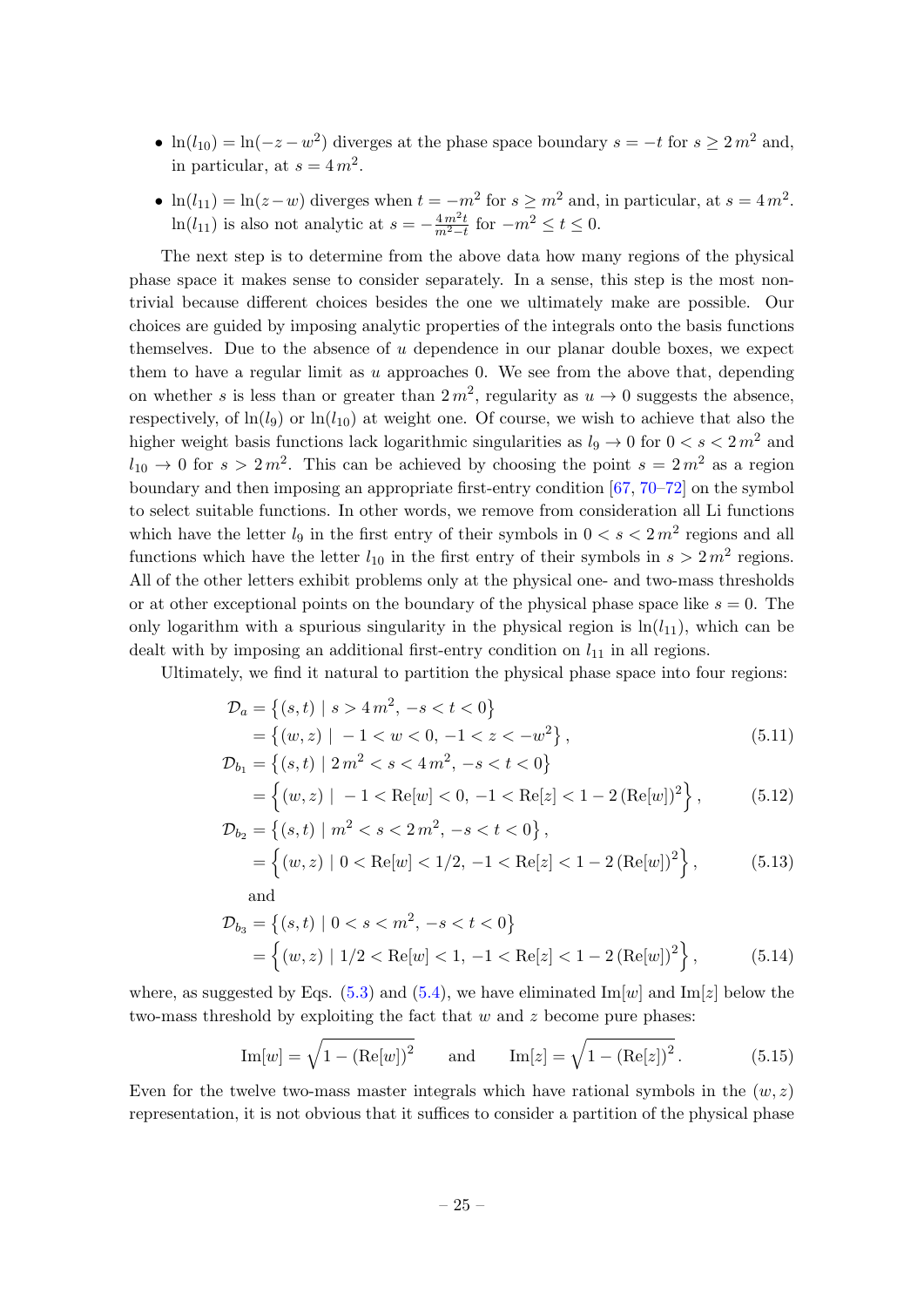- $\ln(l_{10}) = \ln(-z - w^2)$ diverges at the phase space boundary $s = -t$ for $s \geq 2\,m^2$ and, in particular, at $s = 4\,m^2$.
- $\ln(l_{11}) = \ln(z - w)$ diverges when $t = -m^2$ for $s \geq m^2$ and, in particular, at $s = 4\,m^2$. $\ln(l_{11})$ is also not analytic at $s = -\frac{4\,m^2 t}{m^2 - t}$ for $-m^2 \leq t \leq 0$.

The next step is to determine from the above data how many regions of the physical phase space it makes sense to consider separately. In a sense, this step is the most non-trivial because different choices besides the one we ultimately make are possible. Our choices are guided by imposing analytic properties of the integrals onto the basis functions themselves. Due to the absence of $u$ dependence in our planar double boxes, we expect them to have a regular limit as $u$ approaches 0. We see from the above that, depending on whether $s$ is less than or greater than $2\,m^2$, regularity as $u \to 0$ suggests the absence, respectively, of $\ln(l_9)$ or $\ln(l_{10})$ at weight one. Of course, we wish to achieve that also the higher weight basis functions lack logarithmic singularities as $l_9 \to 0$ for $0 < s < 2\,m^2$ and $l_{10} \to 0$ for $s > 2\,m^2$. This can be achieved by choosing the point $s = 2\,m^2$ as a region boundary and then imposing an appropriate first-entry condition [67, 70–72] on the symbol to select suitable functions. In other words, we remove from consideration all Li functions which have the letter $l_9$ in the first entry of their symbols in $0 < s < 2\,m^2$ regions and all functions which have the letter $l_{10}$ in the first entry of their symbols in $s > 2\,m^2$ regions. All of the other letters exhibit problems only at the physical one- and two-mass thresholds or at other exceptional points on the boundary of the physical phase space like $s = 0$. The only logarithm with a spurious singularity in the physical region is $\ln(l_{11})$, which can be dealt with by imposing an additional first-entry condition on $l_{11}$ in all regions.

Ultimately, we find it natural to partition the physical phase space into four regions:

$$
\begin{aligned}
\mathcal{D}_a &= \left\{(s,t) \mid s > 4\,m^2,\ -s < t < 0\right\} \\
&= \left\{(w,z) \mid -1 < w < 0,\ -1 < z < -w^2\right\}, \qquad (5.11)\\
\mathcal{D}_{b_1} &= \left\{(s,t) \mid 2\,m^2 < s < 4\,m^2,\ -s < t < 0\right\} \\
&= \left\{(w,z) \mid -1 < \mathrm{Re}[w] < 0,\ -1 < \mathrm{Re}[z] < 1 - 2\,(\mathrm{Re}[w])^2\right\}, \qquad (5.12)\\
\mathcal{D}_{b_2} &= \left\{(s,t) \mid m^2 < s < 2\,m^2,\ -s < t < 0\right\}, \\
&= \left\{(w,z) \mid 0 < \mathrm{Re}[w] < 1/2,\ -1 < \mathrm{Re}[z] < 1 - 2\,(\mathrm{Re}[w])^2\right\}, \qquad (5.13)
\end{aligned}
$$

and

$$
\begin{aligned}
\mathcal{D}_{b_3} &= \left\{(s,t) \mid 0 < s < m^2,\ -s < t < 0\right\} \\
&= \left\{(w,z) \mid 1/2 < \mathrm{Re}[w] < 1,\ -1 < \mathrm{Re}[z] < 1 - 2\,(\mathrm{Re}[w])^2\right\}, \qquad (5.14)
\end{aligned}
$$

where, as suggested by Eqs. (5.3) and (5.4), we have eliminated $\mathrm{Im}[w]$ and $\mathrm{Im}[z]$ below the two-mass threshold by exploiting the fact that $w$ and $z$ become pure phases:

$$
\mathrm{Im}[w] = \sqrt{1 - (\mathrm{Re}[w])^2} \qquad \text{and} \qquad \mathrm{Im}[z] = \sqrt{1 - (\mathrm{Re}[z])^2}\,. \qquad (5.15)
$$

Even for the twelve two-mass master integrals which have rational symbols in the $(w,z)$ representation, it is not obvious that it suffices to consider a partition of the physical phase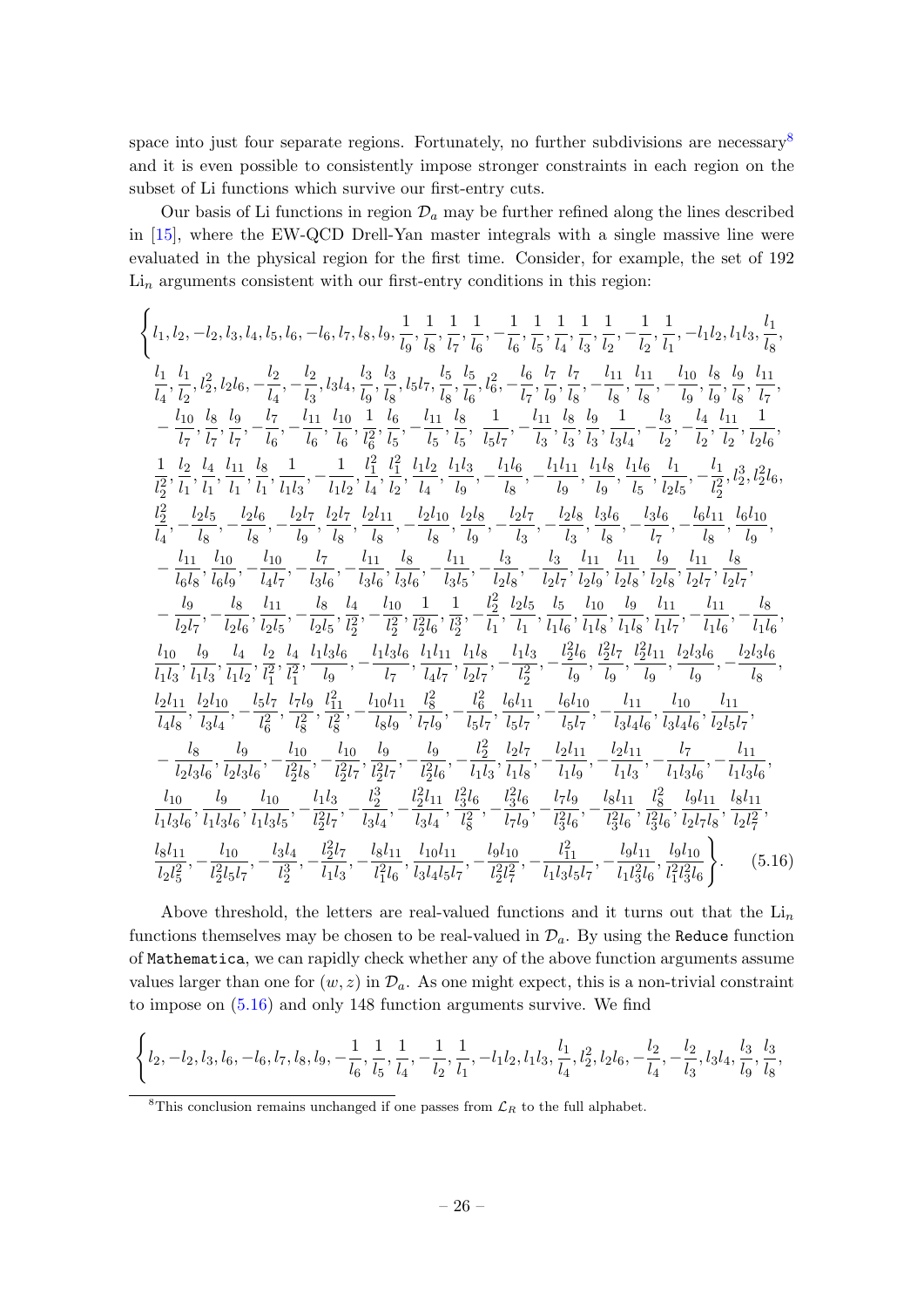space into just four separate regions. Fortunately, no further subdivisions are necessary[8] and it is even possible to consistently impose stronger constraints in each region on the subset of Li functions which survive our first-entry cuts.

Our basis of Li functions in region $\mathcal{D}_a$ may be further refined along the lines described in [15], where the EW-QCD Drell-Yan master integrals with a single massive line were evaluated in the physical region for the first time. Consider, for example, the set of 192 $\mathrm{Li}_n$ arguments consistent with our first-entry conditions in this region:

$$\begin{Bmatrix} l_1, l_2, -l_2, l_3, l_4, l_5, l_6, -l_6, l_7, l_8, l_9, \frac{1}{l_9}, \frac{1}{l_8}, \frac{1}{l_7}, \frac{1}{l_6}, -\frac{1}{l_6}, \frac{1}{l_5}, \frac{1}{l_4}, \frac{1}{l_3}, \frac{1}{l_2}, -\frac{1}{l_2}, \frac{1}{l_1}, -l_1 l_2, l_1 l_3, \frac{l_1}{l_8}, \\
\frac{l_1}{l_4}, \frac{l_1}{l_2}, l_2^2, l_2 l_6, -\frac{l_2}{l_4}, -\frac{l_2}{l_3}, l_3 l_4, \frac{l_3}{l_9}, \frac{l_3}{l_8}, l_5 l_7, \frac{l_5}{l_8}, \frac{l_5}{l_6}, l_6^2, -\frac{l_6}{l_7}, \frac{l_7}{l_9}, \frac{l_7}{l_8}, -\frac{l_{11}}{l_8}, \frac{l_{11}}{l_8}, -\frac{l_{10}}{l_9}, \frac{l_8}{l_9}, \frac{l_9}{l_8}, \frac{l_{11}}{l_7}, \\
-\frac{l_{10}}{l_7}, \frac{l_8}{l_7}, \frac{l_9}{l_7}, -\frac{l_7}{l_6}, -\frac{l_{11}}{l_6}, \frac{l_{10}}{l_6}, \frac{1}{l_6^2}, \frac{l_6}{l_5}, -\frac{l_{11}}{l_5}, \frac{l_8}{l_5}, \frac{1}{l_5 l_7}, -\frac{l_{11}}{l_3}, \frac{l_8}{l_3}, \frac{l_9}{l_3}, \frac{1}{l_3 l_4}, -\frac{l_3}{l_2}, -\frac{l_4}{l_2}, \frac{l_{11}}{l_2}, \frac{1}{l_2 l_6}, \\
\frac{1}{l_2^2}, \frac{l_2}{l_1}, \frac{l_4}{l_1}, \frac{l_{11}}{l_1}, \frac{l_8}{l_1}, \frac{1}{l_1 l_3}, -\frac{1}{l_1 l_2}, \frac{l_1^2}{l_4}, \frac{l_1^2}{l_2}, \frac{l_1 l_2}{l_4}, \frac{l_1 l_3}{l_9}, -\frac{l_1 l_6}{l_8}, -\frac{l_1 l_{11}}{l_9}, \frac{l_1 l_8}{l_9}, \frac{l_1 l_6}{l_5}, \frac{l_1}{l_2 l_5}, -\frac{l_1}{l_2^2}, l_2^3, l_2^2 l_6, \\
\frac{l_2^2}{l_4}, -\frac{l_2 l_5}{l_8}, -\frac{l_2 l_6}{l_8}, -\frac{l_2 l_7}{l_9}, \frac{l_2 l_7}{l_8}, \frac{l_2 l_{11}}{l_8}, -\frac{l_2 l_{10}}{l_8}, \frac{l_2 l_8}{l_9}, -\frac{l_2 l_7}{l_3}, -\frac{l_2 l_8}{l_3}, \frac{l_3 l_6}{l_8}, -\frac{l_3 l_6}{l_7}, -\frac{l_6 l_{11}}{l_8}, \frac{l_6 l_{10}}{l_9}, \\
-\frac{l_{11}}{l_6 l_8}, \frac{l_{10}}{l_6 l_9}, -\frac{l_{10}}{l_4 l_7}, -\frac{l_7}{l_3 l_6}, -\frac{l_{11}}{l_3 l_6}, \frac{l_8}{l_3 l_6}, -\frac{l_{11}}{l_3 l_5}, -\frac{l_3}{l_2 l_8}, -\frac{l_3}{l_2 l_7}, \frac{l_{11}}{l_2 l_9}, \frac{l_{11}}{l_2 l_8}, \frac{l_9}{l_2 l_8}, \frac{l_{11}}{l_2 l_7}, \frac{l_8}{l_2 l_7}, \\
-\frac{l_9}{l_2 l_7}, -\frac{l_8}{l_2 l_6}, \frac{l_{11}}{l_2 l_5}, -\frac{l_8}{l_2 l_5}, \frac{l_4}{l_2^2}, -\frac{l_{10}}{l_2^2}, \frac{1}{l_2^2 l_6}, \frac{1}{l_2^3}, -\frac{l_2^2}{l_1}, \frac{l_2 l_5}{l_1}, \frac{l_5}{l_1 l_6}, \frac{l_{10}}{l_1 l_8}, \frac{l_9}{l_1 l_8}, \frac{l_{11}}{l_1 l_7}, -\frac{l_{11}}{l_1 l_6}, -\frac{l_8}{l_1 l_6}, \\
\frac{l_{10}}{l_1 l_3}, \frac{l_9}{l_1 l_3}, \frac{l_4}{l_1 l_2}, \frac{l_2}{l_1^2}, \frac{l_4}{l_1^2}, \frac{l_1 l_3 l_6}{l_9}, -\frac{l_1 l_3 l_6}{l_7}, \frac{l_1 l_{11}}{l_4 l_7}, \frac{l_1 l_8}{l_2 l_7}, -\frac{l_1 l_3}{l_2^2}, -\frac{l_2^2 l_6}{l_9}, \frac{l_2^2 l_7}{l_9}, \frac{l_2^2 l_{11}}{l_9}, \frac{l_2 l_3 l_6}{l_9}, -\frac{l_2 l_3 l_6}{l_8}, \\
\frac{l_2 l_{11}}{l_4 l_8}, \frac{l_2 l_{10}}{l_3 l_4}, -\frac{l_5 l_7}{l_6^2}, \frac{l_7 l_9}{l_8^2}, \frac{l_{11}^2}{l_8^2}, -\frac{l_{10} l_{11}}{l_8 l_9}, \frac{l_8^2}{l_7 l_9}, -\frac{l_6^2}{l_5 l_7}, \frac{l_6 l_{11}}{l_5 l_7}, -\frac{l_6 l_{10}}{l_5 l_7}, -\frac{l_{11}}{l_3 l_4 l_6}, \frac{l_{10}}{l_3 l_4 l_6}, \frac{l_{11}}{l_2 l_5 l_7}, \\
-\frac{l_8}{l_2 l_3 l_6}, \frac{l_9}{l_2 l_3 l_6}, -\frac{l_{10}}{l_2^2 l_8}, -\frac{l_{10}}{l_2^2 l_7}, \frac{l_9}{l_2^2 l_7}, -\frac{l_9}{l_2^2 l_6}, -\frac{l_2^2}{l_1 l_3}, \frac{l_2 l_7}{l_1 l_8}, -\frac{l_2 l_{11}}{l_1 l_9}, -\frac{l_2 l_{11}}{l_1 l_3}, -\frac{l_7}{l_1 l_3 l_6}, -\frac{l_{11}}{l_1 l_3 l_6}, \\
\frac{l_{10}}{l_1 l_3 l_6}, \frac{l_9}{l_1 l_3 l_6}, \frac{l_{10}}{l_1 l_3 l_5}, -\frac{l_1 l_3}{l_2^2 l_7}, -\frac{l_2^3}{l_3 l_4}, -\frac{l_2^2 l_{11}}{l_3 l_4}, \frac{l_3^2 l_6}{l_8^2}, -\frac{l_3^2 l_6}{l_7 l_9}, -\frac{l_7 l_9}{l_3^2 l_6}, -\frac{l_8 l_{11}}{l_3^2 l_6}, \frac{l_8^2}{l_3^2 l_6}, \frac{l_9 l_{11}}{l_2 l_7 l_8}, \frac{l_8 l_{11}}{l_2 l_7^2}, \\
\frac{l_8 l_{11}}{l_2 l_5^2}, -\frac{l_{10}}{l_2^2 l_5 l_7}, -\frac{l_3 l_4}{l_2^3}, -\frac{l_2^2 l_7}{l_1 l_3}, -\frac{l_8 l_{11}}{l_1^2 l_6}, \frac{l_{10} l_{11}}{l_3 l_4 l_5 l_7}, -\frac{l_9 l_{10}}{l_2^2 l_7^2}, -\frac{l_{11}^2}{l_1 l_3 l_5 l_7}, -\frac{l_9 l_{11}}{l_1 l_3^2 l_6}, \frac{l_9 l_{10}}{l_1^2 l_3^2 l_6} \end{Bmatrix}. \tag{5.16}$$

Above threshold, the letters are real-valued functions and it turns out that the $\mathrm{Li}_n$ functions themselves may be chosen to be real-valued in $\mathcal{D}_a$. By using the `Reduce` function of `Mathematica`, we can rapidly check whether any of the above function arguments assume values larger than one for $(w, z)$ in $\mathcal{D}_a$. As one might expect, this is a non-trivial constraint to impose on (5.16) and only 148 function arguments survive. We find

$$\Bigg\{ l_2, -l_2, l_3, l_6, -l_6, l_7, l_8, l_9, -\frac{1}{l_6}, \frac{1}{l_5}, \frac{1}{l_4}, -\frac{1}{l_2}, \frac{1}{l_1}, -l_1 l_2, l_1 l_3, \frac{l_1}{l_4}, l_2^2, l_2 l_6, -\frac{l_2}{l_4}, -\frac{l_2}{l_3}, l_3 l_4, \frac{l_3}{l_9}, \frac{l_3}{l_8},$$

[8] This conclusion remains unchanged if one passes from $\mathcal{L}_R$ to the full alphabet.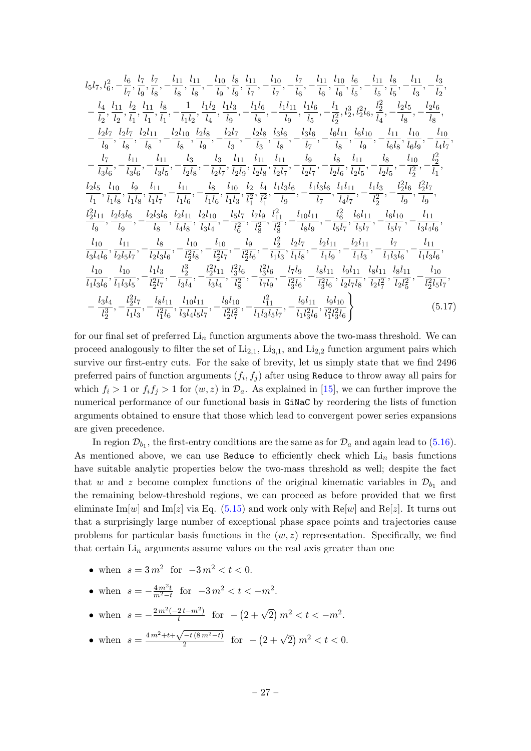$$
\begin{aligned}
& l_5 l_7, l_6^2, -\frac{l_6}{l_7}, \frac{l_7}{l_9}, \frac{l_7}{l_8}, -\frac{l_{11}}{l_8}, \frac{l_{11}}{l_8}, -\frac{l_{10}}{l_9}, \frac{l_8}{l_9}, \frac{l_{11}}{l_7}, -\frac{l_{10}}{l_7}, -\frac{l_7}{l_6}, -\frac{l_{11}}{l_6}, \frac{l_{10}}{l_6}, \frac{l_6}{l_5}, -\frac{l_{11}}{l_5}, \frac{l_8}{l_5}, -\frac{l_{11}}{l_3}, -\frac{l_3}{l_2}, \\
& -\frac{l_4}{l_2}, \frac{l_{11}}{l_2}, \frac{l_2}{l_1}, \frac{l_{11}}{l_1}, \frac{l_8}{l_1}, -\frac{1}{l_1 l_2}, \frac{l_1 l_2}{l_4}, \frac{l_1 l_3}{l_9}, -\frac{l_1 l_6}{l_8}, -\frac{l_1 l_{11}}{l_9}, \frac{l_1 l_6}{l_5}, -\frac{l_1}{l_2^2}, l_2^3, l_2^2 l_6, \frac{l_2^2}{l_4}, -\frac{l_2 l_5}{l_8}, -\frac{l_2 l_6}{l_8}, \\
& -\frac{l_2 l_7}{l_9}, \frac{l_2 l_7}{l_8}, \frac{l_2 l_{11}}{l_8}, -\frac{l_2 l_{10}}{l_8}, \frac{l_2 l_8}{l_9}, -\frac{l_2 l_7}{l_3}, -\frac{l_2 l_8}{l_3}, \frac{l_3 l_6}{l_8}, -\frac{l_3 l_6}{l_7}, -\frac{l_6 l_{11}}{l_8}, \frac{l_6 l_{10}}{l_9}, -\frac{l_{11}}{l_6 l_8}, \frac{l_{10}}{l_6 l_9}, -\frac{l_{10}}{l_4 l_7}, \\
& -\frac{l_7}{l_3 l_6}, -\frac{l_{11}}{l_3 l_6}, -\frac{l_{11}}{l_3 l_5}, -\frac{l_3}{l_2 l_8}, -\frac{l_3}{l_2 l_7}, \frac{l_{11}}{l_2 l_9}, \frac{l_{11}}{l_2 l_8}, \frac{l_{11}}{l_2 l_7}, -\frac{l_9}{l_2 l_7}, -\frac{l_8}{l_2 l_6}, \frac{l_{11}}{l_2 l_5}, -\frac{l_8}{l_2 l_5}, -\frac{l_{10}}{l_2^2}, -\frac{l_2^2}{l_1}, \\
& \frac{l_2 l_5}{l_1}, \frac{l_{10}}{l_1 l_8}, \frac{l_9}{l_1 l_8}, \frac{l_{11}}{l_1 l_7}, -\frac{l_{11}}{l_1 l_6}, -\frac{l_8}{l_1 l_6}, \frac{l_{10}}{l_1 l_3}, \frac{l_2}{l_1^2}, \frac{l_4}{l_1^2}, \frac{l_1 l_3 l_6}{l_9}, -\frac{l_1 l_3 l_6}{l_7}, \frac{l_1 l_{11}}{l_4 l_7}, -\frac{l_1 l_3}{l_2^2}, -\frac{l_2^2 l_6}{l_9}, \frac{l_2^2 l_7}{l_9}, \\
& \frac{l_2^2 l_{11}}{l_9}, \frac{l_2 l_3 l_6}{l_9}, -\frac{l_2 l_3 l_6}{l_8}, \frac{l_2 l_{11}}{l_4 l_8}, \frac{l_2 l_{10}}{l_3 l_4}, -\frac{l_5 l_7}{l_6^2}, \frac{l_7 l_9}{l_8^2}, \frac{l_{11}^2}{l_8^2}, -\frac{l_{10} l_{11}}{l_8 l_9}, -\frac{l_6^2}{l_5 l_7}, \frac{l_6 l_{11}}{l_5 l_7}, -\frac{l_6 l_{10}}{l_5 l_7}, -\frac{l_{11}}{l_3 l_4 l_6}, \\
& \frac{l_{10}}{l_3 l_4 l_6}, \frac{l_{11}}{l_2 l_5 l_7}, -\frac{l_8}{l_2 l_3 l_6}, -\frac{l_{10}}{l_2^2 l_8}, -\frac{l_{10}}{l_2^2 l_7}, -\frac{l_9}{l_2^2 l_6}, -\frac{l_2^2}{l_1 l_3}, \frac{l_2 l_7}{l_1 l_8}, -\frac{l_2 l_{11}}{l_1 l_9}, -\frac{l_2 l_{11}}{l_1 l_3}, -\frac{l_7}{l_1 l_3 l_6}, -\frac{l_{11}}{l_1 l_3 l_6}, \\
& \frac{l_{10}}{l_1 l_3 l_6}, \frac{l_{10}}{l_1 l_3 l_5}, -\frac{l_1 l_3}{l_2^2 l_7}, -\frac{l_2^3}{l_3 l_4}, -\frac{l_2^2 l_{11}}{l_3 l_4}, \frac{l_3^2 l_6}{l_8^2}, -\frac{l_3^2 l_6}{l_7 l_9}, -\frac{l_7 l_9}{l_3^2 l_6}, -\frac{l_8 l_{11}}{l_3^2 l_6}, \frac{l_9 l_{11}}{l_2 l_7 l_8}, \frac{l_8 l_{11}}{l_2 l_7^2}, \frac{l_8 l_{11}}{l_2 l_5^2}, -\frac{l_{10}}{l_2^2 l_5 l_7}, \\
& -\frac{l_3 l_4}{l_2^3}, -\frac{l_2^2 l_7}{l_1 l_3}, -\frac{l_8 l_{11}}{l_1^2 l_6}, \frac{l_{10} l_{11}}{l_3 l_4 l_5 l_7}, -\frac{l_9 l_{10}}{l_2^2 l_7^2}, -\frac{l_{11}^2}{l_1 l_3 l_5 l_7}, -\frac{l_9 l_{11}}{l_1 l_3^2 l_6}, \frac{l_9 l_{10}}{l_1^2 l_3^2 l_6} \Bigg\}
\end{aligned}
\tag{5.17}
$$

for our final set of preferred $\text{Li}_n$ function arguments above the two-mass threshold. We can proceed analogously to filter the set of $\text{Li}_{2,1}$, $\text{Li}_{3,1}$, and $\text{Li}_{2,2}$ function argument pairs which survive our first-entry cuts. For the sake of brevity, let us simply state that we find 2496 preferred pairs of function arguments $(f_i, f_j)$ after using Reduce to throw away all pairs for which $f_i > 1$ or $f_i f_j > 1$ for $(w, z)$ in $\mathcal{D}_a$. As explained in [15], we can further improve the numerical performance of our functional basis in GiNaC by reordering the lists of function arguments obtained to ensure that those which lead to convergent power series expansions are given precedence.

In region $\mathcal{D}_{b_1}$, the first-entry conditions are the same as for $\mathcal{D}_a$ and again lead to (5.16). As mentioned above, we can use Reduce to efficiently check which $\text{Li}_n$ basis functions have suitable analytic properties below the two-mass threshold as well; despite the fact that $w$ and $z$ become complex functions of the original kinematic variables in $\mathcal{D}_{b_1}$ and the remaining below-threshold regions, we can proceed as before provided that we first eliminate $\text{Im}[w]$ and $\text{Im}[z]$ via Eq. (5.15) and work only with $\text{Re}[w]$ and $\text{Re}[z]$. It turns out that a surprisingly large number of exceptional phase space points and trajectories cause problems for particular basis functions in the $(w, z)$ representation. Specifically, we find that certain $\text{Li}_n$ arguments assume values on the real axis greater than one

- when $s = 3\,m^2$ for $-3\,m^2 < t < 0$.
- when $s = -\frac{4\,m^2 t}{m^2 - t}$ for $-3\,m^2 < t < -m^2$.
- when $s = -\frac{2\,m^2(-2\,t - m^2)}{t}$ for $-\left(2 + \sqrt{2}\right) m^2 < t < -m^2$.
- when $s = \frac{4\,m^2 + t + \sqrt{-t\,(8\,m^2 - t)}}{2}$ for $-\left(2 + \sqrt{2}\right) m^2 < t < 0$.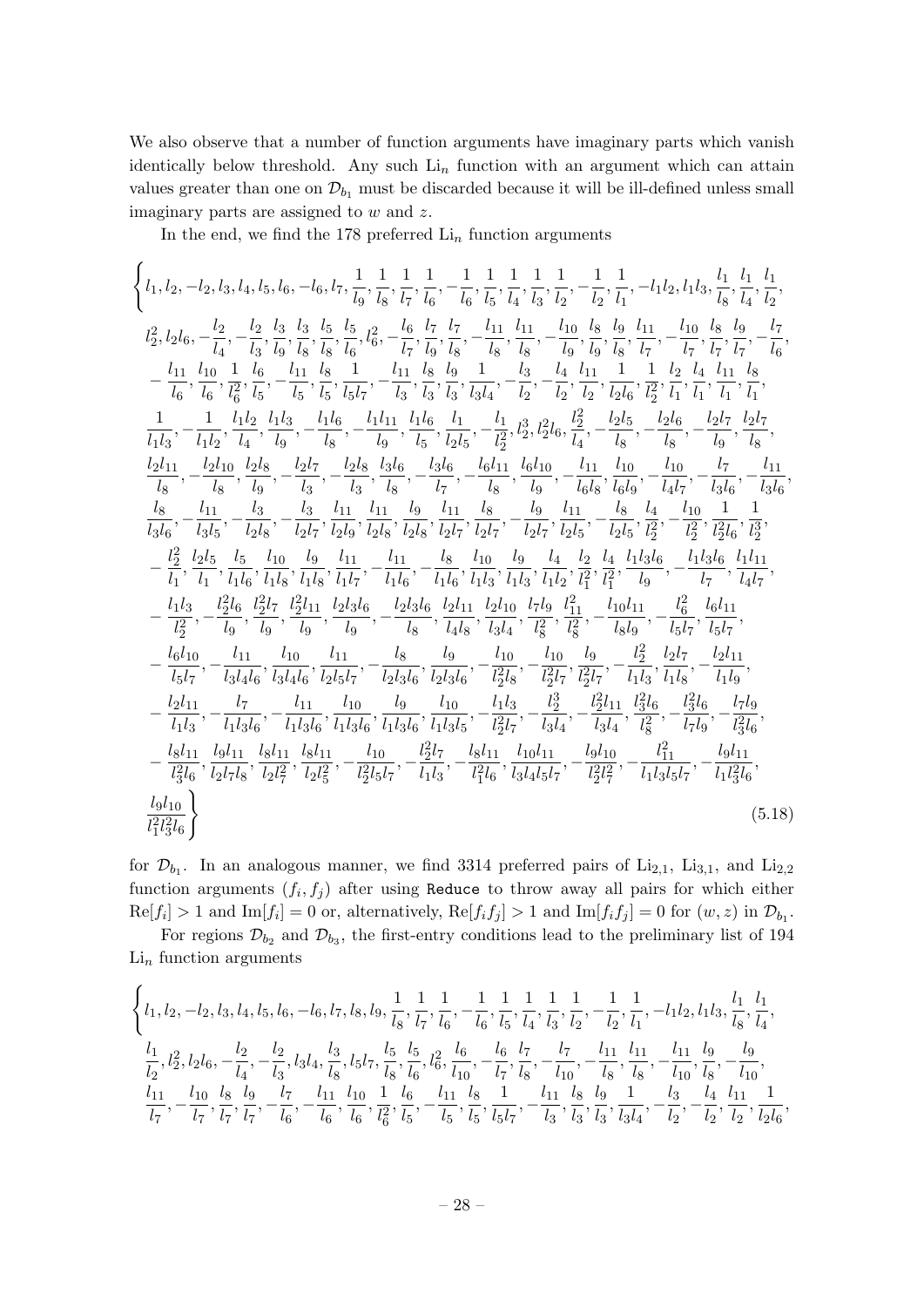We also observe that a number of function arguments have imaginary parts which vanish identically below threshold. Any such $\mathrm{Li}_n$ function with an argument which can attain values greater than one on $\mathcal{D}_{b_1}$ must be discarded because it will be ill-defined unless small imaginary parts are assigned to $w$ and $z$.

In the end, we find the 178 preferred $\mathrm{Li}_n$ function arguments

$$
\left\{l_1, l_2, -l_2, l_3, l_4, l_5, l_6, -l_6, l_7, \frac{1}{l_9}, \frac{1}{l_8}, \frac{1}{l_7}, \frac{1}{l_6}, -\frac{1}{l_6}, \frac{1}{l_5}, \frac{1}{l_4}, \frac{1}{l_3}, \frac{1}{l_2}, -\frac{1}{l_2}, \frac{1}{l_1}, -l_1 l_2, l_1 l_3, \frac{l_1}{l_8}, \frac{l_1}{l_4}, \frac{l_1}{l_2},\right.
$$
$$
l_2^2, l_2 l_6, -\frac{l_2}{l_4}, -\frac{l_2}{l_3}, \frac{l_3}{l_9}, \frac{l_3}{l_8}, \frac{l_5}{l_8}, \frac{l_5}{l_6}, l_6^2, -\frac{l_6}{l_7}, \frac{l_7}{l_9}, \frac{l_7}{l_8}, -\frac{l_{11}}{l_8}, \frac{l_{11}}{l_8}, -\frac{l_{10}}{l_9}, \frac{l_8}{l_9}, \frac{l_9}{l_8}, \frac{l_{11}}{l_7}, -\frac{l_{10}}{l_7}, \frac{l_8}{l_7}, \frac{l_9}{l_7}, -\frac{l_7}{l_6},
$$
$$
-\frac{l_{11}}{l_6}, \frac{l_{10}}{l_6}, \frac{1}{l_6^2}, \frac{l_6}{l_5}, -\frac{l_{11}}{l_5}, \frac{l_8}{l_5}, \frac{1}{l_5 l_7}, -\frac{l_{11}}{l_3}, \frac{l_8}{l_3}, \frac{l_9}{l_3}, \frac{1}{l_3 l_4}, -\frac{l_3}{l_2}, -\frac{l_4}{l_2}, \frac{l_{11}}{l_2}, \frac{1}{l_2 l_6}, \frac{1}{l_2^2}, \frac{l_2}{l_1}, \frac{l_4}{l_1}, \frac{l_{11}}{l_1}, \frac{l_8}{l_1},
$$
$$
\frac{1}{l_1 l_3}, -\frac{1}{l_1 l_2}, \frac{l_1 l_2}{l_4}, \frac{l_1 l_3}{l_9}, -\frac{l_1 l_6}{l_8}, -\frac{l_1 l_{11}}{l_9}, \frac{l_1 l_6}{l_5}, \frac{l_1}{l_2 l_5}, -\frac{l_1}{l_2^2}, l_2^3, l_2^2 l_6, \frac{l_2^2}{l_4}, -\frac{l_2 l_5}{l_8}, -\frac{l_2 l_6}{l_8}, -\frac{l_2 l_7}{l_9}, \frac{l_2 l_7}{l_8},
$$
$$
\frac{l_2 l_{11}}{l_8}, -\frac{l_2 l_{10}}{l_8}, \frac{l_2 l_8}{l_9}, -\frac{l_2 l_7}{l_3}, -\frac{l_2 l_8}{l_3}, \frac{l_3 l_6}{l_8}, -\frac{l_3 l_6}{l_7}, -\frac{l_6 l_{11}}{l_8}, \frac{l_6 l_{10}}{l_9}, -\frac{l_{11}}{l_6 l_8}, \frac{l_{10}}{l_6 l_9}, -\frac{l_{10}}{l_4 l_7}, -\frac{l_7}{l_3 l_6}, -\frac{l_{11}}{l_3 l_6},
$$
$$
\frac{l_8}{l_3 l_6}, -\frac{l_{11}}{l_3 l_5}, -\frac{l_3}{l_2 l_8}, -\frac{l_3}{l_2 l_7}, \frac{l_{11}}{l_2 l_9}, \frac{l_{11}}{l_2 l_8}, \frac{l_9}{l_2 l_8}, \frac{l_{11}}{l_2 l_7}, \frac{l_8}{l_2 l_7}, -\frac{l_9}{l_2 l_7}, \frac{l_{11}}{l_2 l_5}, -\frac{l_8}{l_2 l_5}, \frac{l_4}{l_2^2}, -\frac{l_{10}}{l_2^2}, \frac{1}{l_2^2 l_6}, \frac{1}{l_2^3},
$$
$$
-\frac{l_2^2}{l_1}, \frac{l_2 l_5}{l_1}, \frac{l_5}{l_1 l_6}, \frac{l_{10}}{l_1 l_8}, \frac{l_9}{l_1 l_8}, \frac{l_{11}}{l_1 l_7}, -\frac{l_{11}}{l_1 l_6}, -\frac{l_8}{l_1 l_6}, \frac{l_{10}}{l_1 l_6}, \frac{l_9}{l_1 l_3}, \frac{l_4}{l_1 l_2}, \frac{l_2}{l_1^2}, \frac{l_4}{l_1^2}, \frac{l_1 l_3 l_6}{l_9}, -\frac{l_1 l_3 l_6}{l_7}, \frac{l_1 l_{11}}{l_4 l_7},
$$
$$
-\frac{l_1 l_3}{l_2^2}, -\frac{l_2^2 l_6}{l_9}, \frac{l_2^2 l_7}{l_9}, \frac{l_2^2 l_{11}}{l_9}, \frac{l_2 l_3 l_6}{l_9}, -\frac{l_2 l_3 l_6}{l_8}, \frac{l_2 l_{11}}{l_4 l_8}, \frac{l_2 l_{10}}{l_3 l_4}, \frac{l_7 l_9}{l_8^2}, \frac{l_{11}^2}{l_8^2}, -\frac{l_{10} l_{11}}{l_8 l_9}, -\frac{l_6^2}{l_5 l_7}, \frac{l_6 l_{11}}{l_5 l_7},
$$
$$
-\frac{l_6 l_{10}}{l_5 l_7}, -\frac{l_{11}}{l_3 l_4 l_6}, \frac{l_{10}}{l_3 l_4 l_6}, \frac{l_{11}}{l_2 l_5 l_7}, -\frac{l_8}{l_2 l_3 l_6}, \frac{l_9}{l_2 l_3 l_6}, -\frac{l_{10}}{l_2^2 l_8}, -\frac{l_{10}}{l_2^2 l_7}, \frac{l_9}{l_2^2 l_7}, -\frac{l_2^2}{l_1 l_3}, \frac{l_2 l_7}{l_1 l_8}, -\frac{l_2 l_{11}}{l_1 l_9},
$$
$$
-\frac{l_2 l_{11}}{l_1 l_3}, -\frac{l_7}{l_1 l_3 l_6}, -\frac{l_{11}}{l_1 l_3 l_6}, \frac{l_{10}}{l_1 l_3 l_6}, \frac{l_9}{l_1 l_3 l_6}, \frac{l_{10}}{l_1 l_3 l_5}, -\frac{l_1 l_3}{l_2^2 l_7}, -\frac{l_2^3}{l_3 l_4}, -\frac{l_2^2 l_{11}}{l_3 l_4}, \frac{l_3^2 l_6}{l_8^2}, -\frac{l_3^2 l_6}{l_7 l_9}, -\frac{l_7 l_9}{l_3^2 l_6},
$$
$$
-\frac{l_8 l_{11}}{l_3^2 l_6}, \frac{l_9 l_{11}}{l_2 l_7 l_8}, \frac{l_8 l_{11}}{l_2 l_7^2}, \frac{l_8 l_{11}}{l_2 l_5^2}, -\frac{l_{10}}{l_2^2 l_5 l_7}, -\frac{l_2^2 l_7}{l_1 l_3}, -\frac{l_8 l_{11}}{l_1^2 l_6}, \frac{l_{10} l_{11}}{l_3 l_4 l_5 l_7}, -\frac{l_9 l_{10}}{l_2^2 l_7^2}, -\frac{l_{11}^2}{l_1 l_3 l_5 l_7}, -\frac{l_9 l_{11}}{l_1 l_3^2 l_6},
$$
$$
\left.\frac{l_9 l_{10}}{l_1^2 l_3^2 l_6}\right\} \tag{5.18}
$$

for $\mathcal{D}_{b_1}$. In an analogous manner, we find 3314 preferred pairs of $\mathrm{Li}_{2,1}$, $\mathrm{Li}_{3,1}$, and $\mathrm{Li}_{2,2}$ function arguments $(f_i, f_j)$ after using `Reduce` to throw away all pairs for which either $\mathrm{Re}[f_i] > 1$ and $\mathrm{Im}[f_i] = 0$ or, alternatively, $\mathrm{Re}[f_i f_j] > 1$ and $\mathrm{Im}[f_i f_j] = 0$ for $(w, z)$ in $\mathcal{D}_{b_1}$.

For regions $\mathcal{D}_{b_2}$ and $\mathcal{D}_{b_3}$, the first-entry conditions lead to the preliminary list of 194 $\mathrm{Li}_n$ function arguments

$$
\left\{l_1, l_2, -l_2, l_3, l_4, l_5, l_6, -l_6, l_7, l_8, l_9, \frac{1}{l_8}, \frac{1}{l_7}, \frac{1}{l_6}, -\frac{1}{l_6}, \frac{1}{l_5}, \frac{1}{l_4}, \frac{1}{l_3}, \frac{1}{l_2}, -\frac{1}{l_2}, \frac{1}{l_1}, -l_1 l_2, l_1 l_3, \frac{l_1}{l_8}, \frac{l_1}{l_4},\right.
$$
$$
\frac{l_1}{l_2}, l_2^2, l_2 l_6, -\frac{l_2}{l_4}, -\frac{l_2}{l_3}, l_3 l_4, \frac{l_3}{l_8}, l_5 l_7, \frac{l_5}{l_8}, \frac{l_5}{l_6}, l_6^2, \frac{l_6}{l_{10}}, -\frac{l_6}{l_7}, \frac{l_7}{l_8}, -\frac{l_7}{l_{10}}, -\frac{l_{11}}{l_8}, \frac{l_{11}}{l_8}, -\frac{l_{11}}{l_{10}}, \frac{l_9}{l_8}, -\frac{l_9}{l_{10}},
$$
$$
\frac{l_{11}}{l_7}, -\frac{l_{10}}{l_7}, \frac{l_8}{l_7}, \frac{l_9}{l_7}, -\frac{l_7}{l_6}, -\frac{l_{11}}{l_6}, \frac{l_{10}}{l_6}, \frac{1}{l_6^2}, \frac{l_6}{l_5}, -\frac{l_{11}}{l_5}, \frac{l_8}{l_5}, \frac{1}{l_5 l_7}, -\frac{l_{11}}{l_3}, \frac{l_8}{l_3}, \frac{l_9}{l_3}, \frac{1}{l_3 l_4}, -\frac{l_3}{l_2}, -\frac{l_4}{l_2}, \frac{l_{11}}{l_2}, \frac{1}{l_2 l_6},
$$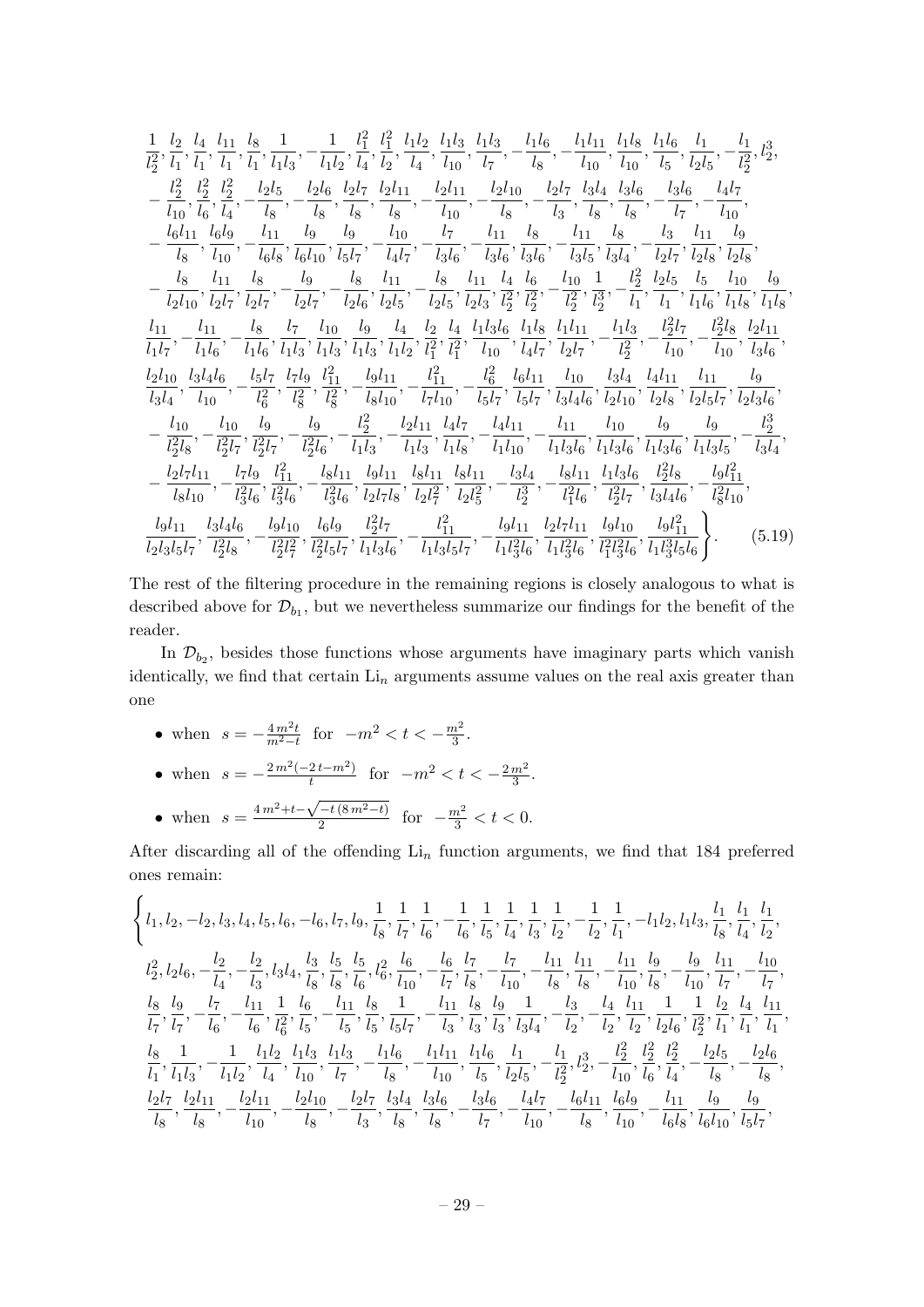$$
\frac{1}{l_2^2}, \frac{l_2}{l_1}, \frac{l_4}{l_1}, \frac{l_{11}}{l_1}, \frac{l_8}{l_1}, \frac{1}{l_1 l_3}, -\frac{1}{l_1 l_2}, \frac{l_1^2}{l_4}, \frac{l_1^2}{l_2}, \frac{l_1 l_2}{l_4}, \frac{l_1 l_3}{l_{10}}, \frac{l_1 l_3}{l_7}, -\frac{l_1 l_6}{l_8}, -\frac{l_1 l_{11}}{l_{10}}, \frac{l_1 l_8}{l_{10}}, \frac{l_1 l_6}{l_5}, \frac{l_1}{l_2 l_5}, -\frac{l_1}{l_2^2}, l_2^3,
$$
$$
-\frac{l_2^2}{l_{10}}, \frac{l_2^2}{l_6}, \frac{l_2^2}{l_4}, -\frac{l_2 l_5}{l_8}, -\frac{l_2 l_6}{l_8}, \frac{l_2 l_7}{l_8}, \frac{l_2 l_{11}}{l_8}, -\frac{l_2 l_{11}}{l_{10}}, -\frac{l_2 l_{10}}{l_8}, -\frac{l_2 l_7}{l_3}, \frac{l_3 l_4}{l_8}, \frac{l_3 l_6}{l_8}, -\frac{l_3 l_6}{l_7}, -\frac{l_4 l_7}{l_{10}},
$$
$$
-\frac{l_6 l_{11}}{l_8}, \frac{l_6 l_9}{l_{10}}, -\frac{l_{11}}{l_6 l_8}, \frac{l_9}{l_6 l_{10}}, \frac{l_9}{l_5 l_7}, -\frac{l_{10}}{l_4 l_7}, -\frac{l_7}{l_3 l_6}, -\frac{l_{11}}{l_3 l_6}, \frac{l_8}{l_3 l_6}, -\frac{l_{11}}{l_3 l_5}, \frac{l_8}{l_3 l_4}, -\frac{l_3}{l_2 l_7}, \frac{l_{11}}{l_2 l_8}, \frac{l_9}{l_2 l_8},
$$
$$
-\frac{l_8}{l_2 l_{10}}, \frac{l_{11}}{l_2 l_7}, \frac{l_8}{l_2 l_7}, -\frac{l_9}{l_2 l_7}, -\frac{l_8}{l_2 l_6}, \frac{l_{11}}{l_2 l_5}, -\frac{l_8}{l_2 l_5}, \frac{l_{11}}{l_2 l_3}, \frac{l_4}{l_2^2}, \frac{l_6}{l_2^2}, -\frac{l_{10}}{l_2^2}, \frac{1}{l_2^3}, -\frac{l_2^2}{l_1}, \frac{l_2 l_5}{l_1}, \frac{l_5}{l_1 l_6}, \frac{l_{10}}{l_1 l_8}, \frac{l_9}{l_1 l_8},
$$
$$
\frac{l_{11}}{l_1 l_7}, -\frac{l_{11}}{l_1 l_6}, -\frac{l_8}{l_1 l_6}, \frac{l_7}{l_1 l_3}, \frac{l_{10}}{l_1 l_3}, \frac{l_9}{l_1 l_3}, \frac{l_4}{l_1 l_2}, \frac{l_2}{l_1^2}, \frac{l_4}{l_1^2}, \frac{l_1 l_3 l_6}{l_{10}}, \frac{l_1 l_8}{l_4 l_7}, \frac{l_1 l_{11}}{l_2 l_7}, -\frac{l_1 l_3}{l_2^2}, -\frac{l_2^2 l_7}{l_{10}}, -\frac{l_2^2 l_8}{l_{10}}, \frac{l_2 l_{11}}{l_3 l_6},
$$
$$
\frac{l_2 l_{10}}{l_3 l_4}, \frac{l_3 l_4 l_6}{l_{10}}, -\frac{l_5 l_7}{l_6^2}, \frac{l_7 l_9}{l_8^2}, \frac{l_{11}^2}{l_8^2}, -\frac{l_9 l_{11}}{l_8 l_{10}}, -\frac{l_{11}^2}{l_7 l_{10}}, -\frac{l_6^2}{l_5 l_7}, \frac{l_6 l_{11}}{l_5 l_7}, \frac{l_{10}}{l_3 l_4 l_6}, \frac{l_3 l_4}{l_2 l_{10}}, \frac{l_4 l_{11}}{l_2 l_8}, \frac{l_{11}}{l_2 l_5 l_7}, \frac{l_9}{l_2 l_3 l_6},
$$
$$
-\frac{l_{10}}{l_2^2 l_8}, -\frac{l_{10}}{l_2^2 l_7}, \frac{l_9}{l_2^2 l_7}, -\frac{l_9}{l_2^2 l_6}, -\frac{l_2^2}{l_1 l_3}, -\frac{l_2 l_{11}}{l_1 l_3}, \frac{l_4 l_7}{l_1 l_8}, -\frac{l_4 l_{11}}{l_1 l_{10}}, -\frac{l_{11}}{l_1 l_3 l_6}, \frac{l_{10}}{l_1 l_3 l_6}, \frac{l_9}{l_1 l_3 l_6}, \frac{l_9}{l_1 l_3 l_5}, -\frac{l_2^3}{l_3 l_4},
$$
$$
-\frac{l_2 l_7 l_{11}}{l_8 l_{10}}, -\frac{l_7 l_9}{l_3^2 l_6}, \frac{l_{11}^2}{l_3^2 l_6}, -\frac{l_8 l_{11}}{l_3^2 l_6}, \frac{l_9 l_{11}}{l_2 l_7 l_8}, \frac{l_8 l_{11}}{l_2 l_7^2}, \frac{l_8 l_{11}}{l_2 l_5^2}, -\frac{l_3 l_4}{l_2^3}, -\frac{l_8 l_{11}}{l_1^2 l_6}, \frac{l_1 l_3 l_6}{l_2^2 l_7}, \frac{l_2^2 l_8}{l_3 l_4 l_6}, -\frac{l_9 l_{11}^2}{l_8^2 l_{10}},
$$
$$
\left. \frac{l_9 l_{11}}{l_2 l_3 l_5 l_7}, \frac{l_3 l_4 l_6}{l_2^2 l_8}, -\frac{l_9 l_{10}}{l_2^2 l_7^2}, \frac{l_6 l_9}{l_2^2 l_5 l_7}, \frac{l_2^2 l_7}{l_1 l_3 l_6}, -\frac{l_{11}^2}{l_1 l_3 l_5 l_7}, -\frac{l_9 l_{11}}{l_1 l_3^2 l_6}, \frac{l_2 l_7 l_{11}}{l_1 l_3^2 l_6}, \frac{l_9 l_{10}}{l_1^2 l_3^2 l_6}, \frac{l_9 l_{11}^2}{l_1 l_3^3 l_5 l_6} \right\}. \tag{5.19}
$$

The rest of the filtering procedure in the remaining regions is closely analogous to what is described above for $\mathcal{D}_{b_1}$, but we nevertheless summarize our findings for the benefit of the reader.

In $\mathcal{D}_{b_2}$, besides those functions whose arguments have imaginary parts which vanish identically, we find that certain $\text{Li}_n$ arguments assume values on the real axis greater than one

- when $s = -\frac{4m^2 t}{m^2 - t}$ for $-m^2 < t < -\frac{m^2}{3}$.
- when $s = -\frac{2m^2(-2t - m^2)}{t}$ for $-m^2 < t < -\frac{2m^2}{3}$.
- when $s = \frac{4m^2 + t - \sqrt{-t(8m^2 - t)}}{2}$ for $-\frac{m^2}{3} < t < 0$.

After discarding all of the offending $\text{Li}_n$ function arguments, we find that 184 preferred ones remain:

$$
\left\{ l_1, l_2, -l_2, l_3, l_4, l_5, l_6, -l_6, l_7, l_9, \frac{1}{l_8}, \frac{1}{l_7}, \frac{1}{l_6}, -\frac{1}{l_6}, \frac{1}{l_5}, \frac{1}{l_4}, \frac{1}{l_3}, \frac{1}{l_2}, -\frac{1}{l_2}, \frac{1}{l_1}, -l_1 l_2, l_1 l_3, \frac{l_1}{l_8}, \frac{l_1}{l_4}, \frac{l_1}{l_2}, \right.
$$
$$
l_2^2, l_2 l_6, -\frac{l_2}{l_4}, -\frac{l_2}{l_3}, l_3 l_4, \frac{l_3}{l_8}, \frac{l_5}{l_8}, \frac{l_5}{l_6}, l_6^2, \frac{l_6}{l_{10}}, -\frac{l_6}{l_7}, \frac{l_7}{l_8}, -\frac{l_7}{l_{10}}, -\frac{l_{11}}{l_8}, \frac{l_{11}}{l_8}, -\frac{l_{11}}{l_{10}}, \frac{l_9}{l_8}, -\frac{l_9}{l_{10}}, \frac{l_{11}}{l_7}, -\frac{l_{10}}{l_7},
$$
$$
\frac{l_8}{l_7}, \frac{l_9}{l_7}, -\frac{l_7}{l_6}, -\frac{l_{11}}{l_6}, \frac{1}{l_6^2}, \frac{l_6}{l_5}, -\frac{l_{11}}{l_5}, \frac{l_8}{l_5}, \frac{1}{l_5 l_7}, -\frac{l_{11}}{l_3}, \frac{l_8}{l_3}, \frac{l_9}{l_3}, \frac{1}{l_3 l_4}, -\frac{l_3}{l_2}, -\frac{l_4}{l_2}, \frac{l_{11}}{l_2}, \frac{1}{l_2 l_6}, \frac{1}{l_2^2}, \frac{l_2}{l_1}, \frac{l_4}{l_1}, \frac{l_{11}}{l_1},
$$
$$
\frac{l_8}{l_1}, \frac{1}{l_1 l_3}, -\frac{1}{l_1 l_2}, \frac{l_1 l_2}{l_4}, \frac{l_1 l_3}{l_{10}}, \frac{l_1 l_3}{l_7}, -\frac{l_1 l_6}{l_8}, -\frac{l_1 l_{11}}{l_{10}}, \frac{l_1 l_6}{l_5}, \frac{l_1}{l_2 l_5}, -\frac{l_1}{l_2^2}, l_2^3, -\frac{l_2^2}{l_{10}}, \frac{l_2^2}{l_6}, \frac{l_2^2}{l_4}, -\frac{l_2 l_5}{l_8}, -\frac{l_2 l_6}{l_8},
$$
$$
\frac{l_2 l_7}{l_8}, \frac{l_2 l_{11}}{l_8}, -\frac{l_2 l_{11}}{l_{10}}, -\frac{l_2 l_{10}}{l_8}, -\frac{l_2 l_7}{l_3}, \frac{l_3 l_4}{l_8}, \frac{l_3 l_6}{l_8}, -\frac{l_3 l_6}{l_7}, -\frac{l_4 l_7}{l_{10}}, -\frac{l_6 l_{11}}{l_8}, \frac{l_6 l_9}{l_{10}}, -\frac{l_{11}}{l_6 l_8}, \frac{l_9}{l_6 l_{10}}, \frac{l_9}{l_5 l_7},
$$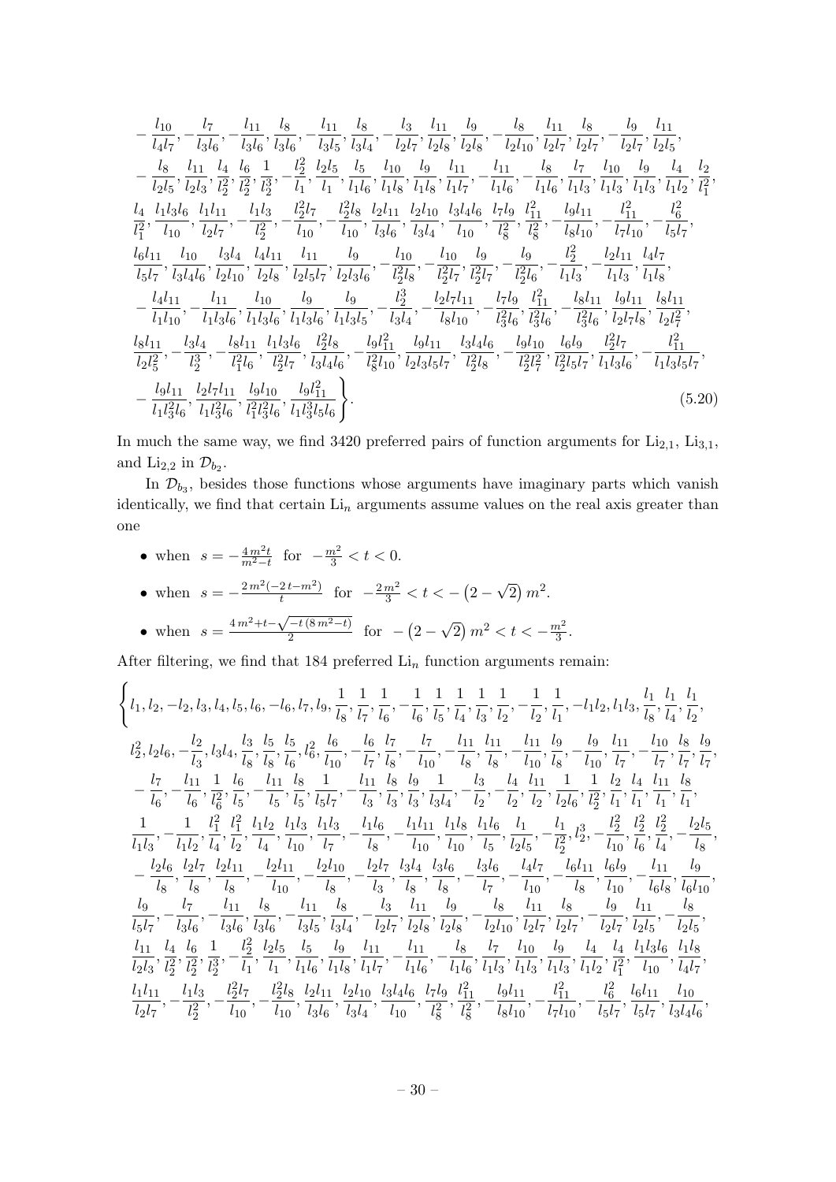$$
-\frac{l_{10}}{l_4 l_7}, -\frac{l_7}{l_3 l_6}, -\frac{l_{11}}{l_3 l_6}, \frac{l_8}{l_3 l_6}, -\frac{l_{11}}{l_3 l_5}, \frac{l_8}{l_3 l_4}, -\frac{l_3}{l_2 l_7}, \frac{l_{11}}{l_2 l_8}, \frac{l_9}{l_2 l_8}, -\frac{l_8}{l_2 l_{10}}, \frac{l_{11}}{l_2 l_7}, \frac{l_8}{l_2 l_7}, -\frac{l_9}{l_2 l_7}, \frac{l_{11}}{l_2 l_5},
-\frac{l_8}{l_2 l_5}, \frac{l_{11}}{l_2 l_3}, \frac{l_4}{l_2^2}, \frac{l_6}{l_2^2}, \frac{1}{l_2^3}, -\frac{l_2^2}{l_1}, \frac{l_2 l_5}{l_1}, \frac{l_5}{l_1 l_6}, \frac{l_{10}}{l_1 l_8}, \frac{l_9}{l_1 l_8}, \frac{l_{11}}{l_1 l_7}, -\frac{l_{11}}{l_1 l_6}, -\frac{l_8}{l_1 l_6}, \frac{l_7}{l_1 l_3}, \frac{l_{10}}{l_1 l_3}, \frac{l_9}{l_1 l_3}, \frac{l_4}{l_1 l_2}, \frac{l_2}{l_1^2},
\frac{l_4}{l_1^2}, \frac{l_1 l_3 l_6}{l_{10}}, \frac{l_1 l_{11}}{l_2 l_7}, -\frac{l_1 l_3}{l_2^2}, -\frac{l_2^2 l_7}{l_{10}}, -\frac{l_2^2 l_8}{l_{10}}, \frac{l_2 l_{11}}{l_3 l_6}, \frac{l_2 l_{10}}{l_3 l_4}, \frac{l_3 l_4 l_6}{l_{10}}, \frac{l_7 l_9}{l_8^2}, \frac{l_{11}^2}{l_8^2}, -\frac{l_9 l_{11}}{l_8 l_{10}}, -\frac{l_{11}^2}{l_7 l_{10}}, -\frac{l_6^2}{l_5 l_7},
\frac{l_6 l_{11}}{l_5 l_7}, \frac{l_{10}}{l_3 l_4 l_6}, \frac{l_3 l_4}{l_2 l_{10}}, \frac{l_4 l_{11}}{l_2 l_8}, \frac{l_{11}}{l_2 l_5 l_7}, \frac{l_9}{l_2 l_3 l_6}, -\frac{l_{10}}{l_2^2 l_8}, -\frac{l_{10}}{l_2^2 l_7}, \frac{l_9}{l_2^2 l_7}, -\frac{l_9}{l_2^2 l_6}, -\frac{l_2^2}{l_1 l_3}, -\frac{l_2 l_{11}}{l_1 l_3}, \frac{l_4 l_7}{l_1 l_8},
-\frac{l_4 l_{11}}{l_1 l_{10}}, -\frac{l_{11}}{l_1 l_3 l_6}, \frac{l_{10}}{l_1 l_3 l_6}, \frac{l_9}{l_1 l_3 l_6}, \frac{l_9}{l_1 l_3 l_5}, -\frac{l_2^3}{l_3 l_4}, -\frac{l_2 l_7 l_{11}}{l_8 l_{10}}, -\frac{l_7 l_9}{l_3^2 l_6}, \frac{l_{11}^2}{l_3^2 l_6}, -\frac{l_8 l_{11}}{l_3^2 l_6}, \frac{l_9 l_{11}}{l_2 l_7 l_8}, \frac{l_8 l_{11}}{l_2 l_7^2},
\frac{l_8 l_{11}}{l_2 l_5^2}, -\frac{l_3 l_4}{l_2^3}, -\frac{l_8 l_{11}}{l_1^2 l_6}, \frac{l_1 l_3 l_6}{l_2^2 l_7}, \frac{l_2^2 l_8}{l_3 l_4 l_6}, -\frac{l_9 l_{11}^2}{l_8^2 l_{10}}, \frac{l_9 l_{11}}{l_2 l_3 l_5 l_7}, \frac{l_3 l_4 l_6}{l_2^2 l_8}, -\frac{l_9 l_{10}}{l_2^2 l_7^2}, \frac{l_6 l_9}{l_2^2 l_5 l_7}, \frac{l_2^2 l_7}{l_1 l_3 l_6}, -\frac{l_{11}^2}{l_1 l_3 l_5 l_7},
-\frac{l_9 l_{11}}{l_1 l_3^2 l_6}, \frac{l_2 l_7 l_{11}}{l_1 l_3^2 l_6}, \frac{l_9 l_{10}}{l_1^2 l_3^2 l_6}, \frac{l_9 l_{11}^2}{l_1 l_3^3 l_5 l_6} \Bigg\}. \tag{5.20}
$$

In much the same way, we find 3420 preferred pairs of function arguments for $\mathrm{Li}_{2,1}$, $\mathrm{Li}_{3,1}$, and $\mathrm{Li}_{2,2}$ in $\mathcal{D}_{b_2}$.

In $\mathcal{D}_{b_3}$, besides those functions whose arguments have imaginary parts which vanish identically, we find that certain $\mathrm{Li}_n$ arguments assume values on the real axis greater than one

- when $s = -\frac{4\,m^2 t}{m^2 - t}$ for $-\frac{m^2}{3} < t < 0$.
- when $s = -\frac{2\,m^2(-2\,t - m^2)}{t}$ for $-\frac{2\,m^2}{3} < t < -\left(2-\sqrt{2}\right) m^2$.
- when $s = \frac{4\,m^2 + t - \sqrt{-t\,(8\,m^2 - t)}}{2}$ for $-\left(2-\sqrt{2}\right) m^2 < t < -\frac{m^2}{3}$.

After filtering, we find that 184 preferred $\mathrm{Li}_n$ function arguments remain:

$$
\Bigg\{ l_1, l_2, -l_2, l_3, l_4, l_5, l_6, -l_6, l_7, l_9, \frac{1}{l_8}, \frac{1}{l_7}, \frac{1}{l_6}, -\frac{1}{l_6}, \frac{1}{l_5}, \frac{1}{l_4}, \frac{1}{l_3}, \frac{1}{l_2}, -\frac{1}{l_2}, \frac{1}{l_1}, -l_1 l_2, l_1 l_3, \frac{l_1}{l_8}, \frac{l_1}{l_4}, \frac{l_1}{l_2},
l_2^2, l_2 l_6, -\frac{l_2}{l_3}, l_3 l_4, \frac{l_3}{l_8}, \frac{l_5}{l_8}, \frac{l_5}{l_6}, l_6^2, \frac{l_6}{l_{10}}, -\frac{l_6}{l_7}, \frac{l_7}{l_8}, -\frac{l_7}{l_{10}}, -\frac{l_{11}}{l_8}, \frac{l_{11}}{l_8}, -\frac{l_{11}}{l_{10}}, \frac{l_9}{l_8}, -\frac{l_9}{l_{10}}, \frac{l_{11}}{l_7}, -\frac{l_{10}}{l_7}, \frac{l_8}{l_7}, \frac{l_9}{l_7},
-\frac{l_7}{l_6}, -\frac{l_{11}}{l_6}, \frac{1}{l_6^2}, \frac{l_6}{l_5}, -\frac{l_{11}}{l_5}, \frac{l_8}{l_5}, \frac{1}{l_5 l_7}, -\frac{l_{11}}{l_3}, \frac{l_8}{l_3}, \frac{l_9}{l_3}, \frac{1}{l_3 l_4}, -\frac{l_3}{l_2}, -\frac{l_4}{l_2}, \frac{l_{11}}{l_2}, \frac{1}{l_2 l_6}, \frac{1}{l_2^2}, \frac{l_2}{l_1}, \frac{l_4}{l_1}, \frac{l_{11}}{l_1}, \frac{l_8}{l_1},
\frac{1}{l_1 l_3}, -\frac{1}{l_1 l_2}, \frac{l_1^2}{l_4}, \frac{l_1^2}{l_2}, \frac{l_1 l_2}{l_4}, \frac{l_1 l_3}{l_{10}}, \frac{l_1 l_3}{l_7}, -\frac{l_1 l_6}{l_8}, -\frac{l_1 l_{11}}{l_{10}}, \frac{l_1 l_8}{l_{10}}, \frac{l_1 l_6}{l_5}, \frac{l_1}{l_2 l_5}, -\frac{l_1}{l_2^2}, l_2^3, -\frac{l_2^2}{l_{10}}, \frac{l_2^2}{l_6}, \frac{l_2^2}{l_4}, -\frac{l_2 l_5}{l_8},
-\frac{l_2 l_6}{l_8}, \frac{l_2 l_7}{l_8}, \frac{l_2 l_{11}}{l_8}, -\frac{l_2 l_{11}}{l_{10}}, -\frac{l_2 l_{10}}{l_8}, -\frac{l_2 l_7}{l_3}, \frac{l_3 l_4}{l_8}, \frac{l_3 l_6}{l_8}, -\frac{l_3 l_6}{l_7}, -\frac{l_4 l_7}{l_{10}}, -\frac{l_6 l_{11}}{l_8}, \frac{l_6 l_9}{l_{10}}, -\frac{l_{11}}{l_6 l_8}, \frac{l_9}{l_6 l_{10}},
\frac{l_9}{l_5 l_7}, -\frac{l_7}{l_3 l_6}, -\frac{l_{11}}{l_3 l_6}, \frac{l_8}{l_3 l_6}, -\frac{l_{11}}{l_3 l_5}, \frac{l_8}{l_3 l_4}, -\frac{l_3}{l_2 l_7}, \frac{l_{11}}{l_2 l_8}, \frac{l_9}{l_2 l_8}, -\frac{l_8}{l_2 l_{10}}, \frac{l_{11}}{l_2 l_7}, \frac{l_8}{l_2 l_7}, -\frac{l_9}{l_2 l_7}, \frac{l_{11}}{l_2 l_5}, -\frac{l_8}{l_2 l_5},
\frac{l_{11}}{l_2 l_3}, \frac{l_4}{l_2^2}, \frac{l_6}{l_2^2}, \frac{1}{l_2^3}, -\frac{l_2^2}{l_1}, \frac{l_2 l_5}{l_1}, \frac{l_5}{l_1 l_6}, \frac{l_9}{l_1 l_8}, \frac{l_{11}}{l_1 l_7}, -\frac{l_{11}}{l_1 l_6}, -\frac{l_8}{l_1 l_6}, \frac{l_7}{l_1 l_3}, \frac{l_{10}}{l_1 l_3}, \frac{l_9}{l_1 l_3}, \frac{l_4}{l_1 l_2}, \frac{l_4}{l_1^2}, \frac{l_1 l_3 l_6}{l_{10}}, \frac{l_1 l_8}{l_4 l_7},
\frac{l_1 l_{11}}{l_2 l_7}, -\frac{l_1 l_3}{l_2^2}, -\frac{l_2^2 l_7}{l_{10}}, -\frac{l_2^2 l_8}{l_{10}}, \frac{l_2 l_{11}}{l_3 l_6}, \frac{l_2 l_{10}}{l_3 l_4}, \frac{l_3 l_4 l_6}{l_{10}}, \frac{l_7 l_9}{l_8^2}, \frac{l_{11}^2}{l_8^2}, -\frac{l_9 l_{11}}{l_8 l_{10}}, -\frac{l_{11}^2}{l_7 l_{10}}, -\frac{l_6^2}{l_5 l_7}, \frac{l_6 l_{11}}{l_5 l_7}, \frac{l_{10}}{l_3 l_4 l_6},
$$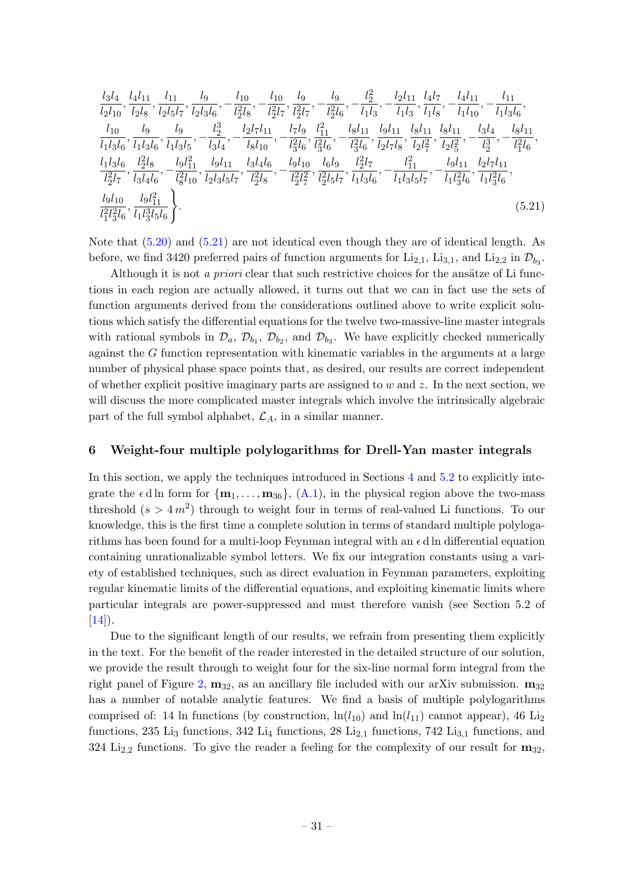$$
\frac{l_3 l_4}{l_2 l_{10}}, \frac{l_4 l_{11}}{l_2 l_8}, \frac{l_{11}}{l_2 l_5 l_7}, \frac{l_9}{l_2 l_3 l_6}, -\frac{l_{10}}{l_2^2 l_8}, -\frac{l_{10}}{l_2^2 l_7}, \frac{l_9}{l_2^2 l_7}, -\frac{l_9}{l_2^2 l_6}, -\frac{l_2^2}{l_1 l_3}, -\frac{l_2 l_{11}}{l_1 l_3}, \frac{l_4 l_7}{l_1 l_8}, -\frac{l_4 l_{11}}{l_1 l_{10}}, -\frac{l_{11}}{l_1 l_3 l_6},
$$
$$
\frac{l_{10}}{l_1 l_3 l_6}, \frac{l_9}{l_1 l_3 l_6}, \frac{l_9}{l_1 l_3 l_5}, -\frac{l_2^3}{l_3 l_4}, -\frac{l_2 l_7 l_{11}}{l_8 l_{10}}, -\frac{l_7 l_9}{l_3^2 l_6}, \frac{l_{11}^2}{l_3^2 l_6}, -\frac{l_8 l_{11}}{l_3^2 l_6}, \frac{l_9 l_{11}}{l_2 l_7 l_8}, \frac{l_8 l_{11}}{l_2 l_7^2}, \frac{l_8 l_{11}}{l_2 l_5^2}, -\frac{l_3 l_4}{l_2^3}, -\frac{l_8 l_{11}}{l_1^2 l_6},
$$
$$
\frac{l_1 l_3 l_6}{l_2^2 l_7}, \frac{l_2^2 l_8}{l_3 l_4 l_6}, -\frac{l_9 l_{11}^2}{l_8^2 l_{10}}, \frac{l_9 l_{11}}{l_2 l_3 l_5 l_7}, \frac{l_3 l_4 l_6}{l_2^2 l_8}, -\frac{l_9 l_{10}}{l_2^2 l_7^2}, \frac{l_6 l_9}{l_2^2 l_5 l_7}, \frac{l_2^2 l_7}{l_1 l_3 l_6}, -\frac{l_{11}^2}{l_1 l_3 l_5 l_7}, -\frac{l_9 l_{11}}{l_1 l_3^2 l_6}, \frac{l_2 l_7 l_{11}}{l_1 l_3^2 l_6},
$$
$$
\left. \frac{l_9 l_{10}}{l_1^2 l_3^2 l_6}, \frac{l_9 l_{11}^2}{l_1 l_3^3 l_5 l_6} \right\}. \tag{5.21}
$$

Note that (5.20) and (5.21) are not identical even though they are of identical length. As before, we find 3420 preferred pairs of function arguments for $\text{Li}_{2,1}$, $\text{Li}_{3,1}$, and $\text{Li}_{2,2}$ in $\mathcal{D}_{b_3}$.

Although it is not *a priori* clear that such restrictive choices for the ansätze of Li functions in each region are actually allowed, it turns out that we can in fact use the sets of function arguments derived from the considerations outlined above to write explicit solutions which satisfy the differential equations for the twelve two-massive-line master integrals with rational symbols in $\mathcal{D}_a$, $\mathcal{D}_{b_1}$, $\mathcal{D}_{b_2}$, and $\mathcal{D}_{b_3}$. We have explicitly checked numerically against the $G$ function representation with kinematic variables in the arguments at a large number of physical phase space points that, as desired, our results are correct independent of whether explicit positive imaginary parts are assigned to $w$ and $z$. In the next section, we will discuss the more complicated master integrals which involve the intrinsically algebraic part of the full symbol alphabet, $\mathcal{L}_A$, in a similar manner.

## 6 Weight-four multiple polylogarithms for Drell-Yan master integrals

In this section, we apply the techniques introduced in Sections 4 and 5.2 to explicitly integrate the $\epsilon\,\mathrm{d}\ln$ form for $\{\mathbf{m}_1, \ldots, \mathbf{m}_{36}\}$, (A.1), in the physical region above the two-mass threshold ($s > 4\,m^2$) through to weight four in terms of real-valued Li functions. To our knowledge, this is the first time a complete solution in terms of standard multiple polylogarithms has been found for a multi-loop Feynman integral with an $\epsilon\,\mathrm{d}\ln$ differential equation containing unrationalizable symbol letters. We fix our integration constants using a variety of established techniques, such as direct evaluation in Feynman parameters, exploiting regular kinematic limits of the differential equations, and exploiting kinematic limits where particular integrals are power-suppressed and must therefore vanish (see Section 5.2 of [14]).

Due to the significant length of our results, we refrain from presenting them explicitly in the text. For the benefit of the reader interested in the detailed structure of our solution, we provide the result through to weight four for the six-line normal form integral from the right panel of Figure 2, $\mathbf{m}_{32}$, as an ancillary file included with our arXiv submission. $\mathbf{m}_{32}$ has a number of notable analytic features. We find a basis of multiple polylogarithms comprised of: 14 ln functions (by construction, $\ln(l_{10})$ and $\ln(l_{11})$ cannot appear), 46 $\text{Li}_2$ functions, 235 $\text{Li}_3$ functions, 342 $\text{Li}_4$ functions, 28 $\text{Li}_{2,1}$ functions, 742 $\text{Li}_{3,1}$ functions, and 324 $\text{Li}_{2,2}$ functions. To give the reader a feeling for the complexity of our result for $\mathbf{m}_{32}$,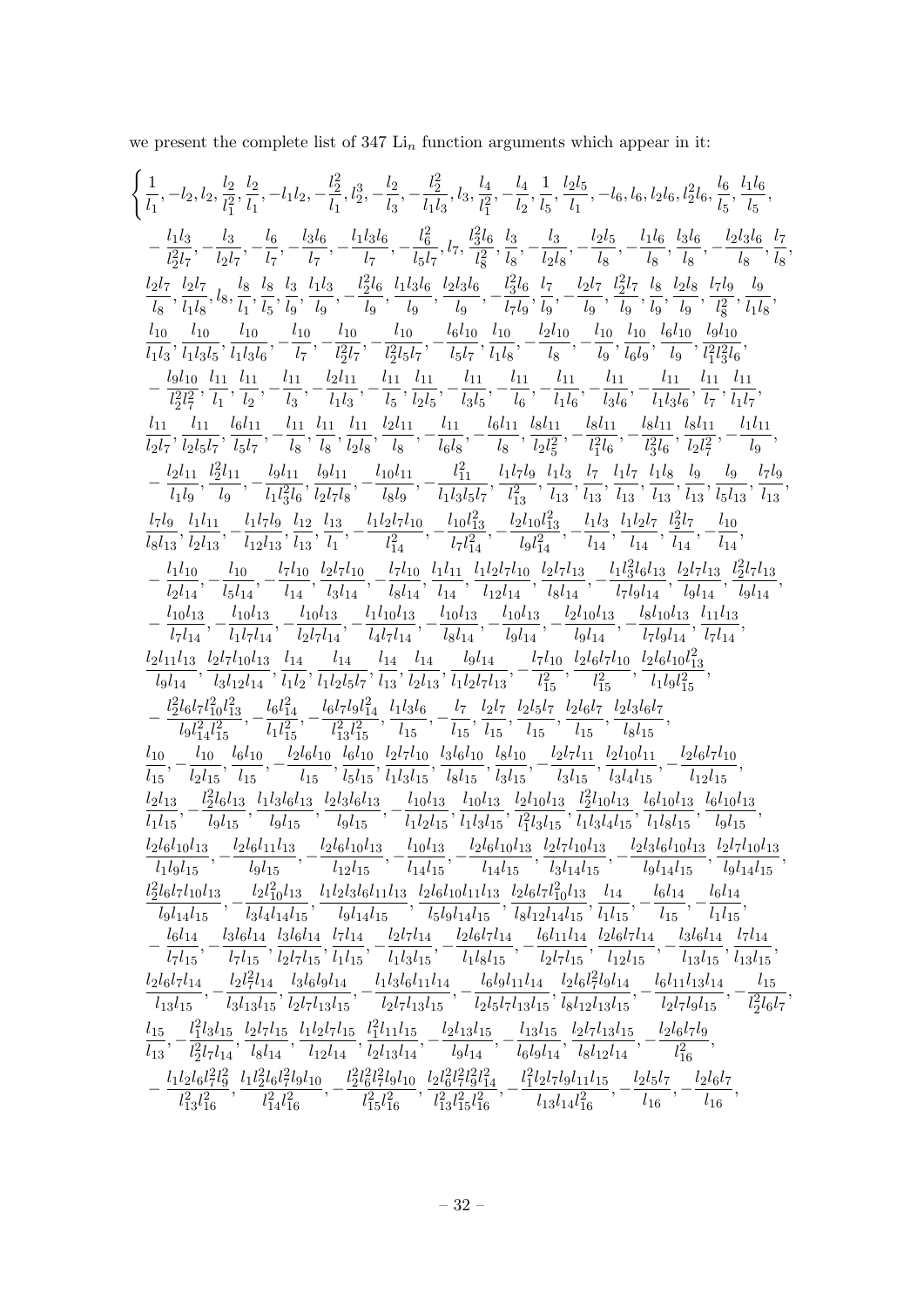we present the complete list of 347 $\mathrm{Li}_n$ function arguments which appear in it:

$$
\Bigg\{ \frac{1}{l_1}, -l_2, l_2, \frac{l_2}{l_1^2}, \frac{l_2}{l_1}, -l_1 l_2, -\frac{l_2^2}{l_1}, l_2^3, -\frac{l_2}{l_3}, -\frac{l_2^2}{l_1 l_3}, l_3, \frac{l_4}{l_1^2}, -\frac{l_4}{l_2}, \frac{1}{l_5}, \frac{l_2 l_5}{l_1}, -l_6, l_6, l_2 l_6, l_2^2 l_6, \frac{l_6}{l_5}, \frac{l_1 l_6}{l_5},
$$

$$
-\frac{l_1 l_3}{l_2^2 l_7}, -\frac{l_3}{l_2 l_7}, -\frac{l_6}{l_7}, -\frac{l_3 l_6}{l_7}, -\frac{l_1 l_3 l_6}{l_7}, -\frac{l_6^2}{l_5 l_7}, l_7, \frac{l_3^2 l_6}{l_8^2}, \frac{l_3}{l_8}, -\frac{l_3}{l_2 l_8}, -\frac{l_2 l_5}{l_8}, -\frac{l_1 l_6}{l_8}, \frac{l_3 l_6}{l_8}, -\frac{l_2 l_3 l_6}{l_8}, \frac{l_7}{l_8},
$$

$$
\frac{l_2 l_7}{l_8}, \frac{l_2 l_7}{l_1 l_8}, l_8, \frac{l_8}{l_1}, \frac{l_8}{l_5}, \frac{l_3}{l_9}, \frac{l_1 l_3}{l_9}, -\frac{l_2^2 l_6}{l_9}, \frac{l_1 l_3 l_6}{l_9}, \frac{l_2 l_3 l_6}{l_9}, -\frac{l_3^2 l_6}{l_7 l_9}, \frac{l_7}{l_9}, -\frac{l_2 l_7}{l_9}, \frac{l_2^2 l_7}{l_9}, \frac{l_8}{l_9}, \frac{l_2 l_8}{l_9}, \frac{l_7 l_9}{l_8^2}, \frac{l_9}{l_1 l_8},
$$

$$
\frac{l_{10}}{l_1 l_3}, \frac{l_{10}}{l_1 l_3 l_5}, \frac{l_{10}}{l_1 l_3 l_6}, -\frac{l_{10}}{l_7}, -\frac{l_{10}}{l_2^2 l_7}, -\frac{l_{10}}{l_2^2 l_5 l_7}, -\frac{l_6 l_{10}}{l_5 l_7}, \frac{l_{10}}{l_1 l_8}, -\frac{l_2 l_{10}}{l_8}, -\frac{l_{10}}{l_9}, \frac{l_{10}}{l_6 l_9}, \frac{l_6 l_{10}}{l_9}, \frac{l_9 l_{10}}{l_1^2 l_3^2 l_6},
$$

$$
-\frac{l_9 l_{10}}{l_2^2 l_7^2}, \frac{l_{11}}{l_1}, \frac{l_{11}}{l_2}, -\frac{l_{11}}{l_3}, -\frac{l_2 l_{11}}{l_1 l_3}, -\frac{l_{11}}{l_5}, \frac{l_{11}}{l_2 l_5}, -\frac{l_{11}}{l_3 l_5}, -\frac{l_{11}}{l_6}, -\frac{l_{11}}{l_1 l_6}, -\frac{l_{11}}{l_3 l_6}, -\frac{l_{11}}{l_1 l_3 l_6}, \frac{l_{11}}{l_7}, \frac{l_{11}}{l_1 l_7},
$$

$$
\frac{l_{11}}{l_2 l_7}, \frac{l_{11}}{l_2 l_5 l_7}, \frac{l_6 l_{11}}{l_5 l_7}, -\frac{l_{11}}{l_8}, \frac{l_{11}}{l_8}, \frac{l_{11}}{l_2 l_8}, \frac{l_2 l_{11}}{l_8}, -\frac{l_{11}}{l_6 l_8}, -\frac{l_6 l_{11}}{l_8}, \frac{l_8 l_{11}}{l_2 l_5^2}, -\frac{l_8 l_{11}}{l_1^2 l_6}, -\frac{l_8 l_{11}}{l_3^2 l_6}, \frac{l_8 l_{11}}{l_2 l_7^2}, -\frac{l_1 l_{11}}{l_9},
$$

$$
-\frac{l_2 l_{11}}{l_1 l_9}, \frac{l_2^2 l_{11}}{l_9}, -\frac{l_9 l_{11}}{l_1 l_3^2 l_6}, \frac{l_9 l_{11}}{l_2 l_7 l_8}, -\frac{l_{10} l_{11}}{l_8 l_9}, -\frac{l_{11}^2}{l_1 l_3 l_5 l_7}, \frac{l_1 l_7 l_9}{l_{13}^2}, \frac{l_1 l_3}{l_{13}}, \frac{l_7}{l_{13}}, \frac{l_1 l_7}{l_{13}}, \frac{l_1 l_8}{l_{13}}, \frac{l_9}{l_{13}}, \frac{l_9}{l_5 l_{13}}, \frac{l_7 l_9}{l_{13}},
$$

$$
\frac{l_7 l_9}{l_8 l_{13}}, \frac{l_1 l_{11}}{l_2 l_{13}}, -\frac{l_1 l_7 l_9}{l_{12} l_{13}}, \frac{l_{12}}{l_{13}}, \frac{l_{13}}{l_1}, -\frac{l_1 l_2 l_7 l_{10}}{l_{14}^2}, -\frac{l_{10} l_{13}^2}{l_7 l_{14}^2}, -\frac{l_2 l_{10} l_{13}^2}{l_9 l_{14}^2}, -\frac{l_1 l_3}{l_{14}}, \frac{l_1 l_2 l_7}{l_{14}}, \frac{l_2^2 l_7}{l_{14}}, -\frac{l_{10}}{l_{14}},
$$

$$
-\frac{l_1 l_{10}}{l_2 l_{14}}, -\frac{l_{10}}{l_5 l_{14}}, -\frac{l_7 l_{10}}{l_{14}}, \frac{l_2 l_7 l_{10}}{l_3 l_{14}}, -\frac{l_7 l_{10}}{l_8 l_{14}}, \frac{l_1 l_{11}}{l_{14}}, \frac{l_1 l_2 l_7 l_{10}}{l_{12} l_{14}}, \frac{l_2 l_7 l_{13}}{l_8 l_{14}}, -\frac{l_1 l_3^2 l_6 l_{13}}{l_7 l_9 l_{14}}, \frac{l_2 l_7 l_{13}}{l_9 l_{14}}, \frac{l_2^2 l_7 l_{13}}{l_9 l_{14}},
$$

$$
-\frac{l_{10} l_{13}}{l_7 l_{14}}, -\frac{l_{10} l_{13}}{l_1 l_7 l_{14}}, -\frac{l_{10} l_{13}}{l_2 l_7 l_{14}}, -\frac{l_1 l_{10} l_{13}}{l_4 l_7 l_{14}}, -\frac{l_{10} l_{13}}{l_8 l_{14}}, -\frac{l_{10} l_{13}}{l_9 l_{14}}, -\frac{l_2 l_{10} l_{13}}{l_9 l_{14}}, -\frac{l_8 l_{10} l_{13}}{l_7 l_9 l_{14}}, \frac{l_{11} l_{13}}{l_7 l_{14}},
$$

$$
\frac{l_2 l_{11} l_{13}}{l_9 l_{14}}, \frac{l_2 l_7 l_{10} l_{13}}{l_3 l_{12} l_{14}}, \frac{l_{14}}{l_1 l_2}, \frac{l_{14}}{l_1 l_2 l_5 l_7}, \frac{l_{14}}{l_{13}}, \frac{l_{14}}{l_2 l_{13}}, \frac{l_9 l_{14}}{l_1 l_2 l_7 l_{13}}, -\frac{l_7 l_{10}}{l_{15}^2}, \frac{l_2 l_6 l_7 l_{10}}{l_{15}^2}, \frac{l_2 l_6 l_{10} l_{13}^2}{l_1 l_9 l_{15}^2},
$$

$$
-\frac{l_2^2 l_6 l_7 l_{10}^2 l_{13}^2}{l_9 l_{14}^2 l_{15}^2}, -\frac{l_6 l_{14}^2}{l_1 l_{15}^2}, -\frac{l_6 l_7 l_9 l_{14}^2}{l_{13}^2 l_{15}^2}, \frac{l_1 l_3 l_6}{l_{15}}, -\frac{l_7}{l_{15}}, \frac{l_2 l_7}{l_{15}}, \frac{l_2 l_5 l_7}{l_{15}}, \frac{l_2 l_6 l_7}{l_{15}}, \frac{l_2 l_3 l_6 l_7}{l_8 l_{15}},
$$

$$
\frac{l_{10}}{l_{15}}, -\frac{l_{10}}{l_2 l_{15}}, \frac{l_6 l_{10}}{l_{15}}, -\frac{l_2 l_6 l_{10}}{l_{15}}, \frac{l_6 l_{10}}{l_5 l_{15}}, \frac{l_2 l_7 l_{10}}{l_1 l_3 l_{15}}, \frac{l_3 l_6 l_{10}}{l_8 l_{15}}, \frac{l_8 l_{10}}{l_3 l_{15}}, -\frac{l_2 l_7 l_{11}}{l_3 l_{15}}, \frac{l_2 l_{10} l_{11}}{l_3 l_4 l_{15}}, -\frac{l_2 l_6 l_7 l_{10}}{l_{12} l_{15}},
$$

$$
\frac{l_2 l_{13}}{l_1 l_{15}}, -\frac{l_2^2 l_6 l_{13}}{l_9 l_{15}}, \frac{l_1 l_3 l_6 l_{13}}{l_9 l_{15}}, \frac{l_2 l_3 l_6 l_{13}}{l_9 l_{15}}, -\frac{l_{10} l_{13}}{l_1 l_2 l_{15}}, \frac{l_{10} l_{13}}{l_1 l_3 l_{15}}, \frac{l_2 l_{10} l_{13}}{l_1^2 l_3 l_{15}}, \frac{l_2^2 l_{10} l_{13}}{l_1 l_3 l_4 l_{15}}, \frac{l_6 l_{10} l_{13}}{l_1 l_8 l_{15}}, \frac{l_6 l_{10} l_{13}}{l_9 l_{15}},
$$

$$
\frac{l_2 l_6 l_{10} l_{13}}{l_1 l_9 l_{15}}, -\frac{l_2 l_6 l_{11} l_{13}}{l_9 l_{15}}, -\frac{l_2 l_6 l_{10} l_{13}}{l_{12} l_{15}}, -\frac{l_{10} l_{13}}{l_{14} l_{15}}, -\frac{l_2 l_6 l_{10} l_{13}}{l_{14} l_{15}}, \frac{l_2 l_7 l_{10} l_{13}}{l_3 l_{14} l_{15}}, -\frac{l_2 l_3 l_6 l_{10} l_{13}}{l_9 l_{14} l_{15}}, \frac{l_2 l_7 l_{10} l_{13}}{l_9 l_{14} l_{15}},
$$

$$
\frac{l_2^2 l_6 l_7 l_{10} l_{13}}{l_9 l_{14} l_{15}}, -\frac{l_2 l_{10}^2 l_{13}}{l_3 l_4 l_{14} l_{15}}, \frac{l_1 l_2 l_3 l_6 l_{11} l_{13}}{l_9 l_{14} l_{15}}, \frac{l_2 l_6 l_{10} l_{11} l_{13}}{l_5 l_9 l_{14} l_{15}}, \frac{l_2 l_6 l_7 l_{10}^2 l_{13}}{l_8 l_{12} l_{14} l_{15}}, \frac{l_{14}}{l_1 l_{15}}, -\frac{l_6 l_{14}}{l_{15}}, -\frac{l_6 l_{14}}{l_1 l_{15}},
$$

$$
-\frac{l_6 l_{14}}{l_7 l_{15}}, -\frac{l_3 l_6 l_{14}}{l_7 l_{15}}, \frac{l_3 l_6 l_{14}}{l_2 l_7 l_{15}}, \frac{l_7 l_{14}}{l_1 l_{15}}, -\frac{l_2 l_7 l_{14}}{l_1 l_3 l_{15}}, -\frac{l_2 l_6 l_7 l_{14}}{l_1 l_8 l_{15}}, -\frac{l_6 l_{11} l_{14}}{l_2 l_7 l_{15}}, \frac{l_2 l_6 l_7 l_{14}}{l_{12} l_{15}}, -\frac{l_3 l_6 l_{14}}{l_{13} l_{15}}, \frac{l_7 l_{14}}{l_{13} l_{15}},
$$

$$
\frac{l_2 l_6 l_7 l_{14}}{l_{13} l_{15}}, -\frac{l_2 l_7^2 l_{14}}{l_3 l_{13} l_{15}}, \frac{l_3 l_6 l_9 l_{14}}{l_2 l_7 l_{13} l_{15}}, -\frac{l_1 l_3 l_6 l_{11} l_{14}}{l_2 l_7 l_{13} l_{15}}, -\frac{l_6 l_9 l_{11} l_{14}}{l_2 l_5 l_7 l_{13} l_{15}}, \frac{l_2 l_6 l_7^2 l_9 l_{14}}{l_8 l_{12} l_{13} l_{15}}, -\frac{l_6 l_{11} l_{13} l_{14}}{l_2 l_7 l_9 l_{15}}, -\frac{l_{15}}{l_2^2 l_6 l_7},
$$

$$
\frac{l_{15}}{l_{13}}, -\frac{l_1^2 l_3 l_{15}}{l_2^2 l_7 l_{14}}, \frac{l_2 l_7 l_{15}}{l_8 l_{14}}, \frac{l_1 l_2 l_7 l_{15}}{l_{12} l_{14}}, \frac{l_1^2 l_{11} l_{15}}{l_2 l_{13} l_{14}}, -\frac{l_2 l_{13} l_{15}}{l_9 l_{14}}, -\frac{l_{13} l_{15}}{l_6 l_9 l_{14}}, \frac{l_2 l_7 l_{13} l_{15}}{l_8 l_{12} l_{14}}, -\frac{l_2 l_6 l_7 l_9}{l_{16}^2},
$$

$$
-\frac{l_1 l_2 l_6 l_7^2 l_9^2}{l_{13}^2 l_{16}^2}, \frac{l_1 l_2^2 l_6 l_7^2 l_9 l_{10}}{l_{14}^2 l_{16}^2}, -\frac{l_2^2 l_6^2 l_7^2 l_9 l_{10}}{l_{15}^2 l_{16}^2}, \frac{l_2 l_6^2 l_7^2 l_9^2 l_{14}^2}{l_{13}^2 l_{15}^2 l_{16}^2}, -\frac{l_1^2 l_2 l_7 l_9 l_{11} l_{15}}{l_{13} l_{14} l_{16}^2}, -\frac{l_2 l_5 l_7}{l_{16}}, -\frac{l_2 l_6 l_7}{l_{16}},
$$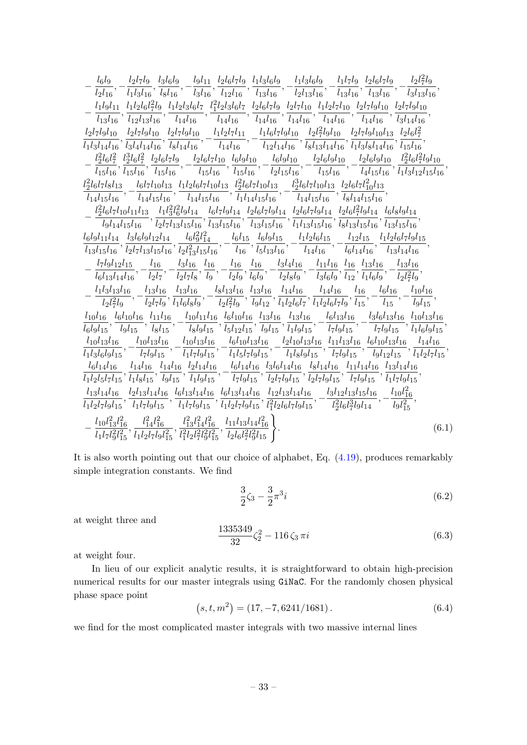$$
\begin{aligned}
&-\frac{l_6l_9}{l_2l_{16}},-\frac{l_2l_7l_9}{l_1l_3l_{16}},\frac{l_3l_6l_9}{l_8l_{16}},-\frac{l_9l_{11}}{l_3l_{16}},\frac{l_2l_6l_7l_9}{l_{12}l_{16}},\frac{l_1l_3l_6l_9}{l_{13}l_{16}},-\frac{l_1l_3l_6l_9}{l_2l_{13}l_{16}},-\frac{l_1l_7l_9}{l_{13}l_{16}},\frac{l_2l_6l_7l_9}{l_{13}l_{16}},-\frac{l_2l_7^2l_9}{l_3l_{13}l_{16}},\\
&-\frac{l_1l_9l_{11}}{l_{13}l_{16}},\frac{l_1l_2l_6l_7^2l_9}{l_{12}l_{13}l_{16}},\frac{l_1l_2l_3l_6l_7}{l_{14}l_{16}},\frac{l_1^2l_2l_3l_6l_7}{l_{14}l_{16}},\frac{l_2l_6l_7l_9}{l_{14}l_{16}},\frac{l_2l_7l_{10}}{l_{14}l_{16}},\frac{l_1l_2l_7l_{10}}{l_{14}l_{16}},\frac{l_2l_7l_9l_{10}}{l_{14}l_{16}},\frac{l_2l_7l_9l_{10}}{l_3l_{14}l_{16}},\\
&\frac{l_2l_7l_9l_{10}}{l_1l_3l_{14}l_{16}},\frac{l_2l_7l_9l_{10}}{l_3l_4l_{14}l_{16}},\frac{l_2l_7l_9l_{10}}{l_8l_{14}l_{16}},-\frac{l_1l_2l_7l_{11}}{l_{14}l_{16}},-\frac{l_1l_6l_7l_9l_{10}}{l_{12}l_{14}l_{16}},\frac{l_2l_7^2l_9l_{10}}{l_8l_{13}l_{14}l_{16}},\frac{l_2l_7l_9l_{10}l_{13}}{l_1l_3l_8l_{14}l_{16}},\frac{l_2l_6l_7^2}{l_{15}l_{16}},\\
&-\frac{l_2^2l_6l_7^2}{l_{15}l_{16}},\frac{l_2^3l_6l_7^2}{l_{15}l_{16}},\frac{l_2l_6l_7l_9}{l_{15}l_{16}},-\frac{l_2l_6l_7l_{10}}{l_{15}l_{16}},\frac{l_6l_9l_{10}}{l_{15}l_{16}},-\frac{l_6l_9l_{10}}{l_2l_{15}l_{16}},-\frac{l_2l_6l_9l_{10}}{l_{15}l_{16}},-\frac{l_2l_6l_9l_{10}}{l_4l_{15}l_{16}},\frac{l_2^2l_6l_7^2l_9l_{10}}{l_1l_3l_{12}l_{15}l_{16}},\\
&\frac{l_2^2l_6l_7l_8l_{13}}{l_{14}l_{15}l_{16}},-\frac{l_6l_7l_{10}l_{13}}{l_{14}l_{15}l_{16}},\frac{l_1l_2l_6l_7l_{10}l_{13}}{l_{14}l_{15}l_{16}},\frac{l_2^2l_6l_7l_{10}l_{13}}{l_1l_{14}l_{15}l_{16}},-\frac{l_2^3l_6l_7l_{10}l_{13}}{l_{14}l_{15}l_{16}},\frac{l_2l_6l_7l_{10}^2l_{13}}{l_8l_{14}l_{15}l_{16}},\\
&-\frac{l_2^2l_6l_7l_{10}l_{11}l_{13}}{l_9l_{14}l_{15}l_{16}},\frac{l_1l_3^2l_6^2l_9l_{14}}{l_2l_7l_{13}l_{15}l_{16}},\frac{l_6l_7l_9l_{14}}{l_{13}l_{15}l_{16}},\frac{l_2l_6l_7l_9l_{14}}{l_{13}l_{15}l_{16}},\frac{l_2l_6l_7l_9l_{14}}{l_1l_{13}l_{15}l_{16}},\frac{l_2l_6l_7^2l_9l_{14}}{l_8l_{13}l_{15}l_{16}},\frac{l_6l_8l_9l_{14}}{l_{13}l_{15}l_{16}},\\
&\frac{l_6l_9l_{11}l_{14}}{l_{13}l_{15}l_{16}},\frac{l_3l_6l_9l_{12}l_{14}}{l_2l_7l_{13}l_{15}l_{16}},\frac{l_6l_9^2l_{14}^2}{l_2l_{13}^2l_{15}l_{16}},-\frac{l_6l_{15}}{l_{16}},\frac{l_6l_9l_{15}}{l_5l_{13}l_{16}},-\frac{l_1l_2l_6l_{15}}{l_{14}l_{16}},-\frac{l_{12}l_{15}}{l_6l_{14}l_{16}},\frac{l_1l_2l_6l_7l_9l_{15}}{l_{13}l_{14}l_{16}},\\
&-\frac{l_7l_9l_{12}l_{15}}{l_6l_{13}l_{14}l_{16}},-\frac{l_{16}}{l_2l_7},-\frac{l_3l_{16}}{l_2l_7l_8},\frac{l_{16}}{l_9},-\frac{l_{16}}{l_2l_9},\frac{l_{16}}{l_6l_9},-\frac{l_3l_4l_{16}}{l_2l_8l_9},-\frac{l_{11}l_{16}}{l_3l_6l_9},\frac{l_{16}}{l_{12}},\frac{l_{13}l_{16}}{l_1l_6l_9},-\frac{l_{13}l_{16}}{l_2l_7^2l_9},\\
&-\frac{l_1l_3l_{13}l_{16}}{l_2l_7^2l_9},-\frac{l_{13}l_{16}}{l_2l_7l_9},\frac{l_{13}l_{16}}{l_1l_6l_8l_9},-\frac{l_8l_{13}l_{16}}{l_2l_7^2l_9},\frac{l_{13}l_{16}}{l_9l_{12}},\frac{l_{14}l_{16}}{l_1l_2l_6l_7},\frac{l_{14}l_{16}}{l_1l_2l_6l_7l_9},\frac{l_{16}}{l_{15}},-\frac{l_6l_{16}}{l_{15}},-\frac{l_{10}l_{16}}{l_9l_{15}},\\
&\frac{l_{10}l_{16}}{l_6l_9l_{15}},\frac{l_6l_{10}l_{16}}{l_9l_{15}},\frac{l_{11}l_{16}}{l_8l_{15}},-\frac{l_{10}l_{11}l_{16}}{l_8l_9l_{15}},\frac{l_6l_{10}l_{16}}{l_5l_{12}l_{15}},\frac{l_{13}l_{16}}{l_9l_{15}},\frac{l_{13}l_{16}}{l_1l_9l_{15}},-\frac{l_6l_{13}l_{16}}{l_7l_9l_{15}},-\frac{l_3l_6l_{13}l_{16}}{l_7l_9l_{15}},\frac{l_{10}l_{13}l_{16}}{l_1l_6l_9l_{15}},\\
&\frac{l_{10}l_{13}l_{16}}{l_1l_3l_6l_9l_{15}},-\frac{l_{10}l_{13}l_{16}}{l_7l_9l_{15}},-\frac{l_{10}l_{13}l_{16}}{l_1l_7l_9l_{15}},-\frac{l_6l_{10}l_{13}l_{16}}{l_1l_5l_7l_9l_{15}},-\frac{l_2l_{10}l_{13}l_{16}}{l_1l_8l_9l_{15}},\frac{l_{11}l_{13}l_{16}}{l_7l_9l_{15}},\frac{l_6l_{10}l_{13}l_{16}}{l_9l_{12}l_{15}},\frac{l_{14}l_{16}}{l_1l_2l_7l_{15}},\\
&\frac{l_6l_{14}l_{16}}{l_1l_2l_5l_7l_{15}},\frac{l_{14}l_{16}}{l_1l_8l_{15}},\frac{l_{14}l_{16}}{l_9l_{15}},\frac{l_2l_{14}l_{16}}{l_1l_9l_{15}},-\frac{l_6l_{14}l_{16}}{l_7l_9l_{15}},\frac{l_3l_6l_{14}l_{16}}{l_2l_7l_9l_{15}},\frac{l_8l_{14}l_{16}}{l_2l_7l_9l_{15}},\frac{l_{11}l_{14}l_{16}}{l_7l_9l_{15}},\frac{l_{13}l_{14}l_{16}}{l_1l_7l_9l_{15}},\\
&\frac{l_{13}l_{14}l_{16}}{l_1l_2l_7l_9l_{15}},\frac{l_2l_{13}l_{14}l_{16}}{l_1l_7l_9l_{15}},\frac{l_6l_{13}l_{14}l_{16}}{l_1l_7l_9l_{15}},\frac{l_6l_{13}l_{14}l_{16}}{l_1l_2l_7l_9l_{15}},\frac{l_{12}l_{13}l_{14}l_{16}}{l_1^2l_2l_6l_7l_9l_{15}},-\frac{l_3l_{12}l_{13}l_{15}l_{16}}{l_2^2l_6l_7^3l_9l_{14}},-\frac{l_{10}l_{16}^2}{l_9l_{15}^2},\\
&-\frac{l_{10}l_{13}^2l_{16}^2}{l_1l_7l_9^2l_{15}^2},\frac{l_{14}^2l_{16}^2}{l_1l_2l_7l_9l_{15}^2},\frac{l_{13}^2l_{14}^2l_{16}^2}{l_1^2l_2l_7^2l_9^2l_{15}^2},\frac{l_{11}l_{13}l_{14}l_{16}^2}{l_2l_6l_7^2l_9^2l_{15}}\Bigg\}.
\end{aligned}
\tag{6.1}
$$

It is also worth pointing out that our choice of alphabet, Eq. (4.19), produces remarkably simple integration constants. We find

$$
\frac{3}{2}\zeta_3 - \frac{3}{2}\pi^3 i \tag{6.2}
$$

at weight three and

$$
\frac{1335349}{32}\zeta_2^2 - 116\,\zeta_3\,\pi i \tag{6.3}
$$

at weight four.

In lieu of our explicit analytic results, it is straightforward to obtain high-precision numerical results for our master integrals using GiNaC. For the randomly chosen physical phase space point

$$
\left(s, t, m^2\right) = (17, -7, 6241/1681)\,. \tag{6.4}
$$

we find for the most complicated master integrals with two massive internal lines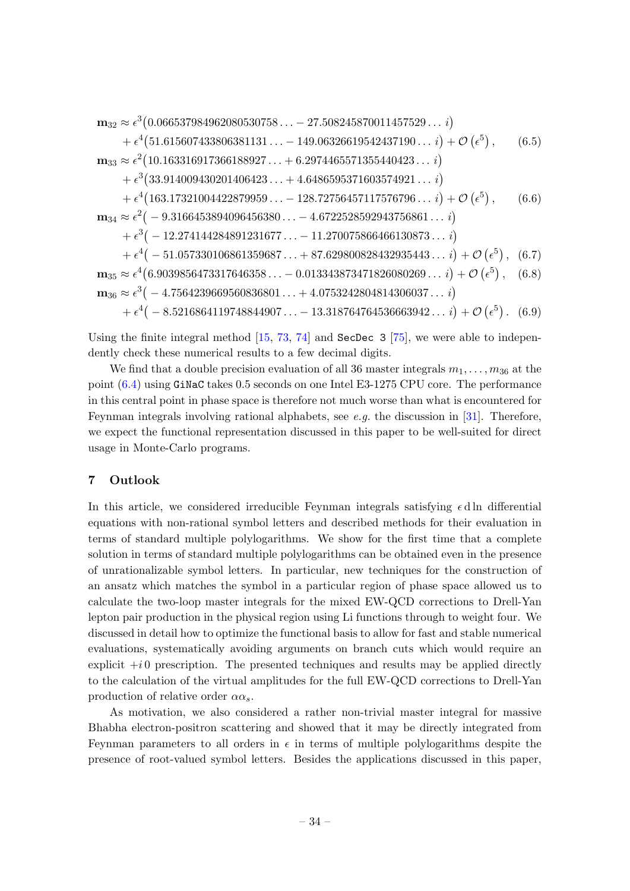$$
\begin{aligned}
\mathbf{m}_{32} \approx\; & \epsilon^3\big(0.066537984962080530758\ldots - 27.508245870011457529\ldots\, i\big) \\
& + \epsilon^4\big(51.615607433806381131\ldots - 149.06326619542437190\ldots\, i\big) + \mathcal{O}\left(\epsilon^5\right), \qquad (6.5)
\end{aligned}
$$

$$
\begin{aligned}
\mathbf{m}_{33} \approx\; & \epsilon^2\big(10.163316917366188927\ldots + 6.2974465571355440423\ldots\, i\big) \\
& + \epsilon^3\big(33.914009430201406423\ldots + 4.6486595371603574921\ldots\, i\big) \\
& + \epsilon^4\big(163.17321004422879959\ldots - 128.72756457117576796\ldots\, i\big) + \mathcal{O}\left(\epsilon^5\right), \qquad (6.6)
\end{aligned}
$$

$$
\begin{aligned}
\mathbf{m}_{34} \approx\; & \epsilon^2\big(-9.3166453894096456380\ldots - 4.6722528592943756861\ldots\, i\big) \\
& + \epsilon^3\big(-12.274144284891231677\ldots - 11.270075866466130873\ldots\, i\big) \\
& + \epsilon^4\big(-51.057330106861359687\ldots + 87.629800828432935443\ldots\, i\big) + \mathcal{O}\left(\epsilon^5\right), \qquad (6.7)
\end{aligned}
$$

$$
\mathbf{m}_{35} \approx \epsilon^4\big(6.9039856473317646358\ldots - 0.013343873471826080269\ldots\, i\big) + \mathcal{O}\left(\epsilon^5\right), \qquad (6.8)
$$

$$
\begin{aligned}
\mathbf{m}_{36} \approx\; & \epsilon^3\big(-4.7564239669560836801\ldots + 4.0753242804814306037\ldots\, i\big) \\
& + \epsilon^4\big(-8.5216864119748844907\ldots - 13.318764764536663942\ldots\, i\big) + \mathcal{O}\left(\epsilon^5\right). \qquad (6.9)
\end{aligned}
$$

Using the finite integral method [15, 73, 74] and `SecDec 3` [75], we were able to independently check these numerical results to a few decimal digits.

We find that a double precision evaluation of all 36 master integrals $m_1, \ldots, m_{36}$ at the point (6.4) using `GiNaC` takes 0.5 seconds on one Intel E3-1275 CPU core. The performance in this central point in phase space is therefore not much worse than what is encountered for Feynman integrals involving rational alphabets, see *e.g.* the discussion in [31]. Therefore, we expect the functional representation discussed in this paper to be well-suited for direct usage in Monte-Carlo programs.

## 7 Outlook

In this article, we considered irreducible Feynman integrals satisfying $\epsilon\, \mathrm{d}\ln$ differential equations with non-rational symbol letters and described methods for their evaluation in terms of standard multiple polylogarithms. We show for the first time that a complete solution in terms of standard multiple polylogarithms can be obtained even in the presence of unrationalizable symbol letters. In particular, new techniques for the construction of an ansatz which matches the symbol in a particular region of phase space allowed us to calculate the two-loop master integrals for the mixed EW-QCD corrections to Drell-Yan lepton pair production in the physical region using Li functions through to weight four. We discussed in detail how to optimize the functional basis to allow for fast and stable numerical evaluations, systematically avoiding arguments on branch cuts which would require an explicit $+i\,0$ prescription. The presented techniques and results may be applied directly to the calculation of the virtual amplitudes for the full EW-QCD corrections to Drell-Yan production of relative order $\alpha\alpha_s$.

As motivation, we also considered a rather non-trivial master integral for massive Bhabha electron-positron scattering and showed that it may be directly integrated from Feynman parameters to all orders in $\epsilon$ in terms of multiple polylogarithms despite the presence of root-valued symbol letters. Besides the applications discussed in this paper,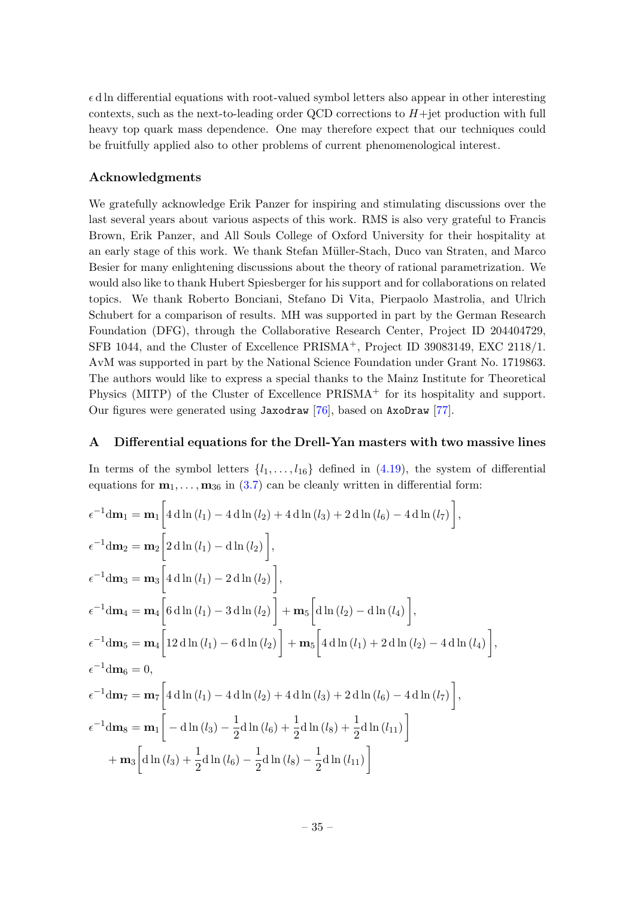$\epsilon\,\mathrm{d}\ln$ differential equations with root-valued symbol letters also appear in other interesting contexts, such as the next-to-leading order QCD corrections to $H$+jet production with full heavy top quark mass dependence. One may therefore expect that our techniques could be fruitfully applied also to other problems of current phenomenological interest.

### Acknowledgments

We gratefully acknowledge Erik Panzer for inspiring and stimulating discussions over the last several years about various aspects of this work. RMS is also very grateful to Francis Brown, Erik Panzer, and All Souls College of Oxford University for their hospitality at an early stage of this work. We thank Stefan Müller-Stach, Duco van Straten, and Marco Besier for many enlightening discussions about the theory of rational parametrization. We would also like to thank Hubert Spiesberger for his support and for collaborations on related topics. We thank Roberto Bonciani, Stefano Di Vita, Pierpaolo Mastrolia, and Ulrich Schubert for a comparison of results. MH was supported in part by the German Research Foundation (DFG), through the Collaborative Research Center, Project ID 204404729, SFB 1044, and the Cluster of Excellence PRISMA$^+$, Project ID 39083149, EXC 2118/1. AvM was supported in part by the National Science Foundation under Grant No. 1719863. The authors would like to express a special thanks to the Mainz Institute for Theoretical Physics (MITP) of the Cluster of Excellence PRISMA$^+$ for its hospitality and support. Our figures were generated using `Jaxodraw` [76], based on `AxoDraw` [77].

## A Differential equations for the Drell-Yan masters with two massive lines

In terms of the symbol letters $\{l_1, \ldots, l_{16}\}$ defined in (4.19), the system of differential equations for $\mathbf{m}_1, \ldots, \mathbf{m}_{36}$ in (3.7) can be cleanly written in differential form:

$$\epsilon^{-1}\mathrm{d}\mathbf{m}_1 = \mathbf{m}_1\Bigg[4\,\mathrm{d}\ln(l_1) - 4\,\mathrm{d}\ln(l_2) + 4\,\mathrm{d}\ln(l_3) + 2\,\mathrm{d}\ln(l_6) - 4\,\mathrm{d}\ln(l_7)\Bigg],$$

$$\epsilon^{-1}\mathrm{d}\mathbf{m}_2 = \mathbf{m}_2\Bigg[2\,\mathrm{d}\ln(l_1) - \mathrm{d}\ln(l_2)\Bigg],$$

$$\epsilon^{-1}\mathrm{d}\mathbf{m}_3 = \mathbf{m}_3\Bigg[4\,\mathrm{d}\ln(l_1) - 2\,\mathrm{d}\ln(l_2)\Bigg],$$

$$\epsilon^{-1}\mathrm{d}\mathbf{m}_4 = \mathbf{m}_4\Bigg[6\,\mathrm{d}\ln(l_1) - 3\,\mathrm{d}\ln(l_2)\Bigg] + \mathbf{m}_5\Bigg[\mathrm{d}\ln(l_2) - \mathrm{d}\ln(l_4)\Bigg],$$

$$\epsilon^{-1}\mathrm{d}\mathbf{m}_5 = \mathbf{m}_4\Bigg[12\,\mathrm{d}\ln(l_1) - 6\,\mathrm{d}\ln(l_2)\Bigg] + \mathbf{m}_5\Bigg[4\,\mathrm{d}\ln(l_1) + 2\,\mathrm{d}\ln(l_2) - 4\,\mathrm{d}\ln(l_4)\Bigg],$$

$$\epsilon^{-1}\mathrm{d}\mathbf{m}_6 = 0,$$

$$\epsilon^{-1}\mathrm{d}\mathbf{m}_7 = \mathbf{m}_7\Bigg[4\,\mathrm{d}\ln(l_1) - 4\,\mathrm{d}\ln(l_2) + 4\,\mathrm{d}\ln(l_3) + 2\,\mathrm{d}\ln(l_6) - 4\,\mathrm{d}\ln(l_7)\Bigg],$$

$$\begin{aligned}\epsilon^{-1}\mathrm{d}\mathbf{m}_8 &= \mathbf{m}_1\Bigg[-\mathrm{d}\ln(l_3) - \frac{1}{2}\mathrm{d}\ln(l_6) + \frac{1}{2}\mathrm{d}\ln(l_8) + \frac{1}{2}\mathrm{d}\ln(l_{11})\Bigg] \\ &\quad + \mathbf{m}_3\Bigg[\mathrm{d}\ln(l_3) + \frac{1}{2}\mathrm{d}\ln(l_6) - \frac{1}{2}\mathrm{d}\ln(l_8) - \frac{1}{2}\mathrm{d}\ln(l_{11})\Bigg]\end{aligned}$$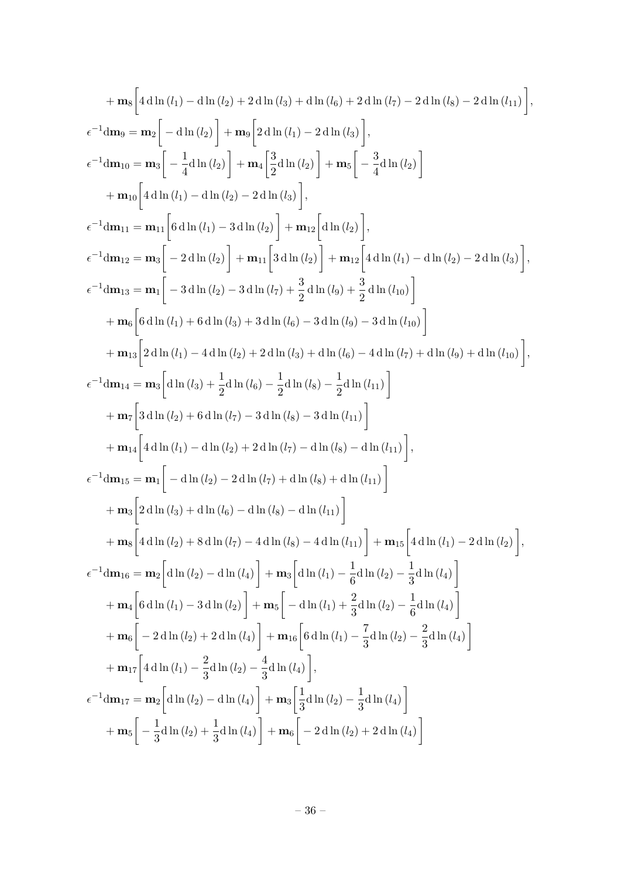$$
\begin{aligned}
&+ \mathbf{m}_8\bigg[4\,\mathrm{d}\ln(l_1) - \mathrm{d}\ln(l_2) + 2\,\mathrm{d}\ln(l_3) + \mathrm{d}\ln(l_6) + 2\,\mathrm{d}\ln(l_7) - 2\,\mathrm{d}\ln(l_8) - 2\,\mathrm{d}\ln(l_{11})\bigg],\\
\epsilon^{-1}\mathrm{d}\mathbf{m}_9 =\ & \mathbf{m}_2\bigg[-\mathrm{d}\ln(l_2)\bigg] + \mathbf{m}_9\bigg[2\,\mathrm{d}\ln(l_1) - 2\,\mathrm{d}\ln(l_3)\bigg],\\
\epsilon^{-1}\mathrm{d}\mathbf{m}_{10} =\ & \mathbf{m}_3\bigg[-\frac{1}{4}\mathrm{d}\ln(l_2)\bigg] + \mathbf{m}_4\bigg[\frac{3}{2}\mathrm{d}\ln(l_2)\bigg] + \mathbf{m}_5\bigg[-\frac{3}{4}\mathrm{d}\ln(l_2)\bigg]\\
&+ \mathbf{m}_{10}\bigg[4\,\mathrm{d}\ln(l_1) - \mathrm{d}\ln(l_2) - 2\,\mathrm{d}\ln(l_3)\bigg],\\
\epsilon^{-1}\mathrm{d}\mathbf{m}_{11} =\ & \mathbf{m}_{11}\bigg[6\,\mathrm{d}\ln(l_1) - 3\,\mathrm{d}\ln(l_2)\bigg] + \mathbf{m}_{12}\bigg[\mathrm{d}\ln(l_2)\bigg],\\
\epsilon^{-1}\mathrm{d}\mathbf{m}_{12} =\ & \mathbf{m}_3\bigg[-2\,\mathrm{d}\ln(l_2)\bigg] + \mathbf{m}_{11}\bigg[3\,\mathrm{d}\ln(l_2)\bigg] + \mathbf{m}_{12}\bigg[4\,\mathrm{d}\ln(l_1) - \mathrm{d}\ln(l_2) - 2\,\mathrm{d}\ln(l_3)\bigg],\\
\epsilon^{-1}\mathrm{d}\mathbf{m}_{13} =\ & \mathbf{m}_1\bigg[-3\,\mathrm{d}\ln(l_2) - 3\,\mathrm{d}\ln(l_7) + \frac{3}{2}\,\mathrm{d}\ln(l_9) + \frac{3}{2}\,\mathrm{d}\ln(l_{10})\bigg]\\
&+ \mathbf{m}_6\bigg[6\,\mathrm{d}\ln(l_1) + 6\,\mathrm{d}\ln(l_3) + 3\,\mathrm{d}\ln(l_6) - 3\,\mathrm{d}\ln(l_9) - 3\,\mathrm{d}\ln(l_{10})\bigg]\\
&+ \mathbf{m}_{13}\bigg[2\,\mathrm{d}\ln(l_1) - 4\,\mathrm{d}\ln(l_2) + 2\,\mathrm{d}\ln(l_3) + \mathrm{d}\ln(l_6) - 4\,\mathrm{d}\ln(l_7) + \mathrm{d}\ln(l_9) + \mathrm{d}\ln(l_{10})\bigg],\\
\epsilon^{-1}\mathrm{d}\mathbf{m}_{14} =\ & \mathbf{m}_3\bigg[\mathrm{d}\ln(l_3) + \frac{1}{2}\mathrm{d}\ln(l_6) - \frac{1}{2}\mathrm{d}\ln(l_8) - \frac{1}{2}\mathrm{d}\ln(l_{11})\bigg]\\
&+ \mathbf{m}_7\bigg[3\,\mathrm{d}\ln(l_2) + 6\,\mathrm{d}\ln(l_7) - 3\,\mathrm{d}\ln(l_8) - 3\,\mathrm{d}\ln(l_{11})\bigg]\\
&+ \mathbf{m}_{14}\bigg[4\,\mathrm{d}\ln(l_1) - \mathrm{d}\ln(l_2) + 2\,\mathrm{d}\ln(l_7) - \mathrm{d}\ln(l_8) - \mathrm{d}\ln(l_{11})\bigg],\\
\epsilon^{-1}\mathrm{d}\mathbf{m}_{15} =\ & \mathbf{m}_1\bigg[-\mathrm{d}\ln(l_2) - 2\,\mathrm{d}\ln(l_7) + \mathrm{d}\ln(l_8) + \mathrm{d}\ln(l_{11})\bigg]\\
&+ \mathbf{m}_3\bigg[2\,\mathrm{d}\ln(l_3) + \mathrm{d}\ln(l_6) - \mathrm{d}\ln(l_8) - \mathrm{d}\ln(l_{11})\bigg]\\
&+ \mathbf{m}_8\bigg[4\,\mathrm{d}\ln(l_2) + 8\,\mathrm{d}\ln(l_7) - 4\,\mathrm{d}\ln(l_8) - 4\,\mathrm{d}\ln(l_{11})\bigg] + \mathbf{m}_{15}\bigg[4\,\mathrm{d}\ln(l_1) - 2\,\mathrm{d}\ln(l_2)\bigg],\\
\epsilon^{-1}\mathrm{d}\mathbf{m}_{16} =\ & \mathbf{m}_2\bigg[\mathrm{d}\ln(l_2) - \mathrm{d}\ln(l_4)\bigg] + \mathbf{m}_3\bigg[\mathrm{d}\ln(l_1) - \frac{1}{6}\mathrm{d}\ln(l_2) - \frac{1}{3}\mathrm{d}\ln(l_4)\bigg]\\
&+ \mathbf{m}_4\bigg[6\,\mathrm{d}\ln(l_1) - 3\,\mathrm{d}\ln(l_2)\bigg] + \mathbf{m}_5\bigg[-\mathrm{d}\ln(l_1) + \frac{2}{3}\mathrm{d}\ln(l_2) - \frac{1}{6}\mathrm{d}\ln(l_4)\bigg]\\
&+ \mathbf{m}_6\bigg[-2\,\mathrm{d}\ln(l_2) + 2\,\mathrm{d}\ln(l_4)\bigg] + \mathbf{m}_{16}\bigg[6\,\mathrm{d}\ln(l_1) - \frac{7}{3}\mathrm{d}\ln(l_2) - \frac{2}{3}\mathrm{d}\ln(l_4)\bigg]\\
&+ \mathbf{m}_{17}\bigg[4\,\mathrm{d}\ln(l_1) - \frac{2}{3}\mathrm{d}\ln(l_2) - \frac{4}{3}\mathrm{d}\ln(l_4)\bigg],\\
\epsilon^{-1}\mathrm{d}\mathbf{m}_{17} =\ & \mathbf{m}_2\bigg[\mathrm{d}\ln(l_2) - \mathrm{d}\ln(l_4)\bigg] + \mathbf{m}_3\bigg[\frac{1}{3}\mathrm{d}\ln(l_2) - \frac{1}{3}\mathrm{d}\ln(l_4)\bigg]\\
&+ \mathbf{m}_5\bigg[-\frac{1}{3}\mathrm{d}\ln(l_2) + \frac{1}{3}\mathrm{d}\ln(l_4)\bigg] + \mathbf{m}_6\bigg[-2\,\mathrm{d}\ln(l_2) + 2\,\mathrm{d}\ln(l_4)\bigg]
\end{aligned}
$$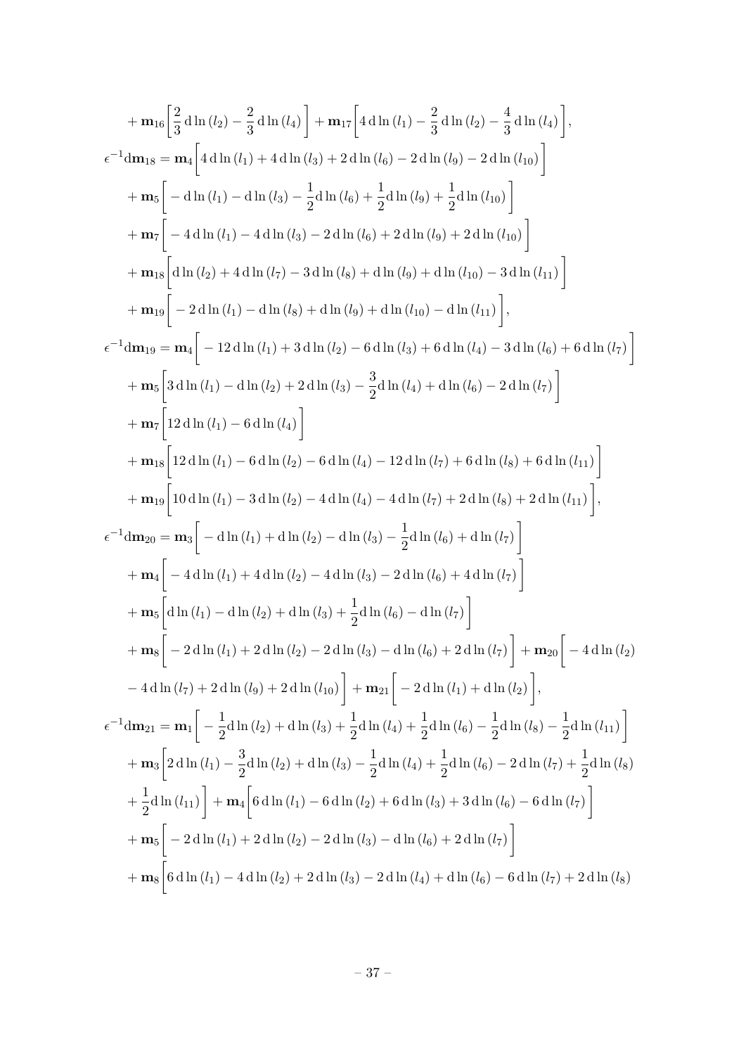$$
\begin{aligned}
&+ \mathbf{m}_{16}\bigg[\frac{2}{3}\,\mathrm{d}\ln(l_2) - \frac{2}{3}\,\mathrm{d}\ln(l_4)\bigg] + \mathbf{m}_{17}\bigg[4\,\mathrm{d}\ln(l_1) - \frac{2}{3}\,\mathrm{d}\ln(l_2) - \frac{4}{3}\,\mathrm{d}\ln(l_4)\bigg],\\
\epsilon^{-1}\mathrm{d}\mathbf{m}_{18} &= \mathbf{m}_4\bigg[4\,\mathrm{d}\ln(l_1) + 4\,\mathrm{d}\ln(l_3) + 2\,\mathrm{d}\ln(l_6) - 2\,\mathrm{d}\ln(l_9) - 2\,\mathrm{d}\ln(l_{10})\bigg]\\
&+ \mathbf{m}_5\bigg[-\mathrm{d}\ln(l_1) - \mathrm{d}\ln(l_3) - \frac{1}{2}\mathrm{d}\ln(l_6) + \frac{1}{2}\mathrm{d}\ln(l_9) + \frac{1}{2}\mathrm{d}\ln(l_{10})\bigg]\\
&+ \mathbf{m}_7\bigg[-4\,\mathrm{d}\ln(l_1) - 4\,\mathrm{d}\ln(l_3) - 2\,\mathrm{d}\ln(l_6) + 2\,\mathrm{d}\ln(l_9) + 2\,\mathrm{d}\ln(l_{10})\bigg]\\
&+ \mathbf{m}_{18}\bigg[\mathrm{d}\ln(l_2) + 4\,\mathrm{d}\ln(l_7) - 3\,\mathrm{d}\ln(l_8) + \mathrm{d}\ln(l_9) + \mathrm{d}\ln(l_{10}) - 3\,\mathrm{d}\ln(l_{11})\bigg]\\
&+ \mathbf{m}_{19}\bigg[-2\,\mathrm{d}\ln(l_1) - \mathrm{d}\ln(l_8) + \mathrm{d}\ln(l_9) + \mathrm{d}\ln(l_{10}) - \mathrm{d}\ln(l_{11})\bigg],\\
\epsilon^{-1}\mathrm{d}\mathbf{m}_{19} &= \mathbf{m}_4\bigg[-12\,\mathrm{d}\ln(l_1) + 3\,\mathrm{d}\ln(l_2) - 6\,\mathrm{d}\ln(l_3) + 6\,\mathrm{d}\ln(l_4) - 3\,\mathrm{d}\ln(l_6) + 6\,\mathrm{d}\ln(l_7)\bigg]\\
&+ \mathbf{m}_5\bigg[3\,\mathrm{d}\ln(l_1) - \mathrm{d}\ln(l_2) + 2\,\mathrm{d}\ln(l_3) - \frac{3}{2}\mathrm{d}\ln(l_4) + \mathrm{d}\ln(l_6) - 2\,\mathrm{d}\ln(l_7)\bigg]\\
&+ \mathbf{m}_7\bigg[12\,\mathrm{d}\ln(l_1) - 6\,\mathrm{d}\ln(l_4)\bigg]\\
&+ \mathbf{m}_{18}\bigg[12\,\mathrm{d}\ln(l_1) - 6\,\mathrm{d}\ln(l_2) - 6\,\mathrm{d}\ln(l_4) - 12\,\mathrm{d}\ln(l_7) + 6\,\mathrm{d}\ln(l_8) + 6\,\mathrm{d}\ln(l_{11})\bigg]\\
&+ \mathbf{m}_{19}\bigg[10\,\mathrm{d}\ln(l_1) - 3\,\mathrm{d}\ln(l_2) - 4\,\mathrm{d}\ln(l_4) - 4\,\mathrm{d}\ln(l_7) + 2\,\mathrm{d}\ln(l_8) + 2\,\mathrm{d}\ln(l_{11})\bigg],\\
\epsilon^{-1}\mathrm{d}\mathbf{m}_{20} &= \mathbf{m}_3\bigg[-\mathrm{d}\ln(l_1) + \mathrm{d}\ln(l_2) - \mathrm{d}\ln(l_3) - \frac{1}{2}\mathrm{d}\ln(l_6) + \mathrm{d}\ln(l_7)\bigg]\\
&+ \mathbf{m}_4\bigg[-4\,\mathrm{d}\ln(l_1) + 4\,\mathrm{d}\ln(l_2) - 4\,\mathrm{d}\ln(l_3) - 2\,\mathrm{d}\ln(l_6) + 4\,\mathrm{d}\ln(l_7)\bigg]\\
&+ \mathbf{m}_5\bigg[\mathrm{d}\ln(l_1) - \mathrm{d}\ln(l_2) + \mathrm{d}\ln(l_3) + \frac{1}{2}\mathrm{d}\ln(l_6) - \mathrm{d}\ln(l_7)\bigg]\\
&+ \mathbf{m}_8\bigg[-2\,\mathrm{d}\ln(l_1) + 2\,\mathrm{d}\ln(l_2) - 2\,\mathrm{d}\ln(l_3) - \mathrm{d}\ln(l_6) + 2\,\mathrm{d}\ln(l_7)\bigg] + \mathbf{m}_{20}\bigg[-4\,\mathrm{d}\ln(l_2)\\
&- 4\,\mathrm{d}\ln(l_7) + 2\,\mathrm{d}\ln(l_9) + 2\,\mathrm{d}\ln(l_{10})\bigg] + \mathbf{m}_{21}\bigg[-2\,\mathrm{d}\ln(l_1) + \mathrm{d}\ln(l_2)\bigg],\\
\epsilon^{-1}\mathrm{d}\mathbf{m}_{21} &= \mathbf{m}_1\bigg[-\frac{1}{2}\mathrm{d}\ln(l_2) + \mathrm{d}\ln(l_3) + \frac{1}{2}\mathrm{d}\ln(l_4) + \frac{1}{2}\mathrm{d}\ln(l_6) - \frac{1}{2}\mathrm{d}\ln(l_8) - \frac{1}{2}\mathrm{d}\ln(l_{11})\bigg]\\
&+ \mathbf{m}_3\bigg[2\,\mathrm{d}\ln(l_1) - \frac{3}{2}\mathrm{d}\ln(l_2) + \mathrm{d}\ln(l_3) - \frac{1}{2}\mathrm{d}\ln(l_4) + \frac{1}{2}\mathrm{d}\ln(l_6) - 2\,\mathrm{d}\ln(l_7) + \frac{1}{2}\mathrm{d}\ln(l_8)\\
&+ \frac{1}{2}\mathrm{d}\ln(l_{11})\bigg] + \mathbf{m}_4\bigg[6\,\mathrm{d}\ln(l_1) - 6\,\mathrm{d}\ln(l_2) + 6\,\mathrm{d}\ln(l_3) + 3\,\mathrm{d}\ln(l_6) - 6\,\mathrm{d}\ln(l_7)\bigg]\\
&+ \mathbf{m}_5\bigg[-2\,\mathrm{d}\ln(l_1) + 2\,\mathrm{d}\ln(l_2) - 2\,\mathrm{d}\ln(l_3) - \mathrm{d}\ln(l_6) + 2\,\mathrm{d}\ln(l_7)\bigg]\\
&+ \mathbf{m}_8\bigg[6\,\mathrm{d}\ln(l_1) - 4\,\mathrm{d}\ln(l_2) + 2\,\mathrm{d}\ln(l_3) - 2\,\mathrm{d}\ln(l_4) + \mathrm{d}\ln(l_6) - 6\,\mathrm{d}\ln(l_7) + 2\,\mathrm{d}\ln(l_8)
\end{aligned}
$$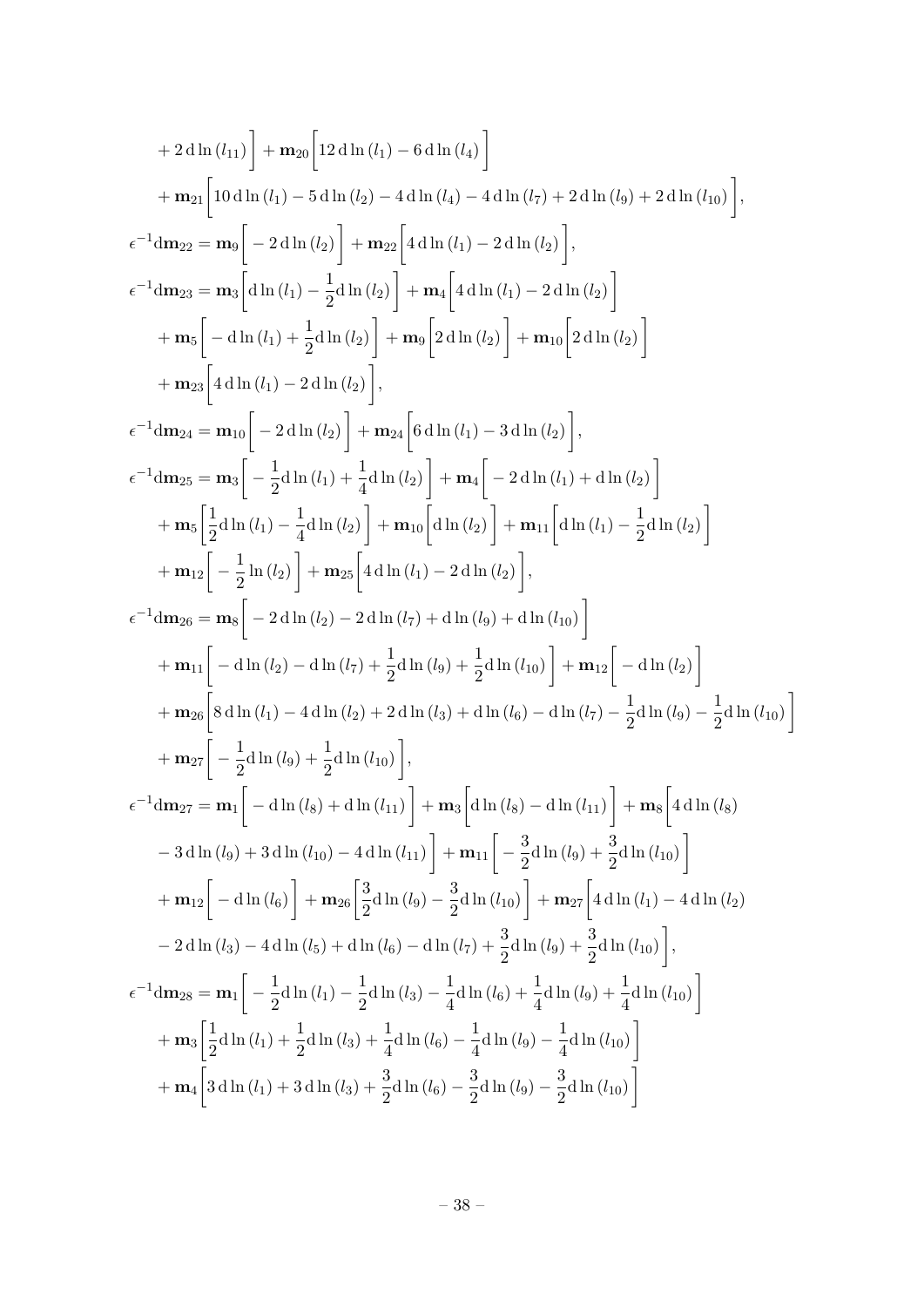$$
\begin{aligned}
&+ 2\,\mathrm{d}\ln(l_{11})\bigg] + \mathbf{m}_{20}\bigg[12\,\mathrm{d}\ln(l_1) - 6\,\mathrm{d}\ln(l_4)\bigg] \\
&+ \mathbf{m}_{21}\bigg[10\,\mathrm{d}\ln(l_1) - 5\,\mathrm{d}\ln(l_2) - 4\,\mathrm{d}\ln(l_4) - 4\,\mathrm{d}\ln(l_7) + 2\,\mathrm{d}\ln(l_9) + 2\,\mathrm{d}\ln(l_{10})\bigg],
\end{aligned}
$$

$$
\epsilon^{-1}\mathrm{d}\mathbf{m}_{22} = \mathbf{m}_9\bigg[-2\,\mathrm{d}\ln(l_2)\bigg] + \mathbf{m}_{22}\bigg[4\,\mathrm{d}\ln(l_1) - 2\,\mathrm{d}\ln(l_2)\bigg],
$$

$$
\begin{aligned}
\epsilon^{-1}\mathrm{d}\mathbf{m}_{23} = &\ \mathbf{m}_3\bigg[\mathrm{d}\ln(l_1) - \frac{1}{2}\mathrm{d}\ln(l_2)\bigg] + \mathbf{m}_4\bigg[4\,\mathrm{d}\ln(l_1) - 2\,\mathrm{d}\ln(l_2)\bigg] \\
&+ \mathbf{m}_5\bigg[-\mathrm{d}\ln(l_1) + \frac{1}{2}\mathrm{d}\ln(l_2)\bigg] + \mathbf{m}_9\bigg[2\,\mathrm{d}\ln(l_2)\bigg] + \mathbf{m}_{10}\bigg[2\,\mathrm{d}\ln(l_2)\bigg] \\
&+ \mathbf{m}_{23}\bigg[4\,\mathrm{d}\ln(l_1) - 2\,\mathrm{d}\ln(l_2)\bigg],
\end{aligned}
$$

$$
\epsilon^{-1}\mathrm{d}\mathbf{m}_{24} = \mathbf{m}_{10}\bigg[-2\,\mathrm{d}\ln(l_2)\bigg] + \mathbf{m}_{24}\bigg[6\,\mathrm{d}\ln(l_1) - 3\,\mathrm{d}\ln(l_2)\bigg],
$$

$$
\begin{aligned}
\epsilon^{-1}\mathrm{d}\mathbf{m}_{25} = &\ \mathbf{m}_3\bigg[-\frac{1}{2}\mathrm{d}\ln(l_1) + \frac{1}{4}\mathrm{d}\ln(l_2)\bigg] + \mathbf{m}_4\bigg[-2\,\mathrm{d}\ln(l_1) + \mathrm{d}\ln(l_2)\bigg] \\
&+ \mathbf{m}_5\bigg[\frac{1}{2}\mathrm{d}\ln(l_1) - \frac{1}{4}\mathrm{d}\ln(l_2)\bigg] + \mathbf{m}_{10}\bigg[\mathrm{d}\ln(l_2)\bigg] + \mathbf{m}_{11}\bigg[\mathrm{d}\ln(l_1) - \frac{1}{2}\mathrm{d}\ln(l_2)\bigg] \\
&+ \mathbf{m}_{12}\bigg[-\frac{1}{2}\ln(l_2)\bigg] + \mathbf{m}_{25}\bigg[4\,\mathrm{d}\ln(l_1) - 2\,\mathrm{d}\ln(l_2)\bigg],
\end{aligned}
$$

$$
\begin{aligned}
\epsilon^{-1}\mathrm{d}\mathbf{m}_{26} = &\ \mathbf{m}_8\bigg[-2\,\mathrm{d}\ln(l_2) - 2\,\mathrm{d}\ln(l_7) + \mathrm{d}\ln(l_9) + \mathrm{d}\ln(l_{10})\bigg] \\
&+ \mathbf{m}_{11}\bigg[-\mathrm{d}\ln(l_2) - \mathrm{d}\ln(l_7) + \frac{1}{2}\mathrm{d}\ln(l_9) + \frac{1}{2}\mathrm{d}\ln(l_{10})\bigg] + \mathbf{m}_{12}\bigg[-\mathrm{d}\ln(l_2)\bigg] \\
&+ \mathbf{m}_{26}\bigg[8\,\mathrm{d}\ln(l_1) - 4\,\mathrm{d}\ln(l_2) + 2\,\mathrm{d}\ln(l_3) + \mathrm{d}\ln(l_6) - \mathrm{d}\ln(l_7) - \frac{1}{2}\mathrm{d}\ln(l_9) - \frac{1}{2}\mathrm{d}\ln(l_{10})\bigg] \\
&+ \mathbf{m}_{27}\bigg[-\frac{1}{2}\mathrm{d}\ln(l_9) + \frac{1}{2}\mathrm{d}\ln(l_{10})\bigg],
\end{aligned}
$$

$$
\begin{aligned}
\epsilon^{-1}\mathrm{d}\mathbf{m}_{27} = &\ \mathbf{m}_1\bigg[-\mathrm{d}\ln(l_8) + \mathrm{d}\ln(l_{11})\bigg] + \mathbf{m}_3\bigg[\mathrm{d}\ln(l_8) - \mathrm{d}\ln(l_{11})\bigg] + \mathbf{m}_8\bigg[4\,\mathrm{d}\ln(l_8) \\
&- 3\,\mathrm{d}\ln(l_9) + 3\,\mathrm{d}\ln(l_{10}) - 4\,\mathrm{d}\ln(l_{11})\bigg] + \mathbf{m}_{11}\bigg[-\frac{3}{2}\mathrm{d}\ln(l_9) + \frac{3}{2}\mathrm{d}\ln(l_{10})\bigg] \\
&+ \mathbf{m}_{12}\bigg[-\mathrm{d}\ln(l_6)\bigg] + \mathbf{m}_{26}\bigg[\frac{3}{2}\mathrm{d}\ln(l_9) - \frac{3}{2}\mathrm{d}\ln(l_{10})\bigg] + \mathbf{m}_{27}\bigg[4\,\mathrm{d}\ln(l_1) - 4\,\mathrm{d}\ln(l_2) \\
&- 2\,\mathrm{d}\ln(l_3) - 4\,\mathrm{d}\ln(l_5) + \mathrm{d}\ln(l_6) - \mathrm{d}\ln(l_7) + \frac{3}{2}\mathrm{d}\ln(l_9) + \frac{3}{2}\mathrm{d}\ln(l_{10})\bigg],
\end{aligned}
$$

$$
\begin{aligned}
\epsilon^{-1}\mathrm{d}\mathbf{m}_{28} = &\ \mathbf{m}_1\bigg[-\frac{1}{2}\mathrm{d}\ln(l_1) - \frac{1}{2}\mathrm{d}\ln(l_3) - \frac{1}{4}\mathrm{d}\ln(l_6) + \frac{1}{4}\mathrm{d}\ln(l_9) + \frac{1}{4}\mathrm{d}\ln(l_{10})\bigg] \\
&+ \mathbf{m}_3\bigg[\frac{1}{2}\mathrm{d}\ln(l_1) + \frac{1}{2}\mathrm{d}\ln(l_3) + \frac{1}{4}\mathrm{d}\ln(l_6) - \frac{1}{4}\mathrm{d}\ln(l_9) - \frac{1}{4}\mathrm{d}\ln(l_{10})\bigg] \\
&+ \mathbf{m}_4\bigg[3\,\mathrm{d}\ln(l_1) + 3\,\mathrm{d}\ln(l_3) + \frac{3}{2}\mathrm{d}\ln(l_6) - \frac{3}{2}\mathrm{d}\ln(l_9) - \frac{3}{2}\mathrm{d}\ln(l_{10})\bigg]
\end{aligned}
$$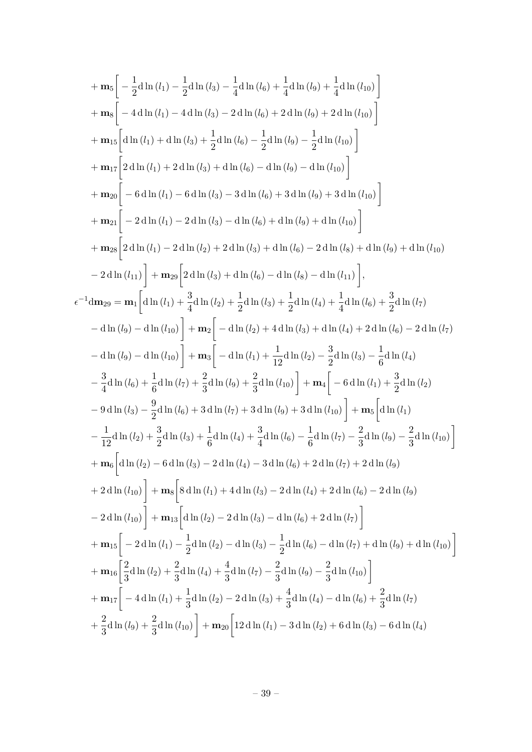$$
\begin{aligned}
&+ \mathbf{m}_5\bigg[-\frac{1}{2}\mathrm{d}\ln(l_1) - \frac{1}{2}\mathrm{d}\ln(l_3) - \frac{1}{4}\mathrm{d}\ln(l_6) + \frac{1}{4}\mathrm{d}\ln(l_9) + \frac{1}{4}\mathrm{d}\ln(l_{10})\bigg] \\
&+ \mathbf{m}_8\bigg[-4\,\mathrm{d}\ln(l_1) - 4\,\mathrm{d}\ln(l_3) - 2\,\mathrm{d}\ln(l_6) + 2\,\mathrm{d}\ln(l_9) + 2\,\mathrm{d}\ln(l_{10})\bigg] \\
&+ \mathbf{m}_{15}\bigg[\mathrm{d}\ln(l_1) + \mathrm{d}\ln(l_3) + \frac{1}{2}\mathrm{d}\ln(l_6) - \frac{1}{2}\mathrm{d}\ln(l_9) - \frac{1}{2}\mathrm{d}\ln(l_{10})\bigg] \\
&+ \mathbf{m}_{17}\bigg[2\,\mathrm{d}\ln(l_1) + 2\,\mathrm{d}\ln(l_3) + \mathrm{d}\ln(l_6) - \mathrm{d}\ln(l_9) - \mathrm{d}\ln(l_{10})\bigg] \\
&+ \mathbf{m}_{20}\bigg[-6\,\mathrm{d}\ln(l_1) - 6\,\mathrm{d}\ln(l_3) - 3\,\mathrm{d}\ln(l_6) + 3\,\mathrm{d}\ln(l_9) + 3\,\mathrm{d}\ln(l_{10})\bigg] \\
&+ \mathbf{m}_{21}\bigg[-2\,\mathrm{d}\ln(l_1) - 2\,\mathrm{d}\ln(l_3) - \mathrm{d}\ln(l_6) + \mathrm{d}\ln(l_9) + \mathrm{d}\ln(l_{10})\bigg] \\
&+ \mathbf{m}_{28}\bigg[2\,\mathrm{d}\ln(l_1) - 2\,\mathrm{d}\ln(l_2) + 2\,\mathrm{d}\ln(l_3) + \mathrm{d}\ln(l_6) - 2\,\mathrm{d}\ln(l_8) + \mathrm{d}\ln(l_9) + \mathrm{d}\ln(l_{10}) \\
&- 2\,\mathrm{d}\ln(l_{11})\bigg] + \mathbf{m}_{29}\bigg[2\,\mathrm{d}\ln(l_3) + \mathrm{d}\ln(l_6) - \mathrm{d}\ln(l_8) - \mathrm{d}\ln(l_{11})\bigg],
\end{aligned}
$$

$$
\begin{aligned}
\epsilon^{-1}\mathrm{d}\mathbf{m}_{29} = {}& \mathbf{m}_1\bigg[\mathrm{d}\ln(l_1) + \frac{3}{4}\mathrm{d}\ln(l_2) + \frac{1}{2}\mathrm{d}\ln(l_3) + \frac{1}{2}\mathrm{d}\ln(l_4) + \frac{1}{4}\mathrm{d}\ln(l_6) + \frac{3}{2}\mathrm{d}\ln(l_7) \\
&- \mathrm{d}\ln(l_9) - \mathrm{d}\ln(l_{10})\bigg] + \mathbf{m}_2\bigg[-\mathrm{d}\ln(l_2) + 4\,\mathrm{d}\ln(l_3) + \mathrm{d}\ln(l_4) + 2\,\mathrm{d}\ln(l_6) - 2\,\mathrm{d}\ln(l_7) \\
&- \mathrm{d}\ln(l_9) - \mathrm{d}\ln(l_{10})\bigg] + \mathbf{m}_3\bigg[-\mathrm{d}\ln(l_1) + \frac{1}{12}\mathrm{d}\ln(l_2) - \frac{3}{2}\mathrm{d}\ln(l_3) - \frac{1}{6}\mathrm{d}\ln(l_4) \\
&- \frac{3}{4}\mathrm{d}\ln(l_6) + \frac{1}{6}\mathrm{d}\ln(l_7) + \frac{2}{3}\mathrm{d}\ln(l_9) + \frac{2}{3}\mathrm{d}\ln(l_{10})\bigg] + \mathbf{m}_4\bigg[-6\,\mathrm{d}\ln(l_1) + \frac{3}{2}\mathrm{d}\ln(l_2) \\
&- 9\,\mathrm{d}\ln(l_3) - \frac{9}{2}\mathrm{d}\ln(l_6) + 3\,\mathrm{d}\ln(l_7) + 3\,\mathrm{d}\ln(l_9) + 3\,\mathrm{d}\ln(l_{10})\bigg] + \mathbf{m}_5\bigg[\mathrm{d}\ln(l_1) \\
&- \frac{1}{12}\mathrm{d}\ln(l_2) + \frac{3}{2}\mathrm{d}\ln(l_3) + \frac{1}{6}\mathrm{d}\ln(l_4) + \frac{3}{4}\mathrm{d}\ln(l_6) - \frac{1}{6}\mathrm{d}\ln(l_7) - \frac{2}{3}\mathrm{d}\ln(l_9) - \frac{2}{3}\mathrm{d}\ln(l_{10})\bigg] \\
&+ \mathbf{m}_6\bigg[\mathrm{d}\ln(l_2) - 6\,\mathrm{d}\ln(l_3) - 2\,\mathrm{d}\ln(l_4) - 3\,\mathrm{d}\ln(l_6) + 2\,\mathrm{d}\ln(l_7) + 2\,\mathrm{d}\ln(l_9) \\
&+ 2\,\mathrm{d}\ln(l_{10})\bigg] + \mathbf{m}_8\bigg[8\,\mathrm{d}\ln(l_1) + 4\,\mathrm{d}\ln(l_3) - 2\,\mathrm{d}\ln(l_4) + 2\,\mathrm{d}\ln(l_6) - 2\,\mathrm{d}\ln(l_9) \\
&- 2\,\mathrm{d}\ln(l_{10})\bigg] + \mathbf{m}_{13}\bigg[\mathrm{d}\ln(l_2) - 2\,\mathrm{d}\ln(l_3) - \mathrm{d}\ln(l_6) + 2\,\mathrm{d}\ln(l_7)\bigg] \\
&+ \mathbf{m}_{15}\bigg[-2\,\mathrm{d}\ln(l_1) - \frac{1}{2}\mathrm{d}\ln(l_2) - \mathrm{d}\ln(l_3) - \frac{1}{2}\mathrm{d}\ln(l_6) - \mathrm{d}\ln(l_7) + \mathrm{d}\ln(l_9) + \mathrm{d}\ln(l_{10})\bigg] \\
&+ \mathbf{m}_{16}\bigg[\frac{2}{3}\mathrm{d}\ln(l_2) + \frac{2}{3}\mathrm{d}\ln(l_4) + \frac{4}{3}\mathrm{d}\ln(l_7) - \frac{2}{3}\mathrm{d}\ln(l_9) - \frac{2}{3}\mathrm{d}\ln(l_{10})\bigg] \\
&+ \mathbf{m}_{17}\bigg[-4\,\mathrm{d}\ln(l_1) + \frac{1}{3}\mathrm{d}\ln(l_2) - 2\,\mathrm{d}\ln(l_3) + \frac{4}{3}\mathrm{d}\ln(l_4) - \mathrm{d}\ln(l_6) + \frac{2}{3}\mathrm{d}\ln(l_7) \\
&+ \frac{2}{3}\mathrm{d}\ln(l_9) + \frac{2}{3}\mathrm{d}\ln(l_{10})\bigg] + \mathbf{m}_{20}\bigg[12\,\mathrm{d}\ln(l_1) - 3\,\mathrm{d}\ln(l_2) + 6\,\mathrm{d}\ln(l_3) - 6\,\mathrm{d}\ln(l_4)
\end{aligned}
$$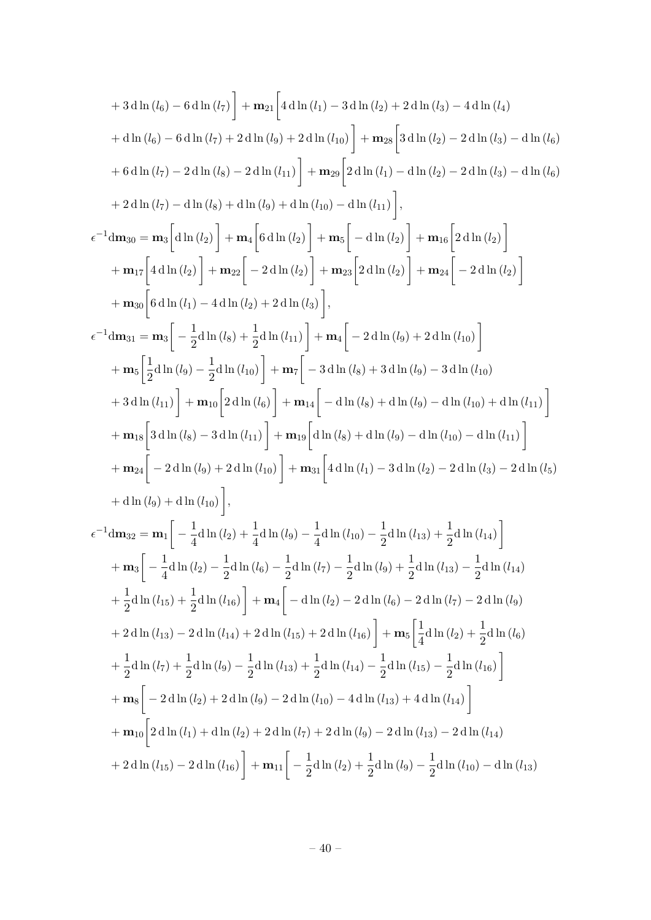$$
\begin{aligned}
&+ 3\,\mathrm{d}\ln(l_6) - 6\,\mathrm{d}\ln(l_7)\Big] + \mathbf{m}_{21}\Big[4\,\mathrm{d}\ln(l_1) - 3\,\mathrm{d}\ln(l_2) + 2\,\mathrm{d}\ln(l_3) - 4\,\mathrm{d}\ln(l_4) \\
&+ \mathrm{d}\ln(l_6) - 6\,\mathrm{d}\ln(l_7) + 2\,\mathrm{d}\ln(l_9) + 2\,\mathrm{d}\ln(l_{10})\Big] + \mathbf{m}_{28}\Big[3\,\mathrm{d}\ln(l_2) - 2\,\mathrm{d}\ln(l_3) - \mathrm{d}\ln(l_6) \\
&+ 6\,\mathrm{d}\ln(l_7) - 2\,\mathrm{d}\ln(l_8) - 2\,\mathrm{d}\ln(l_{11})\Big] + \mathbf{m}_{29}\Big[2\,\mathrm{d}\ln(l_1) - \mathrm{d}\ln(l_2) - 2\,\mathrm{d}\ln(l_3) - \mathrm{d}\ln(l_6) \\
&+ 2\,\mathrm{d}\ln(l_7) - \mathrm{d}\ln(l_8) + \mathrm{d}\ln(l_9) + \mathrm{d}\ln(l_{10}) - \mathrm{d}\ln(l_{11})\Big], \\
\epsilon^{-1}\mathrm{d}\mathbf{m}_{30} =\; &\mathbf{m}_3\Big[\mathrm{d}\ln(l_2)\Big] + \mathbf{m}_4\Big[6\,\mathrm{d}\ln(l_2)\Big] + \mathbf{m}_5\Big[-\mathrm{d}\ln(l_2)\Big] + \mathbf{m}_{16}\Big[2\,\mathrm{d}\ln(l_2)\Big] \\
&+ \mathbf{m}_{17}\Big[4\,\mathrm{d}\ln(l_2)\Big] + \mathbf{m}_{22}\Big[-2\,\mathrm{d}\ln(l_2)\Big] + \mathbf{m}_{23}\Big[2\,\mathrm{d}\ln(l_2)\Big] + \mathbf{m}_{24}\Big[-2\,\mathrm{d}\ln(l_2)\Big] \\
&+ \mathbf{m}_{30}\Big[6\,\mathrm{d}\ln(l_1) - 4\,\mathrm{d}\ln(l_2) + 2\,\mathrm{d}\ln(l_3)\Big], \\
\epsilon^{-1}\mathrm{d}\mathbf{m}_{31} =\; &\mathbf{m}_3\Big[-\frac{1}{2}\mathrm{d}\ln(l_8) + \frac{1}{2}\mathrm{d}\ln(l_{11})\Big] + \mathbf{m}_4\Big[-2\,\mathrm{d}\ln(l_9) + 2\,\mathrm{d}\ln(l_{10})\Big] \\
&+ \mathbf{m}_5\Big[\frac{1}{2}\mathrm{d}\ln(l_9) - \frac{1}{2}\mathrm{d}\ln(l_{10})\Big] + \mathbf{m}_7\Big[-3\,\mathrm{d}\ln(l_8) + 3\,\mathrm{d}\ln(l_9) - 3\,\mathrm{d}\ln(l_{10}) \\
&+ 3\,\mathrm{d}\ln(l_{11})\Big] + \mathbf{m}_{10}\Big[2\,\mathrm{d}\ln(l_6)\Big] + \mathbf{m}_{14}\Big[-\mathrm{d}\ln(l_8) + \mathrm{d}\ln(l_9) - \mathrm{d}\ln(l_{10}) + \mathrm{d}\ln(l_{11})\Big] \\
&+ \mathbf{m}_{18}\Big[3\,\mathrm{d}\ln(l_8) - 3\,\mathrm{d}\ln(l_{11})\Big] + \mathbf{m}_{19}\Big[\mathrm{d}\ln(l_8) + \mathrm{d}\ln(l_9) - \mathrm{d}\ln(l_{10}) - \mathrm{d}\ln(l_{11})\Big] \\
&+ \mathbf{m}_{24}\Big[-2\,\mathrm{d}\ln(l_9) + 2\,\mathrm{d}\ln(l_{10})\Big] + \mathbf{m}_{31}\Big[4\,\mathrm{d}\ln(l_1) - 3\,\mathrm{d}\ln(l_2) - 2\,\mathrm{d}\ln(l_3) - 2\,\mathrm{d}\ln(l_5) \\
&+ \mathrm{d}\ln(l_9) + \mathrm{d}\ln(l_{10})\Big], \\
\epsilon^{-1}\mathrm{d}\mathbf{m}_{32} =\; &\mathbf{m}_1\Big[-\frac{1}{4}\mathrm{d}\ln(l_2) + \frac{1}{4}\mathrm{d}\ln(l_9) - \frac{1}{4}\mathrm{d}\ln(l_{10}) - \frac{1}{2}\mathrm{d}\ln(l_{13}) + \frac{1}{2}\mathrm{d}\ln(l_{14})\Big] \\
&+ \mathbf{m}_3\Big[-\frac{1}{4}\mathrm{d}\ln(l_2) - \frac{1}{2}\mathrm{d}\ln(l_6) - \frac{1}{2}\mathrm{d}\ln(l_7) - \frac{1}{2}\mathrm{d}\ln(l_9) + \frac{1}{2}\mathrm{d}\ln(l_{13}) - \frac{1}{2}\mathrm{d}\ln(l_{14}) \\
&+ \frac{1}{2}\mathrm{d}\ln(l_{15}) + \frac{1}{2}\mathrm{d}\ln(l_{16})\Big] + \mathbf{m}_4\Big[-\mathrm{d}\ln(l_2) - 2\,\mathrm{d}\ln(l_6) - 2\,\mathrm{d}\ln(l_7) - 2\,\mathrm{d}\ln(l_9) \\
&+ 2\,\mathrm{d}\ln(l_{13}) - 2\,\mathrm{d}\ln(l_{14}) + 2\,\mathrm{d}\ln(l_{15}) + 2\,\mathrm{d}\ln(l_{16})\Big] + \mathbf{m}_5\Big[\frac{1}{4}\mathrm{d}\ln(l_2) + \frac{1}{2}\mathrm{d}\ln(l_6) \\
&+ \frac{1}{2}\mathrm{d}\ln(l_7) + \frac{1}{2}\mathrm{d}\ln(l_9) - \frac{1}{2}\mathrm{d}\ln(l_{13}) + \frac{1}{2}\mathrm{d}\ln(l_{14}) - \frac{1}{2}\mathrm{d}\ln(l_{15}) - \frac{1}{2}\mathrm{d}\ln(l_{16})\Big] \\
&+ \mathbf{m}_8\Big[-2\,\mathrm{d}\ln(l_2) + 2\,\mathrm{d}\ln(l_9) - 2\,\mathrm{d}\ln(l_{10}) - 4\,\mathrm{d}\ln(l_{13}) + 4\,\mathrm{d}\ln(l_{14})\Big] \\
&+ \mathbf{m}_{10}\Big[2\,\mathrm{d}\ln(l_1) + \mathrm{d}\ln(l_2) + 2\,\mathrm{d}\ln(l_7) + 2\,\mathrm{d}\ln(l_9) - 2\,\mathrm{d}\ln(l_{13}) - 2\,\mathrm{d}\ln(l_{14}) \\
&+ 2\,\mathrm{d}\ln(l_{15}) - 2\,\mathrm{d}\ln(l_{16})\Big] + \mathbf{m}_{11}\Big[-\frac{1}{2}\mathrm{d}\ln(l_2) + \frac{1}{2}\mathrm{d}\ln(l_9) - \frac{1}{2}\mathrm{d}\ln(l_{10}) - \mathrm{d}\ln(l_{13})
\end{aligned}
$$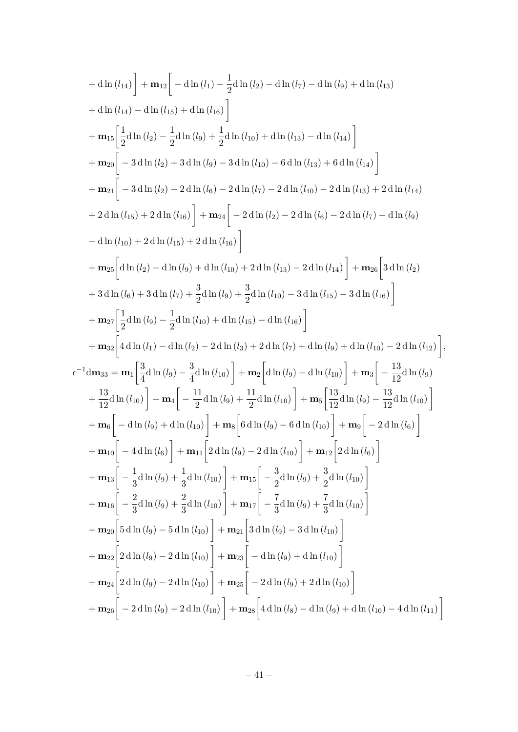$$
\begin{aligned}
&+ \mathrm{d}\ln(l_{14})\bigg] + \mathbf{m}_{12}\bigg[ - \mathrm{d}\ln(l_1) - \frac{1}{2}\mathrm{d}\ln(l_2) - \mathrm{d}\ln(l_7) - \mathrm{d}\ln(l_9) + \mathrm{d}\ln(l_{13}) \\
&+ \mathrm{d}\ln(l_{14}) - \mathrm{d}\ln(l_{15}) + \mathrm{d}\ln(l_{16})\bigg] \\
&+ \mathbf{m}_{15}\bigg[\frac{1}{2}\mathrm{d}\ln(l_2) - \frac{1}{2}\mathrm{d}\ln(l_9) + \frac{1}{2}\mathrm{d}\ln(l_{10}) + \mathrm{d}\ln(l_{13}) - \mathrm{d}\ln(l_{14})\bigg] \\
&+ \mathbf{m}_{20}\bigg[ - 3\,\mathrm{d}\ln(l_2) + 3\,\mathrm{d}\ln(l_9) - 3\,\mathrm{d}\ln(l_{10}) - 6\,\mathrm{d}\ln(l_{13}) + 6\,\mathrm{d}\ln(l_{14})\bigg] \\
&+ \mathbf{m}_{21}\bigg[ - 3\,\mathrm{d}\ln(l_2) - 2\,\mathrm{d}\ln(l_6) - 2\,\mathrm{d}\ln(l_7) - 2\,\mathrm{d}\ln(l_{10}) - 2\,\mathrm{d}\ln(l_{13}) + 2\,\mathrm{d}\ln(l_{14}) \\
&+ 2\,\mathrm{d}\ln(l_{15}) + 2\,\mathrm{d}\ln(l_{16})\bigg] + \mathbf{m}_{24}\bigg[ - 2\,\mathrm{d}\ln(l_2) - 2\,\mathrm{d}\ln(l_6) - 2\,\mathrm{d}\ln(l_7) - \mathrm{d}\ln(l_9) \\
&- \mathrm{d}\ln(l_{10}) + 2\,\mathrm{d}\ln(l_{15}) + 2\,\mathrm{d}\ln(l_{16})\bigg] \\
&+ \mathbf{m}_{25}\bigg[\mathrm{d}\ln(l_2) - \mathrm{d}\ln(l_9) + \mathrm{d}\ln(l_{10}) + 2\,\mathrm{d}\ln(l_{13}) - 2\,\mathrm{d}\ln(l_{14})\bigg] + \mathbf{m}_{26}\bigg[3\,\mathrm{d}\ln(l_2) \\
&+ 3\,\mathrm{d}\ln(l_6) + 3\,\mathrm{d}\ln(l_7) + \frac{3}{2}\mathrm{d}\ln(l_9) + \frac{3}{2}\mathrm{d}\ln(l_{10}) - 3\,\mathrm{d}\ln(l_{15}) - 3\,\mathrm{d}\ln(l_{16})\bigg] \\
&+ \mathbf{m}_{27}\bigg[\frac{1}{2}\mathrm{d}\ln(l_9) - \frac{1}{2}\mathrm{d}\ln(l_{10}) + \mathrm{d}\ln(l_{15}) - \mathrm{d}\ln(l_{16})\bigg] \\
&+ \mathbf{m}_{32}\bigg[4\,\mathrm{d}\ln(l_1) - \mathrm{d}\ln(l_2) - 2\,\mathrm{d}\ln(l_3) + 2\,\mathrm{d}\ln(l_7) + \mathrm{d}\ln(l_9) + \mathrm{d}\ln(l_{10}) - 2\,\mathrm{d}\ln(l_{12})\bigg],
\end{aligned}
$$

$$
\begin{aligned}
\epsilon^{-1}\mathrm{d}\mathbf{m}_{33} &= \mathbf{m}_1\bigg[\frac{3}{4}\mathrm{d}\ln(l_9) - \frac{3}{4}\mathrm{d}\ln(l_{10})\bigg] + \mathbf{m}_2\bigg[\mathrm{d}\ln(l_9) - \mathrm{d}\ln(l_{10})\bigg] + \mathbf{m}_3\bigg[ - \frac{13}{12}\mathrm{d}\ln(l_9) \\
&+ \frac{13}{12}\mathrm{d}\ln(l_{10})\bigg] + \mathbf{m}_4\bigg[ - \frac{11}{2}\mathrm{d}\ln(l_9) + \frac{11}{2}\mathrm{d}\ln(l_{10})\bigg] + \mathbf{m}_5\bigg[\frac{13}{12}\mathrm{d}\ln(l_9) - \frac{13}{12}\mathrm{d}\ln(l_{10})\bigg] \\
&+ \mathbf{m}_6\bigg[ - \mathrm{d}\ln(l_9) + \mathrm{d}\ln(l_{10})\bigg] + \mathbf{m}_8\bigg[6\,\mathrm{d}\ln(l_9) - 6\,\mathrm{d}\ln(l_{10})\bigg] + \mathbf{m}_9\bigg[ - 2\,\mathrm{d}\ln(l_6)\bigg] \\
&+ \mathbf{m}_{10}\bigg[ - 4\,\mathrm{d}\ln(l_6)\bigg] + \mathbf{m}_{11}\bigg[2\,\mathrm{d}\ln(l_9) - 2\,\mathrm{d}\ln(l_{10})\bigg] + \mathbf{m}_{12}\bigg[2\,\mathrm{d}\ln(l_6)\bigg] \\
&+ \mathbf{m}_{13}\bigg[ - \frac{1}{3}\mathrm{d}\ln(l_9) + \frac{1}{3}\mathrm{d}\ln(l_{10})\bigg] + \mathbf{m}_{15}\bigg[ - \frac{3}{2}\mathrm{d}\ln(l_9) + \frac{3}{2}\mathrm{d}\ln(l_{10})\bigg] \\
&+ \mathbf{m}_{16}\bigg[ - \frac{2}{3}\mathrm{d}\ln(l_9) + \frac{2}{3}\mathrm{d}\ln(l_{10})\bigg] + \mathbf{m}_{17}\bigg[ - \frac{7}{3}\mathrm{d}\ln(l_9) + \frac{7}{3}\mathrm{d}\ln(l_{10})\bigg] \\
&+ \mathbf{m}_{20}\bigg[5\,\mathrm{d}\ln(l_9) - 5\,\mathrm{d}\ln(l_{10})\bigg] + \mathbf{m}_{21}\bigg[3\,\mathrm{d}\ln(l_9) - 3\,\mathrm{d}\ln(l_{10})\bigg] \\
&+ \mathbf{m}_{22}\bigg[2\,\mathrm{d}\ln(l_9) - 2\,\mathrm{d}\ln(l_{10})\bigg] + \mathbf{m}_{23}\bigg[ - \mathrm{d}\ln(l_9) + \mathrm{d}\ln(l_{10})\bigg] \\
&+ \mathbf{m}_{24}\bigg[2\,\mathrm{d}\ln(l_9) - 2\,\mathrm{d}\ln(l_{10})\bigg] + \mathbf{m}_{25}\bigg[ - 2\,\mathrm{d}\ln(l_9) + 2\,\mathrm{d}\ln(l_{10})\bigg] \\
&+ \mathbf{m}_{26}\bigg[ - 2\,\mathrm{d}\ln(l_9) + 2\,\mathrm{d}\ln(l_{10})\bigg] + \mathbf{m}_{28}\bigg[4\,\mathrm{d}\ln(l_8) - \mathrm{d}\ln(l_9) + \mathrm{d}\ln(l_{10}) - 4\,\mathrm{d}\ln(l_{11})\bigg]
\end{aligned}
$$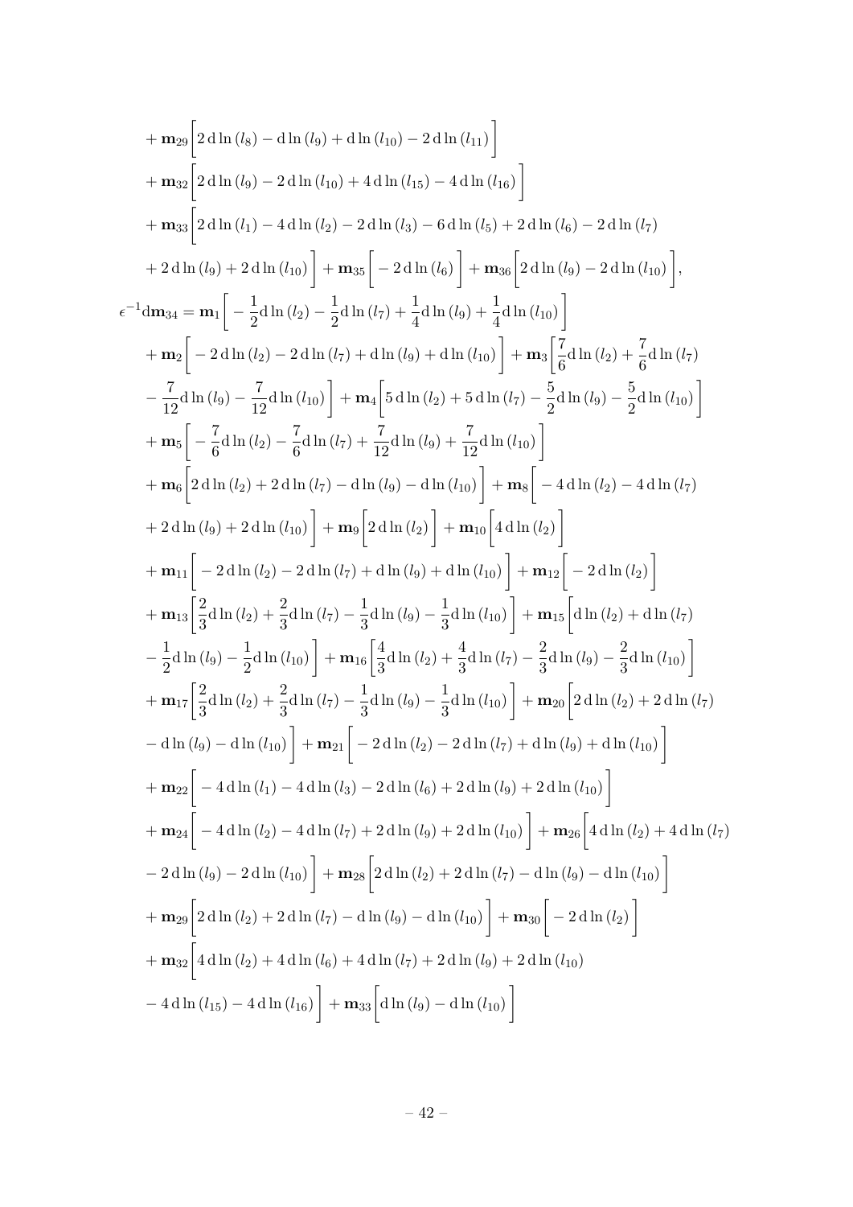$$
\begin{aligned}
&+ \mathbf{m}_{29}\bigg[2\,\mathrm{d}\ln(l_8) - \mathrm{d}\ln(l_9) + \mathrm{d}\ln(l_{10}) - 2\,\mathrm{d}\ln(l_{11})\bigg] \\
&+ \mathbf{m}_{32}\bigg[2\,\mathrm{d}\ln(l_9) - 2\,\mathrm{d}\ln(l_{10}) + 4\,\mathrm{d}\ln(l_{15}) - 4\,\mathrm{d}\ln(l_{16})\bigg] \\
&+ \mathbf{m}_{33}\bigg[2\,\mathrm{d}\ln(l_1) - 4\,\mathrm{d}\ln(l_2) - 2\,\mathrm{d}\ln(l_3) - 6\,\mathrm{d}\ln(l_5) + 2\,\mathrm{d}\ln(l_6) - 2\,\mathrm{d}\ln(l_7) \\
&+ 2\,\mathrm{d}\ln(l_9) + 2\,\mathrm{d}\ln(l_{10})\bigg] + \mathbf{m}_{35}\bigg[-2\,\mathrm{d}\ln(l_6)\bigg] + \mathbf{m}_{36}\bigg[2\,\mathrm{d}\ln(l_9) - 2\,\mathrm{d}\ln(l_{10})\bigg],
\end{aligned}
$$

$$
\begin{aligned}
\epsilon^{-1}\mathrm{d}\mathbf{m}_{34} =\ & \mathbf{m}_1\bigg[-\frac{1}{2}\mathrm{d}\ln(l_2) - \frac{1}{2}\mathrm{d}\ln(l_7) + \frac{1}{4}\mathrm{d}\ln(l_9) + \frac{1}{4}\mathrm{d}\ln(l_{10})\bigg] \\
&+ \mathbf{m}_2\bigg[-2\,\mathrm{d}\ln(l_2) - 2\,\mathrm{d}\ln(l_7) + \mathrm{d}\ln(l_9) + \mathrm{d}\ln(l_{10})\bigg] + \mathbf{m}_3\bigg[\frac{7}{6}\mathrm{d}\ln(l_2) + \frac{7}{6}\mathrm{d}\ln(l_7) \\
&- \frac{7}{12}\mathrm{d}\ln(l_9) - \frac{7}{12}\mathrm{d}\ln(l_{10})\bigg] + \mathbf{m}_4\bigg[5\,\mathrm{d}\ln(l_2) + 5\,\mathrm{d}\ln(l_7) - \frac{5}{2}\mathrm{d}\ln(l_9) - \frac{5}{2}\mathrm{d}\ln(l_{10})\bigg] \\
&+ \mathbf{m}_5\bigg[-\frac{7}{6}\mathrm{d}\ln(l_2) - \frac{7}{6}\mathrm{d}\ln(l_7) + \frac{7}{12}\mathrm{d}\ln(l_9) + \frac{7}{12}\mathrm{d}\ln(l_{10})\bigg] \\
&+ \mathbf{m}_6\bigg[2\,\mathrm{d}\ln(l_2) + 2\,\mathrm{d}\ln(l_7) - \mathrm{d}\ln(l_9) - \mathrm{d}\ln(l_{10})\bigg] + \mathbf{m}_8\bigg[-4\,\mathrm{d}\ln(l_2) - 4\,\mathrm{d}\ln(l_7) \\
&+ 2\,\mathrm{d}\ln(l_9) + 2\,\mathrm{d}\ln(l_{10})\bigg] + \mathbf{m}_9\bigg[2\,\mathrm{d}\ln(l_2)\bigg] + \mathbf{m}_{10}\bigg[4\,\mathrm{d}\ln(l_2)\bigg] \\
&+ \mathbf{m}_{11}\bigg[-2\,\mathrm{d}\ln(l_2) - 2\,\mathrm{d}\ln(l_7) + \mathrm{d}\ln(l_9) + \mathrm{d}\ln(l_{10})\bigg] + \mathbf{m}_{12}\bigg[-2\,\mathrm{d}\ln(l_2)\bigg] \\
&+ \mathbf{m}_{13}\bigg[\frac{2}{3}\mathrm{d}\ln(l_2) + \frac{2}{3}\mathrm{d}\ln(l_7) - \frac{1}{3}\mathrm{d}\ln(l_9) - \frac{1}{3}\mathrm{d}\ln(l_{10})\bigg] + \mathbf{m}_{15}\bigg[\mathrm{d}\ln(l_2) + \mathrm{d}\ln(l_7) \\
&- \frac{1}{2}\mathrm{d}\ln(l_9) - \frac{1}{2}\mathrm{d}\ln(l_{10})\bigg] + \mathbf{m}_{16}\bigg[\frac{4}{3}\mathrm{d}\ln(l_2) + \frac{4}{3}\mathrm{d}\ln(l_7) - \frac{2}{3}\mathrm{d}\ln(l_9) - \frac{2}{3}\mathrm{d}\ln(l_{10})\bigg] \\
&+ \mathbf{m}_{17}\bigg[\frac{2}{3}\mathrm{d}\ln(l_2) + \frac{2}{3}\mathrm{d}\ln(l_7) - \frac{1}{3}\mathrm{d}\ln(l_9) - \frac{1}{3}\mathrm{d}\ln(l_{10})\bigg] + \mathbf{m}_{20}\bigg[2\,\mathrm{d}\ln(l_2) + 2\,\mathrm{d}\ln(l_7) \\
&- \mathrm{d}\ln(l_9) - \mathrm{d}\ln(l_{10})\bigg] + \mathbf{m}_{21}\bigg[-2\,\mathrm{d}\ln(l_2) - 2\,\mathrm{d}\ln(l_7) + \mathrm{d}\ln(l_9) + \mathrm{d}\ln(l_{10})\bigg] \\
&+ \mathbf{m}_{22}\bigg[-4\,\mathrm{d}\ln(l_1) - 4\,\mathrm{d}\ln(l_3) - 2\,\mathrm{d}\ln(l_6) + 2\,\mathrm{d}\ln(l_9) + 2\,\mathrm{d}\ln(l_{10})\bigg] \\
&+ \mathbf{m}_{24}\bigg[-4\,\mathrm{d}\ln(l_2) - 4\,\mathrm{d}\ln(l_7) + 2\,\mathrm{d}\ln(l_9) + 2\,\mathrm{d}\ln(l_{10})\bigg] + \mathbf{m}_{26}\bigg[4\,\mathrm{d}\ln(l_2) + 4\,\mathrm{d}\ln(l_7) \\
&- 2\,\mathrm{d}\ln(l_9) - 2\,\mathrm{d}\ln(l_{10})\bigg] + \mathbf{m}_{28}\bigg[2\,\mathrm{d}\ln(l_2) + 2\,\mathrm{d}\ln(l_7) - \mathrm{d}\ln(l_9) - \mathrm{d}\ln(l_{10})\bigg] \\
&+ \mathbf{m}_{29}\bigg[2\,\mathrm{d}\ln(l_2) + 2\,\mathrm{d}\ln(l_7) - \mathrm{d}\ln(l_9) - \mathrm{d}\ln(l_{10})\bigg] + \mathbf{m}_{30}\bigg[-2\,\mathrm{d}\ln(l_2)\bigg] \\
&+ \mathbf{m}_{32}\bigg[4\,\mathrm{d}\ln(l_2) + 4\,\mathrm{d}\ln(l_6) + 4\,\mathrm{d}\ln(l_7) + 2\,\mathrm{d}\ln(l_9) + 2\,\mathrm{d}\ln(l_{10}) \\
&- 4\,\mathrm{d}\ln(l_{15}) - 4\,\mathrm{d}\ln(l_{16})\bigg] + \mathbf{m}_{33}\bigg[\mathrm{d}\ln(l_9) - \mathrm{d}\ln(l_{10})\bigg]
\end{aligned}
$$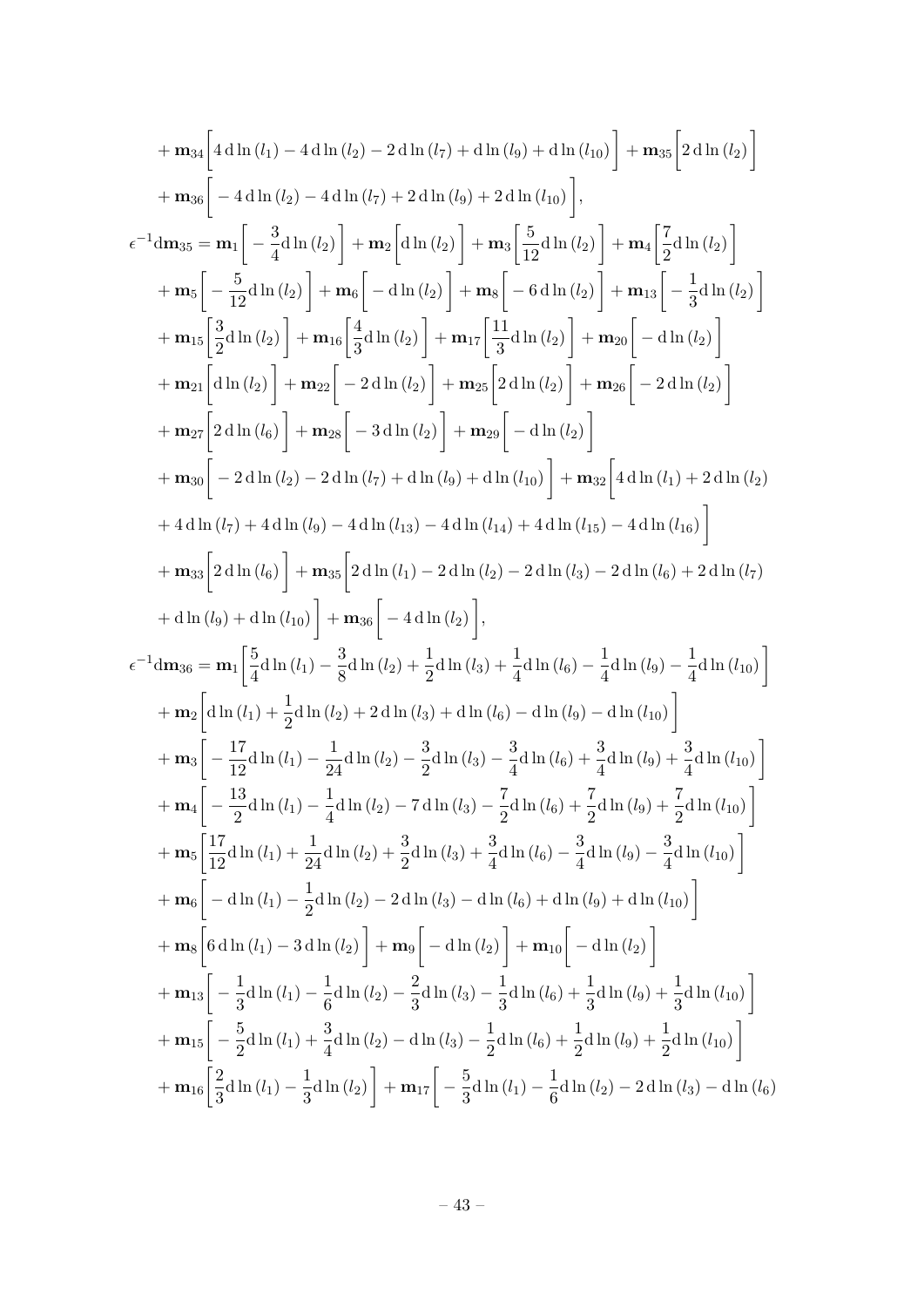$$
\begin{aligned}
&+ \mathbf{m}_{34}\bigg[4\,\mathrm{d}\ln(l_1) - 4\,\mathrm{d}\ln(l_2) - 2\,\mathrm{d}\ln(l_7) + \mathrm{d}\ln(l_9) + \mathrm{d}\ln(l_{10})\bigg] + \mathbf{m}_{35}\bigg[2\,\mathrm{d}\ln(l_2)\bigg] \\
&+ \mathbf{m}_{36}\bigg[-4\,\mathrm{d}\ln(l_2) - 4\,\mathrm{d}\ln(l_7) + 2\,\mathrm{d}\ln(l_9) + 2\,\mathrm{d}\ln(l_{10})\bigg],
\end{aligned}
$$

$$
\begin{aligned}
\epsilon^{-1}\mathrm{d}\mathbf{m}_{35} = &\,\mathbf{m}_1\bigg[-\frac{3}{4}\mathrm{d}\ln(l_2)\bigg] + \mathbf{m}_2\bigg[\mathrm{d}\ln(l_2)\bigg] + \mathbf{m}_3\bigg[\frac{5}{12}\mathrm{d}\ln(l_2)\bigg] + \mathbf{m}_4\bigg[\frac{7}{2}\mathrm{d}\ln(l_2)\bigg] \\
&+ \mathbf{m}_5\bigg[-\frac{5}{12}\mathrm{d}\ln(l_2)\bigg] + \mathbf{m}_6\bigg[-\mathrm{d}\ln(l_2)\bigg] + \mathbf{m}_8\bigg[-6\,\mathrm{d}\ln(l_2)\bigg] + \mathbf{m}_{13}\bigg[-\frac{1}{3}\mathrm{d}\ln(l_2)\bigg] \\
&+ \mathbf{m}_{15}\bigg[\frac{3}{2}\mathrm{d}\ln(l_2)\bigg] + \mathbf{m}_{16}\bigg[\frac{4}{3}\mathrm{d}\ln(l_2)\bigg] + \mathbf{m}_{17}\bigg[\frac{11}{3}\mathrm{d}\ln(l_2)\bigg] + \mathbf{m}_{20}\bigg[-\mathrm{d}\ln(l_2)\bigg] \\
&+ \mathbf{m}_{21}\bigg[\mathrm{d}\ln(l_2)\bigg] + \mathbf{m}_{22}\bigg[-2\,\mathrm{d}\ln(l_2)\bigg] + \mathbf{m}_{25}\bigg[2\,\mathrm{d}\ln(l_2)\bigg] + \mathbf{m}_{26}\bigg[-2\,\mathrm{d}\ln(l_2)\bigg] \\
&+ \mathbf{m}_{27}\bigg[2\,\mathrm{d}\ln(l_6)\bigg] + \mathbf{m}_{28}\bigg[-3\,\mathrm{d}\ln(l_2)\bigg] + \mathbf{m}_{29}\bigg[-\mathrm{d}\ln(l_2)\bigg] \\
&+ \mathbf{m}_{30}\bigg[-2\,\mathrm{d}\ln(l_2) - 2\,\mathrm{d}\ln(l_7) + \mathrm{d}\ln(l_9) + \mathrm{d}\ln(l_{10})\bigg] + \mathbf{m}_{32}\bigg[4\,\mathrm{d}\ln(l_1) + 2\,\mathrm{d}\ln(l_2) \\
&+ 4\,\mathrm{d}\ln(l_7) + 4\,\mathrm{d}\ln(l_9) - 4\,\mathrm{d}\ln(l_{13}) - 4\,\mathrm{d}\ln(l_{14}) + 4\,\mathrm{d}\ln(l_{15}) - 4\,\mathrm{d}\ln(l_{16})\bigg] \\
&+ \mathbf{m}_{33}\bigg[2\,\mathrm{d}\ln(l_6)\bigg] + \mathbf{m}_{35}\bigg[2\,\mathrm{d}\ln(l_1) - 2\,\mathrm{d}\ln(l_2) - 2\,\mathrm{d}\ln(l_3) - 2\,\mathrm{d}\ln(l_6) + 2\,\mathrm{d}\ln(l_7) \\
&+ \mathrm{d}\ln(l_9) + \mathrm{d}\ln(l_{10})\bigg] + \mathbf{m}_{36}\bigg[-4\,\mathrm{d}\ln(l_2)\bigg],
\end{aligned}
$$

$$
\begin{aligned}
\epsilon^{-1}\mathrm{d}\mathbf{m}_{36} = &\,\mathbf{m}_1\bigg[\frac{5}{4}\mathrm{d}\ln(l_1) - \frac{3}{8}\mathrm{d}\ln(l_2) + \frac{1}{2}\mathrm{d}\ln(l_3) + \frac{1}{4}\mathrm{d}\ln(l_6) - \frac{1}{4}\mathrm{d}\ln(l_9) - \frac{1}{4}\mathrm{d}\ln(l_{10})\bigg] \\
&+ \mathbf{m}_2\bigg[\mathrm{d}\ln(l_1) + \frac{1}{2}\mathrm{d}\ln(l_2) + 2\,\mathrm{d}\ln(l_3) + \mathrm{d}\ln(l_6) - \mathrm{d}\ln(l_9) - \mathrm{d}\ln(l_{10})\bigg] \\
&+ \mathbf{m}_3\bigg[-\frac{17}{12}\mathrm{d}\ln(l_1) - \frac{1}{24}\mathrm{d}\ln(l_2) - \frac{3}{2}\mathrm{d}\ln(l_3) - \frac{3}{4}\mathrm{d}\ln(l_6) + \frac{3}{4}\mathrm{d}\ln(l_9) + \frac{3}{4}\mathrm{d}\ln(l_{10})\bigg] \\
&+ \mathbf{m}_4\bigg[-\frac{13}{2}\mathrm{d}\ln(l_1) - \frac{1}{4}\mathrm{d}\ln(l_2) - 7\,\mathrm{d}\ln(l_3) - \frac{7}{2}\mathrm{d}\ln(l_6) + \frac{7}{2}\mathrm{d}\ln(l_9) + \frac{7}{2}\mathrm{d}\ln(l_{10})\bigg] \\
&+ \mathbf{m}_5\bigg[\frac{17}{12}\mathrm{d}\ln(l_1) + \frac{1}{24}\mathrm{d}\ln(l_2) + \frac{3}{2}\mathrm{d}\ln(l_3) + \frac{3}{4}\mathrm{d}\ln(l_6) - \frac{3}{4}\mathrm{d}\ln(l_9) - \frac{3}{4}\mathrm{d}\ln(l_{10})\bigg] \\
&+ \mathbf{m}_6\bigg[-\mathrm{d}\ln(l_1) - \frac{1}{2}\mathrm{d}\ln(l_2) - 2\,\mathrm{d}\ln(l_3) - \mathrm{d}\ln(l_6) + \mathrm{d}\ln(l_9) + \mathrm{d}\ln(l_{10})\bigg] \\
&+ \mathbf{m}_8\bigg[6\,\mathrm{d}\ln(l_1) - 3\,\mathrm{d}\ln(l_2)\bigg] + \mathbf{m}_9\bigg[-\mathrm{d}\ln(l_2)\bigg] + \mathbf{m}_{10}\bigg[-\mathrm{d}\ln(l_2)\bigg] \\
&+ \mathbf{m}_{13}\bigg[-\frac{1}{3}\mathrm{d}\ln(l_1) - \frac{1}{6}\mathrm{d}\ln(l_2) - \frac{2}{3}\mathrm{d}\ln(l_3) - \frac{1}{3}\mathrm{d}\ln(l_6) + \frac{1}{3}\mathrm{d}\ln(l_9) + \frac{1}{3}\mathrm{d}\ln(l_{10})\bigg] \\
&+ \mathbf{m}_{15}\bigg[-\frac{5}{2}\mathrm{d}\ln(l_1) + \frac{3}{4}\mathrm{d}\ln(l_2) - \mathrm{d}\ln(l_3) - \frac{1}{2}\mathrm{d}\ln(l_6) + \frac{1}{2}\mathrm{d}\ln(l_9) + \frac{1}{2}\mathrm{d}\ln(l_{10})\bigg] \\
&+ \mathbf{m}_{16}\bigg[\frac{2}{3}\mathrm{d}\ln(l_1) - \frac{1}{3}\mathrm{d}\ln(l_2)\bigg] + \mathbf{m}_{17}\bigg[-\frac{5}{3}\mathrm{d}\ln(l_1) - \frac{1}{6}\mathrm{d}\ln(l_2) - 2\,\mathrm{d}\ln(l_3) - \mathrm{d}\ln(l_6)
\end{aligned}
$$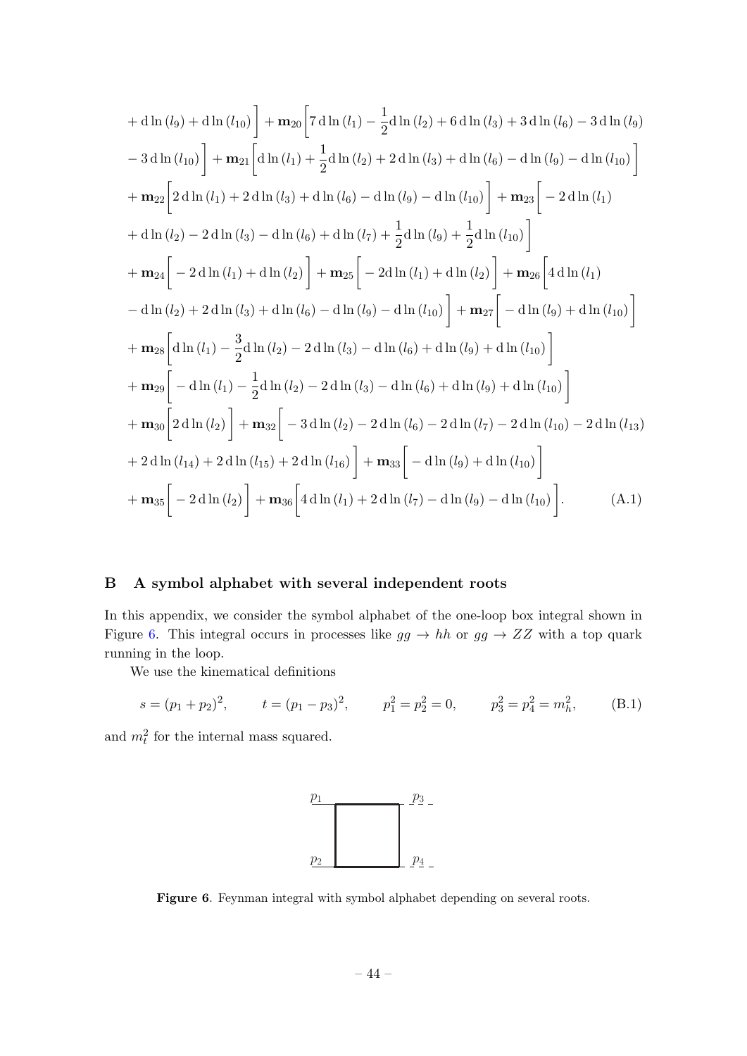$$
\begin{aligned}
&+ \mathrm{d}\ln(l_9) + \mathrm{d}\ln(l_{10})\Big] + \mathbf{m}_{20}\Big[7\,\mathrm{d}\ln(l_1) - \frac{1}{2}\mathrm{d}\ln(l_2) + 6\,\mathrm{d}\ln(l_3) + 3\,\mathrm{d}\ln(l_6) - 3\,\mathrm{d}\ln(l_9) \\
&- 3\,\mathrm{d}\ln(l_{10})\Big] + \mathbf{m}_{21}\Big[\mathrm{d}\ln(l_1) + \frac{1}{2}\mathrm{d}\ln(l_2) + 2\,\mathrm{d}\ln(l_3) + \mathrm{d}\ln(l_6) - \mathrm{d}\ln(l_9) - \mathrm{d}\ln(l_{10})\Big] \\
&+ \mathbf{m}_{22}\Big[2\,\mathrm{d}\ln(l_1) + 2\,\mathrm{d}\ln(l_3) + \mathrm{d}\ln(l_6) - \mathrm{d}\ln(l_9) - \mathrm{d}\ln(l_{10})\Big] + \mathbf{m}_{23}\Big[-2\,\mathrm{d}\ln(l_1) \\
&+ \mathrm{d}\ln(l_2) - 2\,\mathrm{d}\ln(l_3) - \mathrm{d}\ln(l_6) + \mathrm{d}\ln(l_7) + \frac{1}{2}\mathrm{d}\ln(l_9) + \frac{1}{2}\mathrm{d}\ln(l_{10})\Big] \\
&+ \mathbf{m}_{24}\Big[-2\,\mathrm{d}\ln(l_1) + \mathrm{d}\ln(l_2)\Big] + \mathbf{m}_{25}\Big[-2\mathrm{d}\ln(l_1) + \mathrm{d}\ln(l_2)\Big] + \mathbf{m}_{26}\Big[4\,\mathrm{d}\ln(l_1) \\
&- \mathrm{d}\ln(l_2) + 2\,\mathrm{d}\ln(l_3) + \mathrm{d}\ln(l_6) - \mathrm{d}\ln(l_9) - \mathrm{d}\ln(l_{10})\Big] + \mathbf{m}_{27}\Big[-\mathrm{d}\ln(l_9) + \mathrm{d}\ln(l_{10})\Big] \\
&+ \mathbf{m}_{28}\Big[\mathrm{d}\ln(l_1) - \frac{3}{2}\mathrm{d}\ln(l_2) - 2\,\mathrm{d}\ln(l_3) - \mathrm{d}\ln(l_6) + \mathrm{d}\ln(l_9) + \mathrm{d}\ln(l_{10})\Big] \\
&+ \mathbf{m}_{29}\Big[-\mathrm{d}\ln(l_1) - \frac{1}{2}\mathrm{d}\ln(l_2) - 2\,\mathrm{d}\ln(l_3) - \mathrm{d}\ln(l_6) + \mathrm{d}\ln(l_9) + \mathrm{d}\ln(l_{10})\Big] \\
&+ \mathbf{m}_{30}\Big[2\,\mathrm{d}\ln(l_2)\Big] + \mathbf{m}_{32}\Big[-3\,\mathrm{d}\ln(l_2) - 2\,\mathrm{d}\ln(l_6) - 2\,\mathrm{d}\ln(l_7) - 2\,\mathrm{d}\ln(l_{10}) - 2\,\mathrm{d}\ln(l_{13}) \\
&+ 2\,\mathrm{d}\ln(l_{14}) + 2\,\mathrm{d}\ln(l_{15}) + 2\,\mathrm{d}\ln(l_{16})\Big] + \mathbf{m}_{33}\Big[-\mathrm{d}\ln(l_9) + \mathrm{d}\ln(l_{10})\Big] \\
&+ \mathbf{m}_{35}\Big[-2\,\mathrm{d}\ln(l_2)\Big] + \mathbf{m}_{36}\Big[4\,\mathrm{d}\ln(l_1) + 2\,\mathrm{d}\ln(l_7) - \mathrm{d}\ln(l_9) - \mathrm{d}\ln(l_{10})\Big]. \qquad \text{(A.1)}
\end{aligned}
$$

# B A symbol alphabet with several independent roots

In this appendix, we consider the symbol alphabet of the one-loop box integral shown in Figure 6. This integral occurs in processes like $gg \to hh$ or $gg \to ZZ$ with a top quark running in the loop.

We use the kinematical definitions

$$
s = (p_1 + p_2)^2, \qquad t = (p_1 - p_3)^2, \qquad p_1^2 = p_2^2 = 0, \qquad p_3^2 = p_4^2 = m_h^2, \qquad \text{(B.1)}
$$

and $m_t^2$ for the internal mass squared.

**Figure 6**. Feynman integral with symbol alphabet depending on several roots.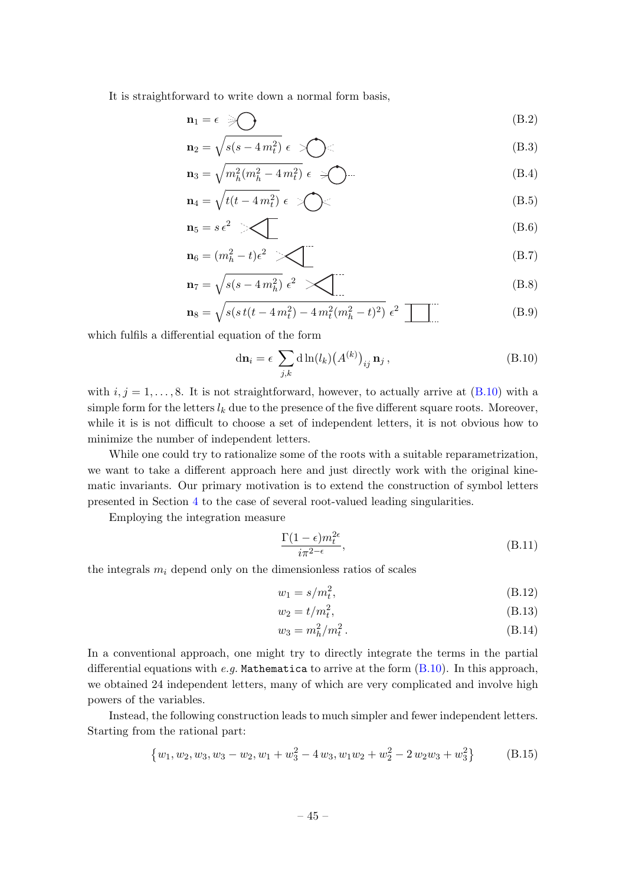It is straightforward to write down a normal form basis,

$$\mathbf{n}_1 = \epsilon \tag{B.2}$$

$$\mathbf{n}_2 = \sqrt{s(s-4\,m_t^2)}\;\epsilon \tag{B.3}$$

$$\mathbf{n}_3 = \sqrt{m_h^2(m_h^2-4\,m_t^2)}\;\epsilon \tag{B.4}$$

$$\mathbf{n}_4 = \sqrt{t(t-4\,m_t^2)}\;\epsilon \tag{B.5}$$

$$\mathbf{n}_5 = s\,\epsilon^2 \tag{B.6}$$

$$\mathbf{n}_6 = (m_h^2 - t)\epsilon^2 \tag{B.7}$$

$$\mathbf{n}_7 = \sqrt{s(s-4\,m_h^2)}\;\epsilon^2 \tag{B.8}$$

$$\mathbf{n}_8 = \sqrt{s(s\,t(t-4\,m_t^2)-4\,m_t^2(m_h^2-t)^2)}\;\epsilon^2 \tag{B.9}$$

which fulfils a differential equation of the form

$$\mathrm{d}\mathbf{n}_i = \epsilon\,\sum_{j,k} \mathrm{d}\ln(l_k)\big(A^{(k)}\big)_{ij}\,\mathbf{n}_j\,, \tag{B.10}$$

with $i, j = 1, \ldots, 8$. It is not straightforward, however, to actually arrive at (B.10) with a simple form for the letters $l_k$ due to the presence of the five different square roots. Moreover, while it is is not difficult to choose a set of independent letters, it is not obvious how to minimize the number of independent letters.

While one could try to rationalize some of the roots with a suitable reparametrization, we want to take a different approach here and just directly work with the original kinematic invariants. Our primary motivation is to extend the construction of symbol letters presented in Section 4 to the case of several root-valued leading singularities.

Employing the integration measure

$$\frac{\Gamma(1-\epsilon)m_t^{2\epsilon}}{i\pi^{2-\epsilon}}, \tag{B.11}$$

the integrals $m_i$ depend only on the dimensionless ratios of scales

$$w_1 = s/m_t^2, \tag{B.12}$$

$$w_2 = t/m_t^2, \tag{B.13}$$

$$w_3 = m_h^2/m_t^2\,. \tag{B.14}$$

In a conventional approach, one might try to directly integrate the terms in the partial differential equations with *e.g.* `Mathematica` to arrive at the form (B.10). In this approach, we obtained 24 independent letters, many of which are very complicated and involve high powers of the variables.

Instead, the following construction leads to much simpler and fewer independent letters. Starting from the rational part:

$$\left\{w_1, w_2, w_3, w_3 - w_2, w_1 + w_3^2 - 4\,w_3, w_1 w_2 + w_2^2 - 2\,w_2 w_3 + w_3^2\right\} \tag{B.15}$$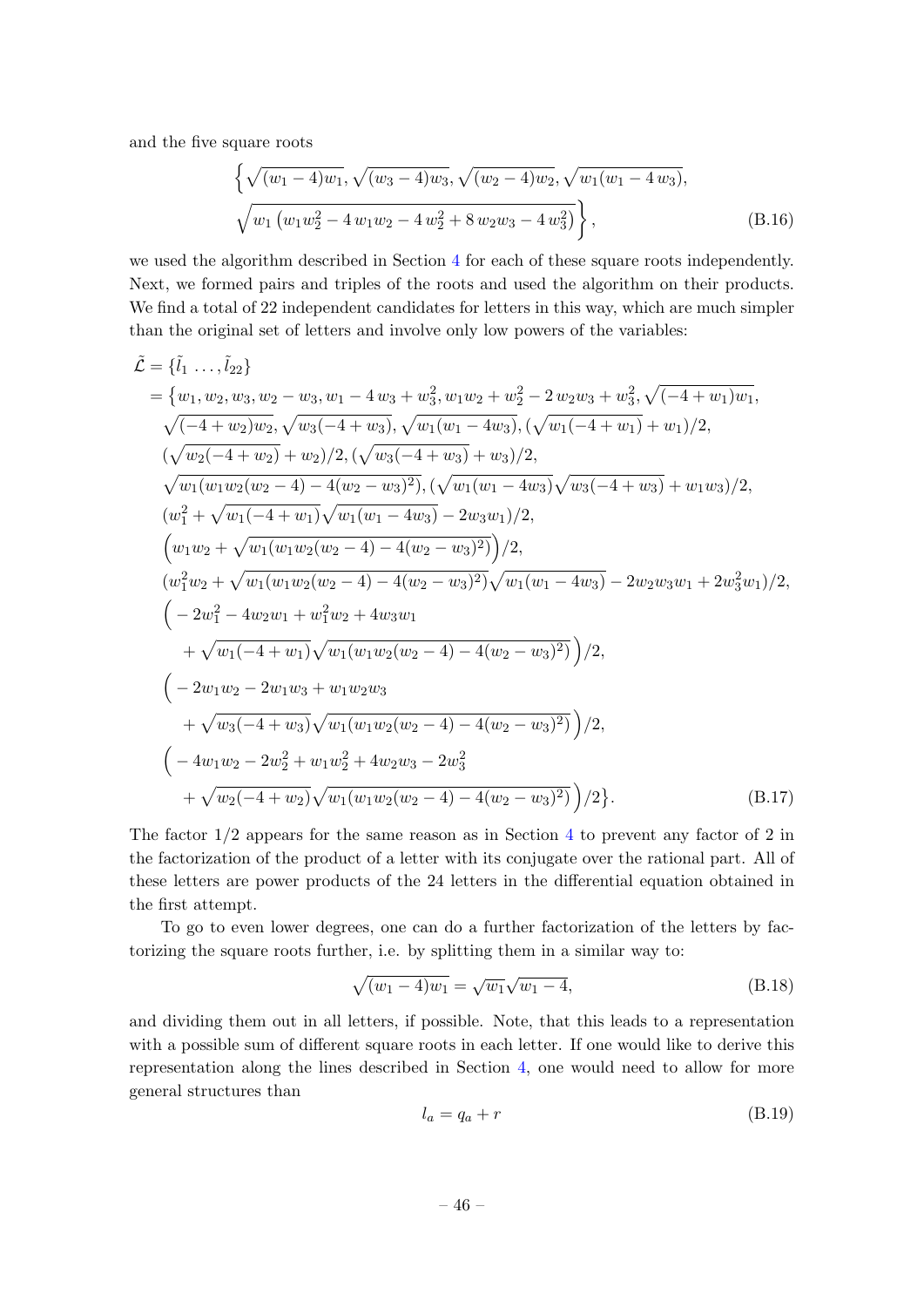and the five square roots

$$
\left\{ \sqrt{(w_1-4)w_1}, \sqrt{(w_3-4)w_3}, \sqrt{(w_2-4)w_2}, \sqrt{w_1(w_1-4\,w_3)}, \right.
\left. \sqrt{w_1\left(w_1 w_2^2 - 4\,w_1 w_2 - 4\,w_2^2 + 8\,w_2 w_3 - 4\,w_3^2\right)} \right\}, \tag{B.16}
$$

we used the algorithm described in Section 4 for each of these square roots independently. Next, we formed pairs and triples of the roots and used the algorithm on their products. We find a total of 22 independent candidates for letters in this way, which are much simpler than the original set of letters and involve only low powers of the variables:

$$
\begin{aligned}
\tilde{\mathcal{L}} &= \{\tilde{l}_1 \; \ldots, \tilde{l}_{22}\} \\
&= \big\{ w_1, w_2, w_3, w_2 - w_3, w_1 - 4\,w_3 + w_3^2, w_1 w_2 + w_2^2 - 2\,w_2 w_3 + w_3^2, \sqrt{(-4+w_1)w_1}, \\
&\quad \sqrt{(-4+w_2)w_2}, \sqrt{w_3(-4+w_3)}, \sqrt{w_1(w_1-4w_3)}, (\sqrt{w_1(-4+w_1)} + w_1)/2, \\
&\quad (\sqrt{w_2(-4+w_2)} + w_2)/2, (\sqrt{w_3(-4+w_3)} + w_3)/2, \\
&\quad \sqrt{w_1(w_1 w_2(w_2-4) - 4(w_2-w_3)^2)}, (\sqrt{w_1(w_1-4w_3)}\sqrt{w_3(-4+w_3)} + w_1 w_3)/2, \\
&\quad (w_1^2 + \sqrt{w_1(-4+w_1)}\sqrt{w_1(w_1-4w_3)} - 2w_3 w_1)/2, \\
&\quad \Big(w_1 w_2 + \sqrt{w_1(w_1 w_2(w_2-4) - 4(w_2-w_3)^2)}\Big)/2, \\
&\quad (w_1^2 w_2 + \sqrt{w_1(w_1 w_2(w_2-4) - 4(w_2-w_3)^2)}\sqrt{w_1(w_1-4w_3)} - 2w_2 w_3 w_1 + 2w_3^2 w_1)/2, \\
&\quad \Big( -2w_1^2 - 4w_2 w_1 + w_1^2 w_2 + 4w_3 w_1 \\
&\qquad + \sqrt{w_1(-4+w_1)}\sqrt{w_1(w_1 w_2(w_2-4) - 4(w_2-w_3)^2)} \Big)/2, \\
&\quad \Big( -2w_1 w_2 - 2w_1 w_3 + w_1 w_2 w_3 \\
&\qquad + \sqrt{w_3(-4+w_3)}\sqrt{w_1(w_1 w_2(w_2-4) - 4(w_2-w_3)^2)} \Big)/2, \\
&\quad \Big( -4w_1 w_2 - 2w_2^2 + w_1 w_2^2 + 4w_2 w_3 - 2w_3^2 \\
&\qquad + \sqrt{w_2(-4+w_2)}\sqrt{w_1(w_1 w_2(w_2-4) - 4(w_2-w_3)^2)} \Big)/2 \big\}.
\end{aligned} \tag{B.17}
$$

The factor $1/2$ appears for the same reason as in Section 4 to prevent any factor of 2 in the factorization of the product of a letter with its conjugate over the rational part. All of these letters are power products of the 24 letters in the differential equation obtained in the first attempt.

To go to even lower degrees, one can do a further factorization of the letters by factorizing the square roots further, i.e. by splitting them in a similar way to:

$$
\sqrt{(w_1-4)w_1} = \sqrt{w_1}\sqrt{w_1-4}, \tag{B.18}
$$

and dividing them out in all letters, if possible. Note, that this leads to a representation with a possible sum of different square roots in each letter. If one would like to derive this representation along the lines described in Section 4, one would need to allow for more general structures than

$$
l_a = q_a + r \tag{B.19}
$$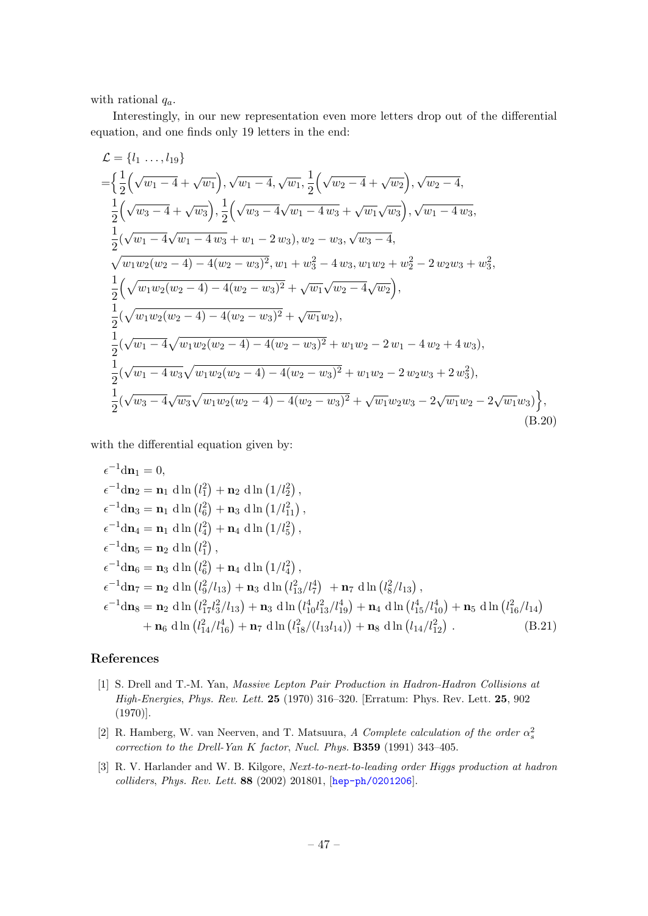with rational $q_a$.

Interestingly, in our new representation even more letters drop out of the differential equation, and one finds only 19 letters in the end:

$$
\begin{aligned}
\mathcal{L} &= \{l_1 \ldots, l_{19}\} \\
=&\Big\{ \frac{1}{2}\Big(\sqrt{w_1-4}+\sqrt{w_1}\Big), \sqrt{w_1-4}, \sqrt{w_1}, \frac{1}{2}\Big(\sqrt{w_2-4}+\sqrt{w_2}\Big), \sqrt{w_2-4}, \\
&\frac{1}{2}\Big(\sqrt{w_3-4}+\sqrt{w_3}\Big), \frac{1}{2}\Big(\sqrt{w_3-4}\sqrt{w_1-4\,w_3}+\sqrt{w_1}\sqrt{w_3}\Big), \sqrt{w_1-4\,w_3}, \\
&\frac{1}{2}(\sqrt{w_1-4}\sqrt{w_1-4\,w_3}+w_1-2\,w_3), w_2-w_3, \sqrt{w_3-4}, \\
&\sqrt{w_1 w_2(w_2-4)-4(w_2-w_3)^2}, w_1+w_3^2-4\,w_3, w_1w_2+w_2^2-2\,w_2w_3+w_3^2, \\
&\frac{1}{2}\Big(\sqrt{w_1 w_2(w_2-4)-4(w_2-w_3)^2}+\sqrt{w_1}\sqrt{w_2-4}\sqrt{w_2}\Big), \\
&\frac{1}{2}(\sqrt{w_1 w_2(w_2-4)-4(w_2-w_3)^2}+\sqrt{w_1}w_2), \\
&\frac{1}{2}(\sqrt{w_1-4}\sqrt{w_1 w_2(w_2-4)-4(w_2-w_3)^2}+w_1w_2-2\,w_1-4\,w_2+4\,w_3), \\
&\frac{1}{2}(\sqrt{w_1-4\,w_3}\sqrt{w_1 w_2(w_2-4)-4(w_2-w_3)^2}+w_1w_2-2\,w_2w_3+2\,w_3^2), \\
&\frac{1}{2}(\sqrt{w_3-4}\sqrt{w_3}\sqrt{w_1 w_2(w_2-4)-4(w_2-w_3)^2}+\sqrt{w_1}w_2w_3-2\sqrt{w_1}w_2-2\sqrt{w_1}w_3)\Big\},
\end{aligned}
\tag{B.20}
$$

with the differential equation given by:

$$
\begin{aligned}
\epsilon^{-1}\mathrm{d}\mathbf{n}_1 &= 0, \\
\epsilon^{-1}\mathrm{d}\mathbf{n}_2 &= \mathbf{n}_1\ \mathrm{d}\ln\left(l_1^2\right) + \mathbf{n}_2\ \mathrm{d}\ln\left(1/l_2^2\right), \\
\epsilon^{-1}\mathrm{d}\mathbf{n}_3 &= \mathbf{n}_1\ \mathrm{d}\ln\left(l_6^2\right) + \mathbf{n}_3\ \mathrm{d}\ln\left(1/l_{11}^2\right), \\
\epsilon^{-1}\mathrm{d}\mathbf{n}_4 &= \mathbf{n}_1\ \mathrm{d}\ln\left(l_4^2\right) + \mathbf{n}_4\ \mathrm{d}\ln\left(1/l_5^2\right), \\
\epsilon^{-1}\mathrm{d}\mathbf{n}_5 &= \mathbf{n}_2\ \mathrm{d}\ln\left(l_1^2\right), \\
\epsilon^{-1}\mathrm{d}\mathbf{n}_6 &= \mathbf{n}_3\ \mathrm{d}\ln\left(l_6^2\right) + \mathbf{n}_4\ \mathrm{d}\ln\left(1/l_4^2\right), \\
\epsilon^{-1}\mathrm{d}\mathbf{n}_7 &= \mathbf{n}_2\ \mathrm{d}\ln\left(l_9^2/l_{13}\right) + \mathbf{n}_3\ \mathrm{d}\ln\left(l_{13}^2/l_7^4\right)\ + \mathbf{n}_7\ \mathrm{d}\ln\left(l_8^2/l_{13}\right), \\
\epsilon^{-1}\mathrm{d}\mathbf{n}_8 &= \mathbf{n}_2\ \mathrm{d}\ln\left(l_{17}^2 l_3^2/l_{13}\right) + \mathbf{n}_3\ \mathrm{d}\ln\left(l_{10}^4 l_{13}^2/l_{19}^4\right) + \mathbf{n}_4\ \mathrm{d}\ln\left(l_{15}^4/l_{10}^4\right) + \mathbf{n}_5\ \mathrm{d}\ln\left(l_{16}^2/l_{14}\right) \\
&\quad + \mathbf{n}_6\ \mathrm{d}\ln\left(l_{14}^2/l_{16}^4\right) + \mathbf{n}_7\ \mathrm{d}\ln\left(l_{18}^2/(l_{13}l_{14})\right) + \mathbf{n}_8\ \mathrm{d}\ln\left(l_{14}/l_{12}^2\right)\ .
\end{aligned}
\tag{B.21}
$$

## References

[1] S. Drell and T.-M. Yan, *Massive Lepton Pair Production in Hadron-Hadron Collisions at High-Energies*, *Phys. Rev. Lett.* **25** (1970) 316–320. [Erratum: Phys. Rev. Lett. **25**, 902 (1970)].

[2] R. Hamberg, W. van Neerven, and T. Matsuura, *A Complete calculation of the order $\alpha_s^2$ correction to the Drell-Yan K factor*, *Nucl. Phys.* **B359** (1991) 343–405.

[3] R. V. Harlander and W. B. Kilgore, *Next-to-next-to-leading order Higgs production at hadron colliders*, *Phys. Rev. Lett.* **88** (2002) 201801, [hep-ph/0201206].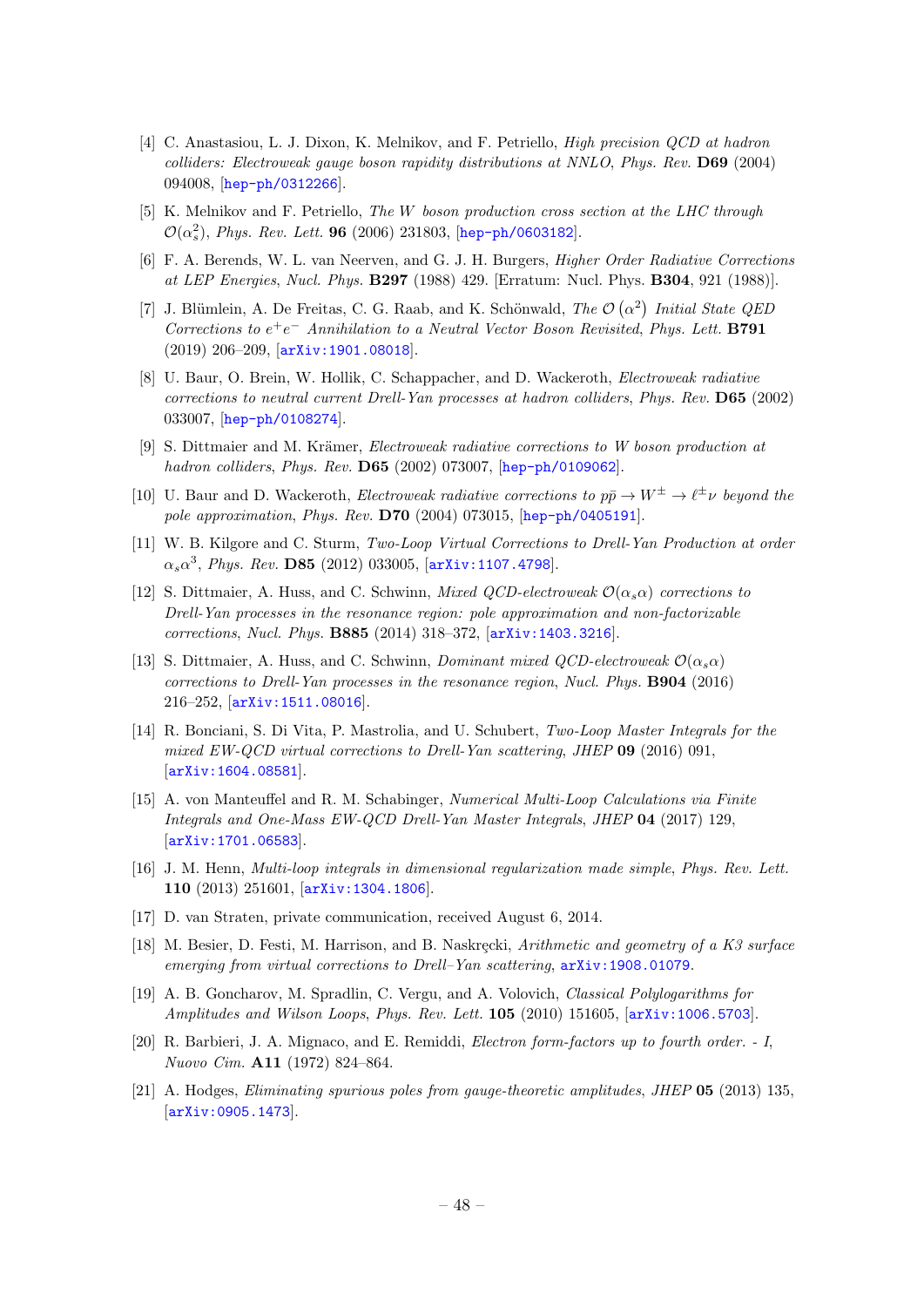- [4] C. Anastasiou, L. J. Dixon, K. Melnikov, and F. Petriello, *High precision QCD at hadron colliders: Electroweak gauge boson rapidity distributions at NNLO*, *Phys. Rev.* **D69** (2004) 094008, [hep-ph/0312266].
- [5] K. Melnikov and F. Petriello, *The W boson production cross section at the LHC through $\mathcal{O}(\alpha_s^2)$*, *Phys. Rev. Lett.* **96** (2006) 231803, [hep-ph/0603182].
- [6] F. A. Berends, W. L. van Neerven, and G. J. H. Burgers, *Higher Order Radiative Corrections at LEP Energies*, *Nucl. Phys.* **B297** (1988) 429. [Erratum: Nucl. Phys. **B304**, 921 (1988)].
- [7] J. Blümlein, A. De Freitas, C. G. Raab, and K. Schönwald, *The $\mathcal{O}(\alpha^2)$ Initial State QED Corrections to $e^+e^-$ Annihilation to a Neutral Vector Boson Revisited*, *Phys. Lett.* **B791** (2019) 206–209, [arXiv:1901.08018].
- [8] U. Baur, O. Brein, W. Hollik, C. Schappacher, and D. Wackeroth, *Electroweak radiative corrections to neutral current Drell-Yan processes at hadron colliders*, *Phys. Rev.* **D65** (2002) 033007, [hep-ph/0108274].
- [9] S. Dittmaier and M. Krämer, *Electroweak radiative corrections to W boson production at hadron colliders*, *Phys. Rev.* **D65** (2002) 073007, [hep-ph/0109062].
- [10] U. Baur and D. Wackeroth, *Electroweak radiative corrections to $p\bar{p} \to W^\pm \to \ell^\pm \nu$ beyond the pole approximation*, *Phys. Rev.* **D70** (2004) 073015, [hep-ph/0405191].
- [11] W. B. Kilgore and C. Sturm, *Two-Loop Virtual Corrections to Drell-Yan Production at order $\alpha_s\alpha^3$*, *Phys. Rev.* **D85** (2012) 033005, [arXiv:1107.4798].
- [12] S. Dittmaier, A. Huss, and C. Schwinn, *Mixed QCD-electroweak $\mathcal{O}(\alpha_s\alpha)$ corrections to Drell-Yan processes in the resonance region: pole approximation and non-factorizable corrections*, *Nucl. Phys.* **B885** (2014) 318–372, [arXiv:1403.3216].
- [13] S. Dittmaier, A. Huss, and C. Schwinn, *Dominant mixed QCD-electroweak $\mathcal{O}(\alpha_s\alpha)$ corrections to Drell-Yan processes in the resonance region*, *Nucl. Phys.* **B904** (2016) 216–252, [arXiv:1511.08016].
- [14] R. Bonciani, S. Di Vita, P. Mastrolia, and U. Schubert, *Two-Loop Master Integrals for the mixed EW-QCD virtual corrections to Drell-Yan scattering*, *JHEP* **09** (2016) 091, [arXiv:1604.08581].
- [15] A. von Manteuffel and R. M. Schabinger, *Numerical Multi-Loop Calculations via Finite Integrals and One-Mass EW-QCD Drell-Yan Master Integrals*, *JHEP* **04** (2017) 129, [arXiv:1701.06583].
- [16] J. M. Henn, *Multi-loop integrals in dimensional regularization made simple*, *Phys. Rev. Lett.* **110** (2013) 251601, [arXiv:1304.1806].
- [17] D. van Straten, private communication, received August 6, 2014.
- [18] M. Besier, D. Festi, M. Harrison, and B. Naskręcki, *Arithmetic and geometry of a K3 surface emerging from virtual corrections to Drell–Yan scattering*, arXiv:1908.01079.
- [19] A. B. Goncharov, M. Spradlin, C. Vergu, and A. Volovich, *Classical Polylogarithms for Amplitudes and Wilson Loops*, *Phys. Rev. Lett.* **105** (2010) 151605, [arXiv:1006.5703].
- [20] R. Barbieri, J. A. Mignaco, and E. Remiddi, *Electron form-factors up to fourth order. - I*, *Nuovo Cim.* **A11** (1972) 824–864.
- [21] A. Hodges, *Eliminating spurious poles from gauge-theoretic amplitudes*, *JHEP* **05** (2013) 135, [arXiv:0905.1473].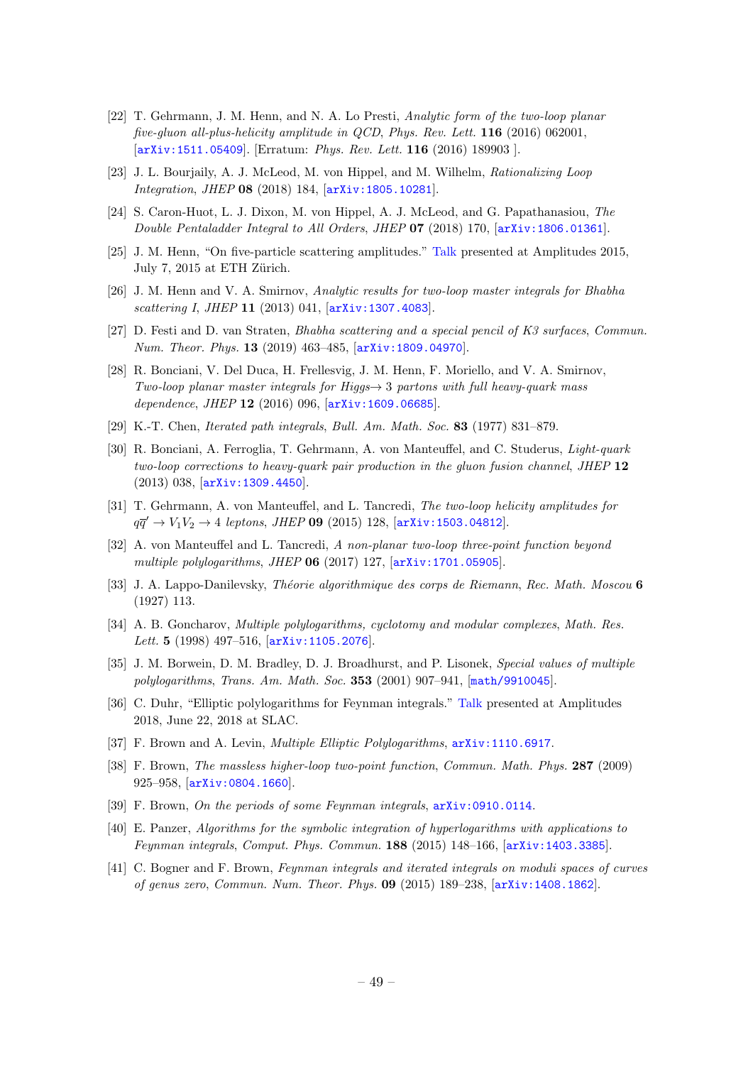[22] T. Gehrmann, J. M. Henn, and N. A. Lo Presti, *Analytic form of the two-loop planar five-gluon all-plus-helicity amplitude in QCD*, *Phys. Rev. Lett.* **116** (2016) 062001, [arXiv:1511.05409]. [Erratum: *Phys. Rev. Lett.* **116** (2016) 189903 ].

[23] J. L. Bourjaily, A. J. McLeod, M. von Hippel, and M. Wilhelm, *Rationalizing Loop Integration*, *JHEP* **08** (2018) 184, [arXiv:1805.10281].

[24] S. Caron-Huot, L. J. Dixon, M. von Hippel, A. J. McLeod, and G. Papathanasiou, *The Double Pentaladder Integral to All Orders*, *JHEP* **07** (2018) 170, [arXiv:1806.01361].

[25] J. M. Henn, "On five-particle scattering amplitudes." Talk presented at Amplitudes 2015, July 7, 2015 at ETH Zürich.

[26] J. M. Henn and V. A. Smirnov, *Analytic results for two-loop master integrals for Bhabha scattering I*, *JHEP* **11** (2013) 041, [arXiv:1307.4083].

[27] D. Festi and D. van Straten, *Bhabha scattering and a special pencil of K3 surfaces*, *Commun. Num. Theor. Phys.* **13** (2019) 463–485, [arXiv:1809.04970].

[28] R. Bonciani, V. Del Duca, H. Frellesvig, J. M. Henn, F. Moriello, and V. A. Smirnov, *Two-loop planar master integrals for Higgs→ 3 partons with full heavy-quark mass dependence*, *JHEP* **12** (2016) 096, [arXiv:1609.06685].

[29] K.-T. Chen, *Iterated path integrals*, *Bull. Am. Math. Soc.* **83** (1977) 831–879.

[30] R. Bonciani, A. Ferroglia, T. Gehrmann, A. von Manteuffel, and C. Studerus, *Light-quark two-loop corrections to heavy-quark pair production in the gluon fusion channel*, *JHEP* **12** (2013) 038, [arXiv:1309.4450].

[31] T. Gehrmann, A. von Manteuffel, and L. Tancredi, *The two-loop helicity amplitudes for* $q\overline{q}' \to V_1 V_2 \to 4$ *leptons*, *JHEP* **09** (2015) 128, [arXiv:1503.04812].

[32] A. von Manteuffel and L. Tancredi, *A non-planar two-loop three-point function beyond multiple polylogarithms*, *JHEP* **06** (2017) 127, [arXiv:1701.05905].

[33] J. A. Lappo-Danilevsky, *Théorie algorithmique des corps de Riemann*, *Rec. Math. Moscou* **6** (1927) 113.

[34] A. B. Goncharov, *Multiple polylogarithms, cyclotomy and modular complexes*, *Math. Res. Lett.* **5** (1998) 497–516, [arXiv:1105.2076].

[35] J. M. Borwein, D. M. Bradley, D. J. Broadhurst, and P. Lisonek, *Special values of multiple polylogarithms*, *Trans. Am. Math. Soc.* **353** (2001) 907–941, [math/9910045].

[36] C. Duhr, "Elliptic polylogarithms for Feynman integrals." Talk presented at Amplitudes 2018, June 22, 2018 at SLAC.

[37] F. Brown and A. Levin, *Multiple Elliptic Polylogarithms*, arXiv:1110.6917.

[38] F. Brown, *The massless higher-loop two-point function*, *Commun. Math. Phys.* **287** (2009) 925–958, [arXiv:0804.1660].

[39] F. Brown, *On the periods of some Feynman integrals*, arXiv:0910.0114.

[40] E. Panzer, *Algorithms for the symbolic integration of hyperlogarithms with applications to Feynman integrals*, *Comput. Phys. Commun.* **188** (2015) 148–166, [arXiv:1403.3385].

[41] C. Bogner and F. Brown, *Feynman integrals and iterated integrals on moduli spaces of curves of genus zero*, *Commun. Num. Theor. Phys.* **09** (2015) 189–238, [arXiv:1408.1862].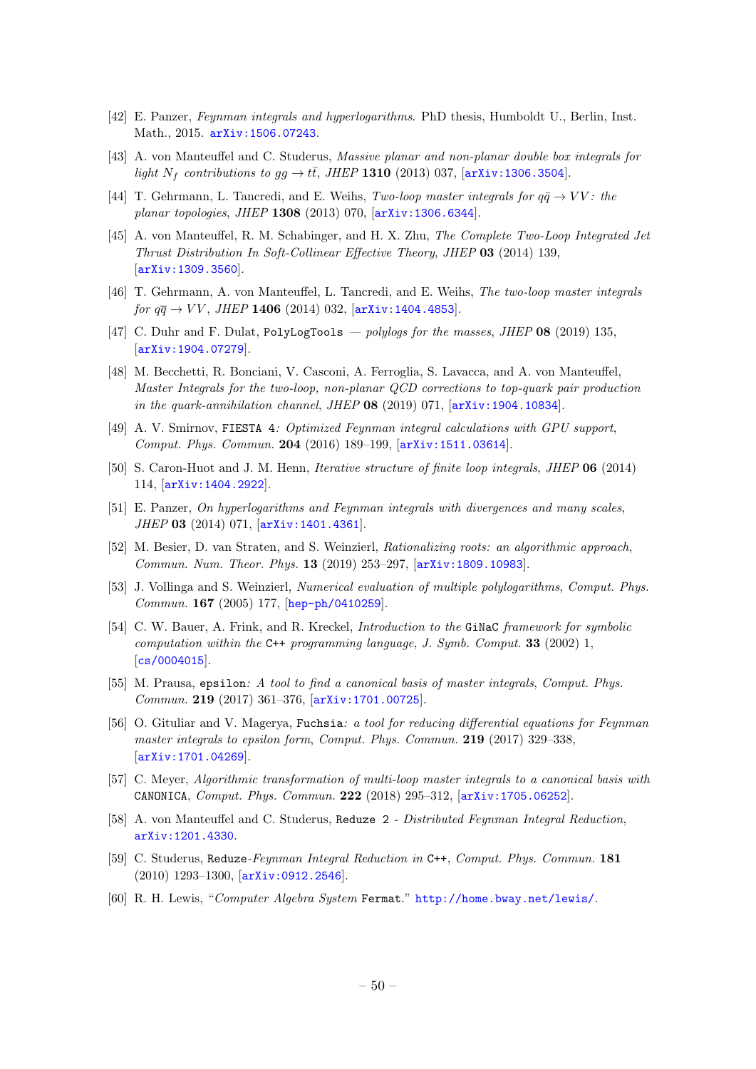[42] E. Panzer, *Feynman integrals and hyperlogarithms*. PhD thesis, Humboldt U., Berlin, Inst. Math., 2015. arXiv:1506.07243.

[43] A. von Manteuffel and C. Studerus, *Massive planar and non-planar double box integrals for light $N_f$ contributions to $gg \to t\bar{t}$*, *JHEP* **1310** (2013) 037, [arXiv:1306.3504].

[44] T. Gehrmann, L. Tancredi, and E. Weihs, *Two-loop master integrals for $q\bar{q} \to VV$: the planar topologies*, *JHEP* **1308** (2013) 070, [arXiv:1306.6344].

[45] A. von Manteuffel, R. M. Schabinger, and H. X. Zhu, *The Complete Two-Loop Integrated Jet Thrust Distribution In Soft-Collinear Effective Theory*, *JHEP* **03** (2014) 139, [arXiv:1309.3560].

[46] T. Gehrmann, A. von Manteuffel, L. Tancredi, and E. Weihs, *The two-loop master integrals for $q\bar{q} \to VV$*, *JHEP* **1406** (2014) 032, [arXiv:1404.4853].

[47] C. Duhr and F. Dulat, `PolyLogTools` *— polylogs for the masses*, *JHEP* **08** (2019) 135, [arXiv:1904.07279].

[48] M. Becchetti, R. Bonciani, V. Casconi, A. Ferroglia, S. Lavacca, and A. von Manteuffel, *Master Integrals for the two-loop, non-planar QCD corrections to top-quark pair production in the quark-annihilation channel*, *JHEP* **08** (2019) 071, [arXiv:1904.10834].

[49] A. V. Smirnov, `FIESTA 4`*: Optimized Feynman integral calculations with GPU support*, *Comput. Phys. Commun.* **204** (2016) 189–199, [arXiv:1511.03614].

[50] S. Caron-Huot and J. M. Henn, *Iterative structure of finite loop integrals*, *JHEP* **06** (2014) 114, [arXiv:1404.2922].

[51] E. Panzer, *On hyperlogarithms and Feynman integrals with divergences and many scales*, *JHEP* **03** (2014) 071, [arXiv:1401.4361].

[52] M. Besier, D. van Straten, and S. Weinzierl, *Rationalizing roots: an algorithmic approach*, *Commun. Num. Theor. Phys.* **13** (2019) 253–297, [arXiv:1809.10983].

[53] J. Vollinga and S. Weinzierl, *Numerical evaluation of multiple polylogarithms*, *Comput. Phys. Commun.* **167** (2005) 177, [hep-ph/0410259].

[54] C. W. Bauer, A. Frink, and R. Kreckel, *Introduction to the* `GiNaC` *framework for symbolic computation within the* `C++` *programming language*, *J. Symb. Comput.* **33** (2002) 1, [cs/0004015].

[55] M. Prausa, `epsilon`*: A tool to find a canonical basis of master integrals*, *Comput. Phys. Commun.* **219** (2017) 361–376, [arXiv:1701.00725].

[56] O. Gituliar and V. Magerya, `Fuchsia`*: a tool for reducing differential equations for Feynman master integrals to epsilon form*, *Comput. Phys. Commun.* **219** (2017) 329–338, [arXiv:1701.04269].

[57] C. Meyer, *Algorithmic transformation of multi-loop master integrals to a canonical basis with* `CANONICA`, *Comput. Phys. Commun.* **222** (2018) 295–312, [arXiv:1705.06252].

[58] A. von Manteuffel and C. Studerus, `Reduze 2` *- Distributed Feynman Integral Reduction*, arXiv:1201.4330.

[59] C. Studerus, `Reduze`*-Feynman Integral Reduction in* `C++`, *Comput. Phys. Commun.* **181** (2010) 1293–1300, [arXiv:0912.2546].

[60] R. H. Lewis, "*Computer Algebra System* `Fermat`." http://home.bway.net/lewis/.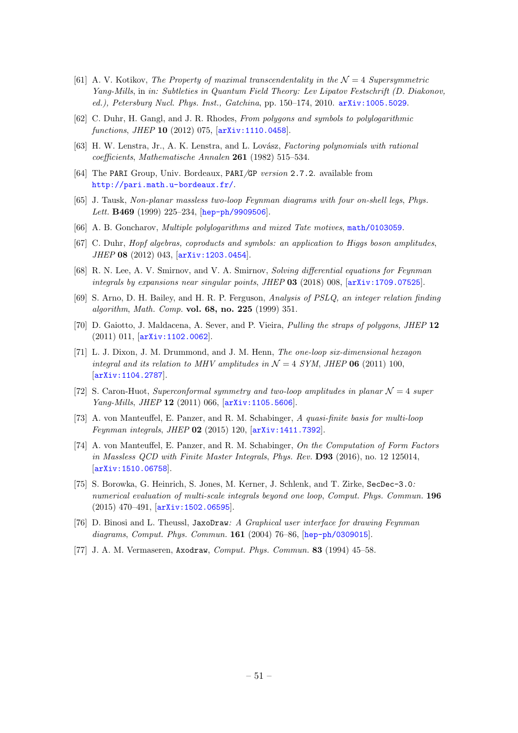[61] A. V. Kotikov, *The Property of maximal transcendentality in the $\mathcal{N} = 4$ Supersymmetric Yang-Mills*, in *in: Subtleties in Quantum Field Theory: Lev Lipatov Festschrift (D. Diakonov, ed.), Petersburg Nucl. Phys. Inst., Gatchina*, pp. 150–174, 2010. arXiv:1005.5029.

[62] C. Duhr, H. Gangl, and J. R. Rhodes, *From polygons and symbols to polylogarithmic functions*, *JHEP* **10** (2012) 075, [arXiv:1110.0458].

[63] H. W. Lenstra, Jr., A. K. Lenstra, and L. Lovász, *Factoring polynomials with rational coefficients*, *Mathematische Annalen* **261** (1982) 515–534.

[64] The PARI Group, Univ. Bordeaux, PARI/GP *version* 2.7.2. available from http://pari.math.u-bordeaux.fr/.

[65] J. Tausk, *Non-planar massless two-loop Feynman diagrams with four on-shell legs*, *Phys. Lett.* **B469** (1999) 225–234, [hep-ph/9909506].

[66] A. B. Goncharov, *Multiple polylogarithms and mixed Tate motives*, math/0103059.

[67] C. Duhr, *Hopf algebras, coproducts and symbols: an application to Higgs boson amplitudes*, *JHEP* **08** (2012) 043, [arXiv:1203.0454].

[68] R. N. Lee, A. V. Smirnov, and V. A. Smirnov, *Solving differential equations for Feynman integrals by expansions near singular points*, *JHEP* **03** (2018) 008, [arXiv:1709.07525].

[69] S. Arno, D. H. Bailey, and H. R. P. Ferguson, *Analysis of PSLQ, an integer relation finding algorithm*, *Math. Comp.* **vol. 68, no. 225** (1999) 351.

[70] D. Gaiotto, J. Maldacena, A. Sever, and P. Vieira, *Pulling the straps of polygons*, *JHEP* **12** (2011) 011, [arXiv:1102.0062].

[71] L. J. Dixon, J. M. Drummond, and J. M. Henn, *The one-loop six-dimensional hexagon integral and its relation to MHV amplitudes in $\mathcal{N} = 4$ SYM*, *JHEP* **06** (2011) 100, [arXiv:1104.2787].

[72] S. Caron-Huot, *Superconformal symmetry and two-loop amplitudes in planar $\mathcal{N} = 4$ super Yang-Mills*, *JHEP* **12** (2011) 066, [arXiv:1105.5606].

[73] A. von Manteuffel, E. Panzer, and R. M. Schabinger, *A quasi-finite basis for multi-loop Feynman integrals*, *JHEP* **02** (2015) 120, [arXiv:1411.7392].

[74] A. von Manteuffel, E. Panzer, and R. M. Schabinger, *On the Computation of Form Factors in Massless QCD with Finite Master Integrals*, *Phys. Rev.* **D93** (2016), no. 12 125014, [arXiv:1510.06758].

[75] S. Borowka, G. Heinrich, S. Jones, M. Kerner, J. Schlenk, and T. Zirke, SecDec-3.0*: numerical evaluation of multi-scale integrals beyond one loop*, *Comput. Phys. Commun.* **196** (2015) 470–491, [arXiv:1502.06595].

[76] D. Binosi and L. Theussl, JaxoDraw*: A Graphical user interface for drawing Feynman diagrams*, *Comput. Phys. Commun.* **161** (2004) 76–86, [hep-ph/0309015].

[77] J. A. M. Vermaseren, Axodraw, *Comput. Phys. Commun.* **83** (1994) 45–58.